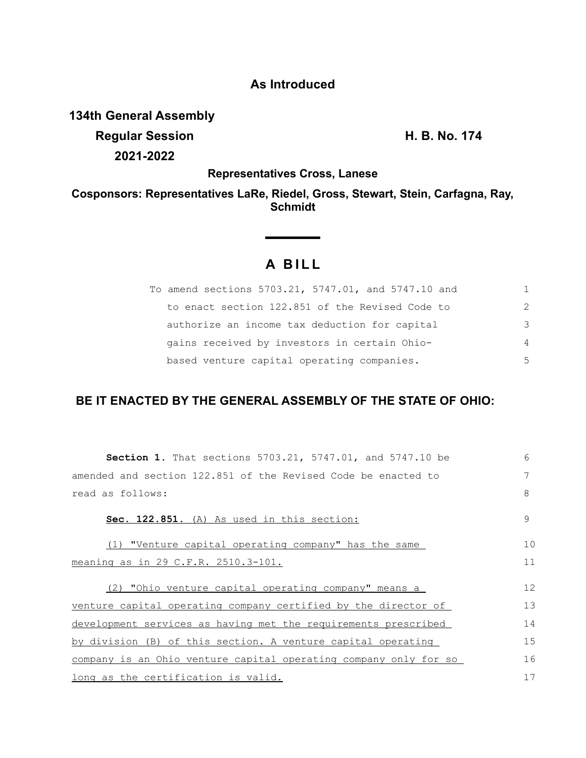**As Introduced**

**134th General Assembly**

**Regular Session** **H. B. No. 174**

**2021-2022**

**Representatives Cross, Lanese**

**Cosponsors: Representatives LaRe, Riedel, Gross, Stewart, Stein, Carfagna, Ray, Schmidt**

# A BILL

To amend sections 5703.21, 5747.01, and 5747.10 and to enact section 122.851 of the Revised Code to authorize an income tax deduction for capital gains received by investors in certain Ohio-based venture capital operating companies.

**BE IT ENACTED BY THE GENERAL ASSEMBLY OF THE STATE OF OHIO:**

**Section 1.** That sections 5703.21, 5747.01, and 5747.10 be amended and section 122.851 of the Revised Code be enacted to read as follows:

**Sec. 122.851.** (A) As used in this section:

(1) "Venture capital operating company" has the same meaning as in 29 C.F.R. 2510.3-101.

(2) "Ohio venture capital operating company" means a venture capital operating company certified by the director of development services as having met the requirements prescribed by division (B) of this section. A venture capital operating company is an Ohio venture capital operating company only for so long as the certification is valid.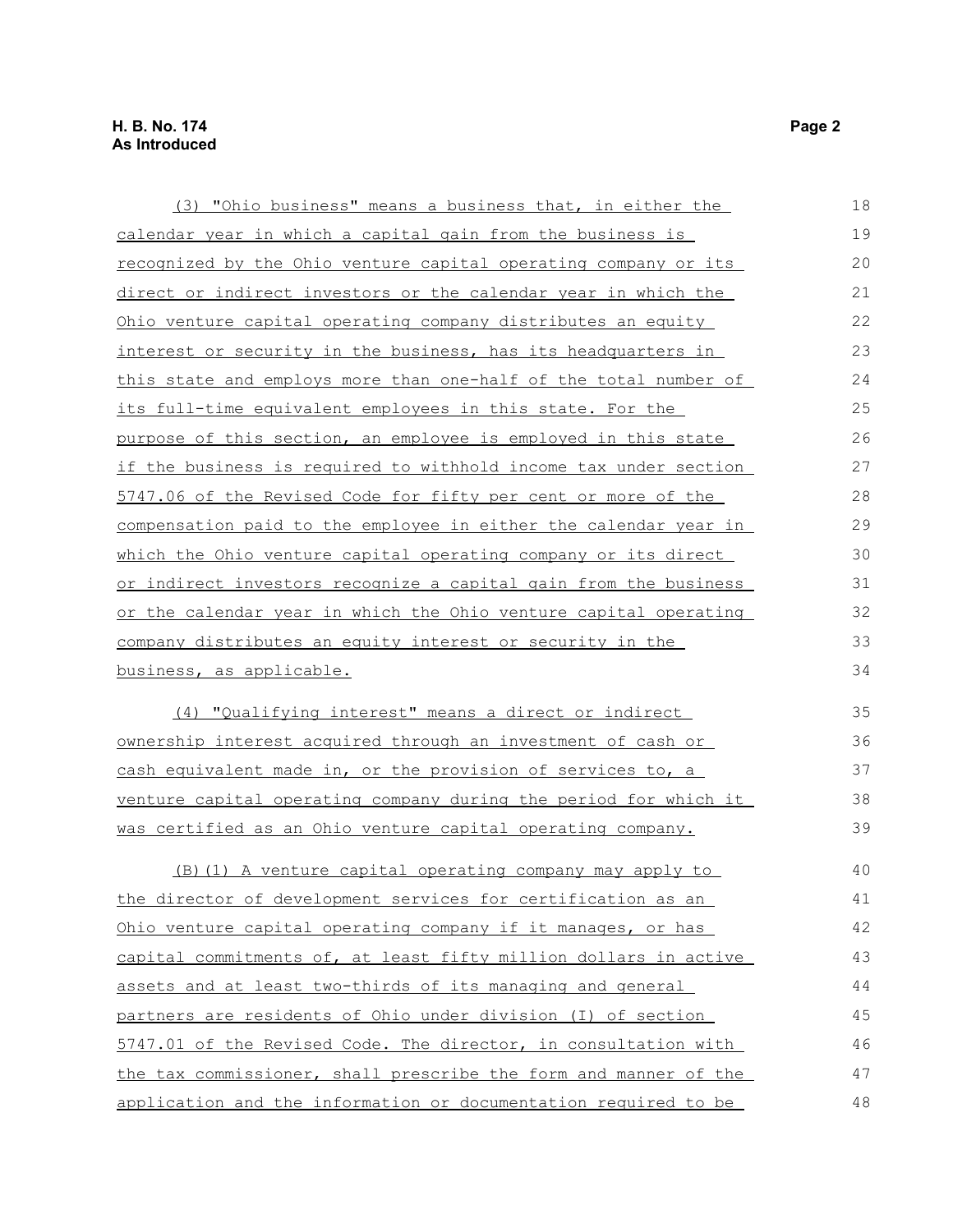(3) "Ohio business" means a business that, in either the calendar year in which a capital gain from the business is recognized by the Ohio venture capital operating company or its direct or indirect investors or the calendar year in which the Ohio venture capital operating company distributes an equity interest or security in the business, has its headquarters in this state and employs more than one-half of the total number of its full-time equivalent employees in this state. For the purpose of this section, an employee is employed in this state if the business is required to withhold income tax under section 5747.06 of the Revised Code for fifty per cent or more of the compensation paid to the employee in either the calendar year in which the Ohio venture capital operating company or its direct or indirect investors recognize a capital gain from the business or the calendar year in which the Ohio venture capital operating company distributes an equity interest or security in the business, as applicable.

(4) "Qualifying interest" means a direct or indirect ownership interest acquired through an investment of cash or cash equivalent made in, or the provision of services to, a venture capital operating company during the period for which it was certified as an Ohio venture capital operating company.

(B)(1) A venture capital operating company may apply to the director of development services for certification as an Ohio venture capital operating company if it manages, or has capital commitments of, at least fifty million dollars in active assets and at least two-thirds of its managing and general partners are residents of Ohio under division (I) of section 5747.01 of the Revised Code. The director, in consultation with the tax commissioner, shall prescribe the form and manner of the application and the information or documentation required to be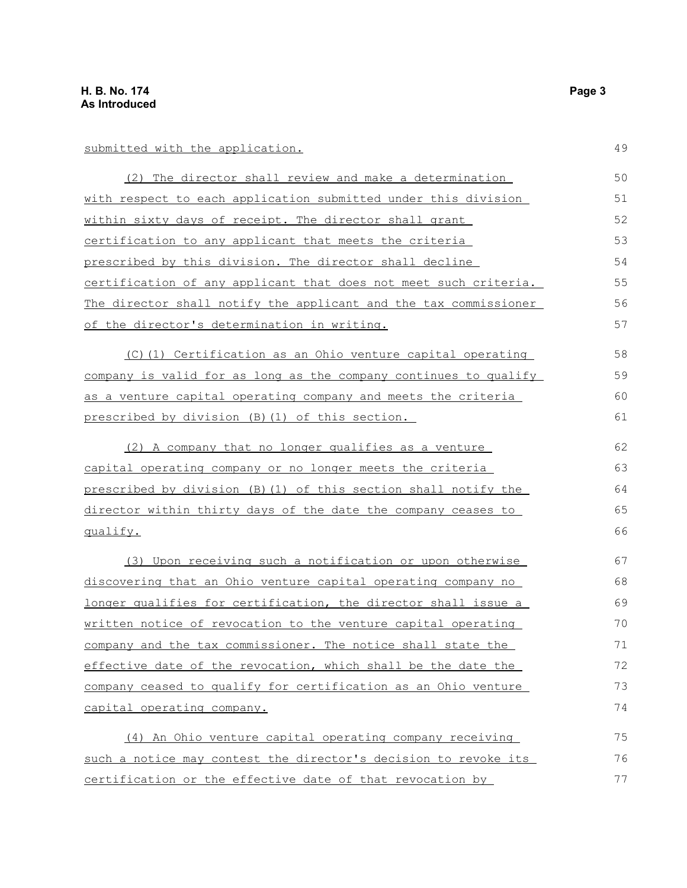submitted with the application.

(2) The director shall review and make a determination with respect to each application submitted under this division within sixty days of receipt. The director shall grant certification to any applicant that meets the criteria prescribed by this division. The director shall decline certification of any applicant that does not meet such criteria. The director shall notify the applicant and the tax commissioner of the director's determination in writing.

(C)(1) Certification as an Ohio venture capital operating company is valid for as long as the company continues to qualify as a venture capital operating company and meets the criteria prescribed by division (B)(1) of this section.

(2) A company that no longer qualifies as a venture capital operating company or no longer meets the criteria prescribed by division (B)(1) of this section shall notify the director within thirty days of the date the company ceases to qualify.

(3) Upon receiving such a notification or upon otherwise discovering that an Ohio venture capital operating company no longer qualifies for certification, the director shall issue a written notice of revocation to the venture capital operating company and the tax commissioner. The notice shall state the effective date of the revocation, which shall be the date the company ceased to qualify for certification as an Ohio venture capital operating company.

(4) An Ohio venture capital operating company receiving such a notice may contest the director's decision to revoke its certification or the effective date of that revocation by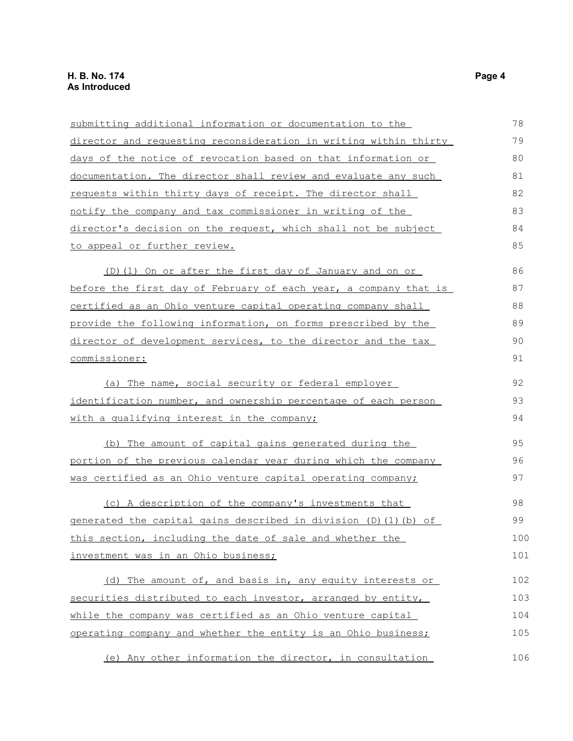submitting additional information or documentation to the director and requesting reconsideration in writing within thirty days of the notice of revocation based on that information or documentation. The director shall review and evaluate any such requests within thirty days of receipt. The director shall notify the company and tax commissioner in writing of the director's decision on the request, which shall not be subject to appeal or further review.

(D)(1) On or after the first day of January and on or before the first day of February of each year, a company that is certified as an Ohio venture capital operating company shall provide the following information, on forms prescribed by the director of development services, to the director and the tax commissioner:

(a) The name, social security or federal employer identification number, and ownership percentage of each person with a qualifying interest in the company;

(b) The amount of capital gains generated during the portion of the previous calendar year during which the company was certified as an Ohio venture capital operating company;

(c) A description of the company's investments that generated the capital gains described in division (D)(1)(b) of this section, including the date of sale and whether the investment was in an Ohio business;

(d) The amount of, and basis in, any equity interests or securities distributed to each investor, arranged by entity, while the company was certified as an Ohio venture capital operating company and whether the entity is an Ohio business;

(e) Any other information the director, in consultation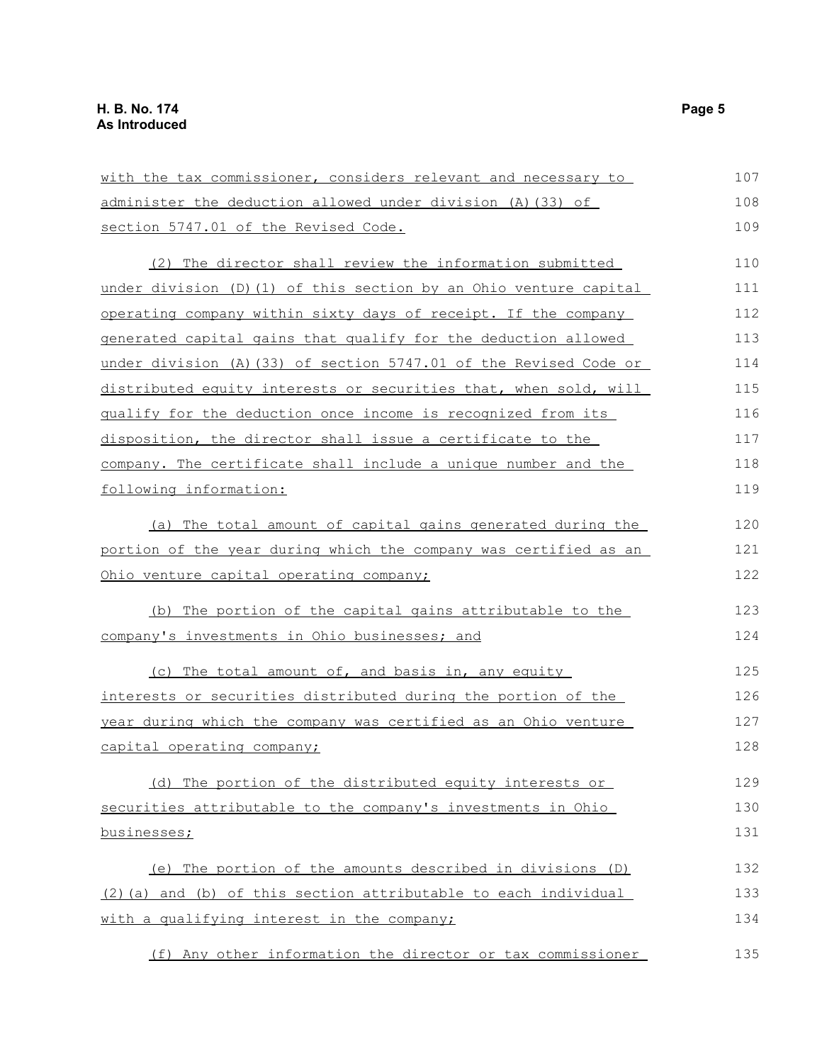with the tax commissioner, considers relevant and necessary to administer the deduction allowed under division (A)(33) of section 5747.01 of the Revised Code.

(2) The director shall review the information submitted under division (D)(1) of this section by an Ohio venture capital operating company within sixty days of receipt. If the company generated capital gains that qualify for the deduction allowed under division (A)(33) of section 5747.01 of the Revised Code or distributed equity interests or securities that, when sold, will qualify for the deduction once income is recognized from its disposition, the director shall issue a certificate to the company. The certificate shall include a unique number and the following information:

(a) The total amount of capital gains generated during the portion of the year during which the company was certified as an Ohio venture capital operating company;

(b) The portion of the capital gains attributable to the company's investments in Ohio businesses; and

(c) The total amount of, and basis in, any equity interests or securities distributed during the portion of the year during which the company was certified as an Ohio venture capital operating company;

(d) The portion of the distributed equity interests or securities attributable to the company's investments in Ohio businesses;

(e) The portion of the amounts described in divisions (D)(2)(a) and (b) of this section attributable to each individual with a qualifying interest in the company;

(f) Any other information the director or tax commissioner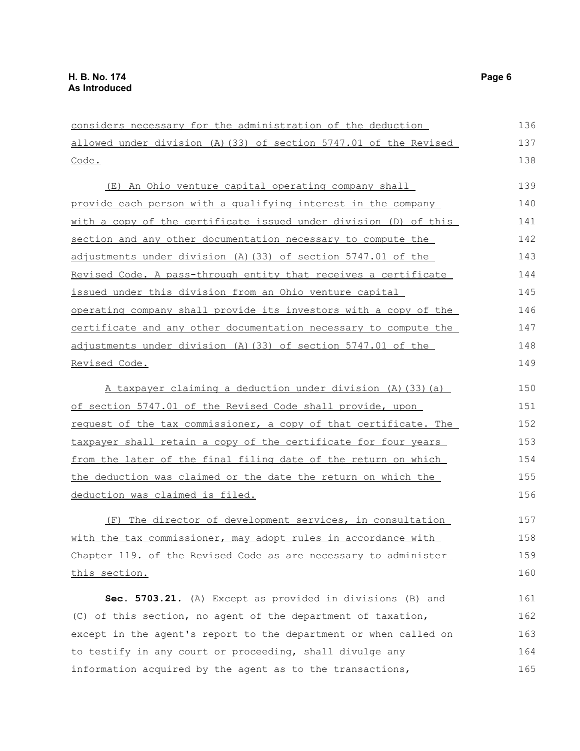considers necessary for the administration of the deduction allowed under division (A)(33) of section 5747.01 of the Revised Code.

(E) An Ohio venture capital operating company shall provide each person with a qualifying interest in the company with a copy of the certificate issued under division (D) of this section and any other documentation necessary to compute the adjustments under division (A)(33) of section 5747.01 of the Revised Code. A pass-through entity that receives a certificate issued under this division from an Ohio venture capital operating company shall provide its investors with a copy of the certificate and any other documentation necessary to compute the adjustments under division (A)(33) of section 5747.01 of the Revised Code.

A taxpayer claiming a deduction under division (A)(33)(a) of section 5747.01 of the Revised Code shall provide, upon request of the tax commissioner, a copy of that certificate. The taxpayer shall retain a copy of the certificate for four years from the later of the final filing date of the return on which the deduction was claimed or the date the return on which the deduction was claimed is filed.

(F) The director of development services, in consultation with the tax commissioner, may adopt rules in accordance with Chapter 119. of the Revised Code as are necessary to administer this section.

**Sec. 5703.21.** (A) Except as provided in divisions (B) and (C) of this section, no agent of the department of taxation, except in the agent's report to the department or when called on to testify in any court or proceeding, shall divulge any information acquired by the agent as to the transactions,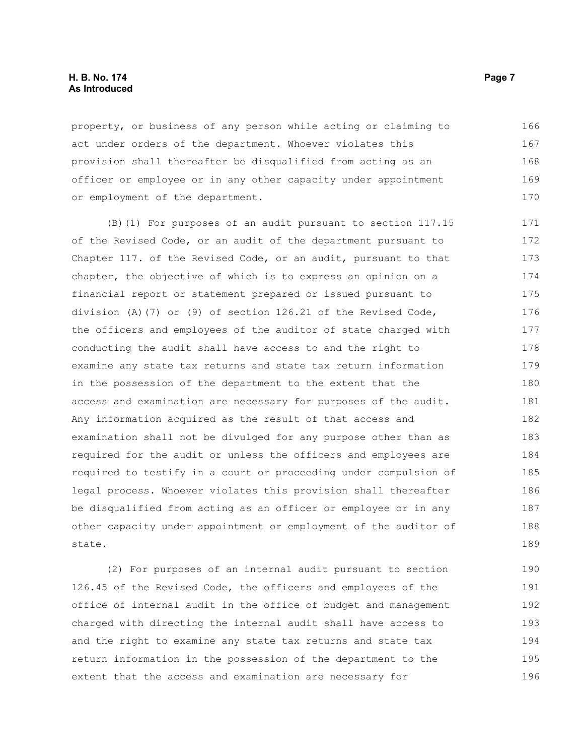property, or business of any person while acting or claiming to act under orders of the department. Whoever violates this provision shall thereafter be disqualified from acting as an officer or employee or in any other capacity under appointment or employment of the department.

(B)(1) For purposes of an audit pursuant to section 117.15 of the Revised Code, or an audit of the department pursuant to Chapter 117. of the Revised Code, or an audit, pursuant to that chapter, the objective of which is to express an opinion on a financial report or statement prepared or issued pursuant to division (A)(7) or (9) of section 126.21 of the Revised Code, the officers and employees of the auditor of state charged with conducting the audit shall have access to and the right to examine any state tax returns and state tax return information in the possession of the department to the extent that the access and examination are necessary for purposes of the audit. Any information acquired as the result of that access and examination shall not be divulged for any purpose other than as required for the audit or unless the officers and employees are required to testify in a court or proceeding under compulsion of legal process. Whoever violates this provision shall thereafter be disqualified from acting as an officer or employee or in any other capacity under appointment or employment of the auditor of state.

(2) For purposes of an internal audit pursuant to section 126.45 of the Revised Code, the officers and employees of the office of internal audit in the office of budget and management charged with directing the internal audit shall have access to and the right to examine any state tax returns and state tax return information in the possession of the department to the extent that the access and examination are necessary for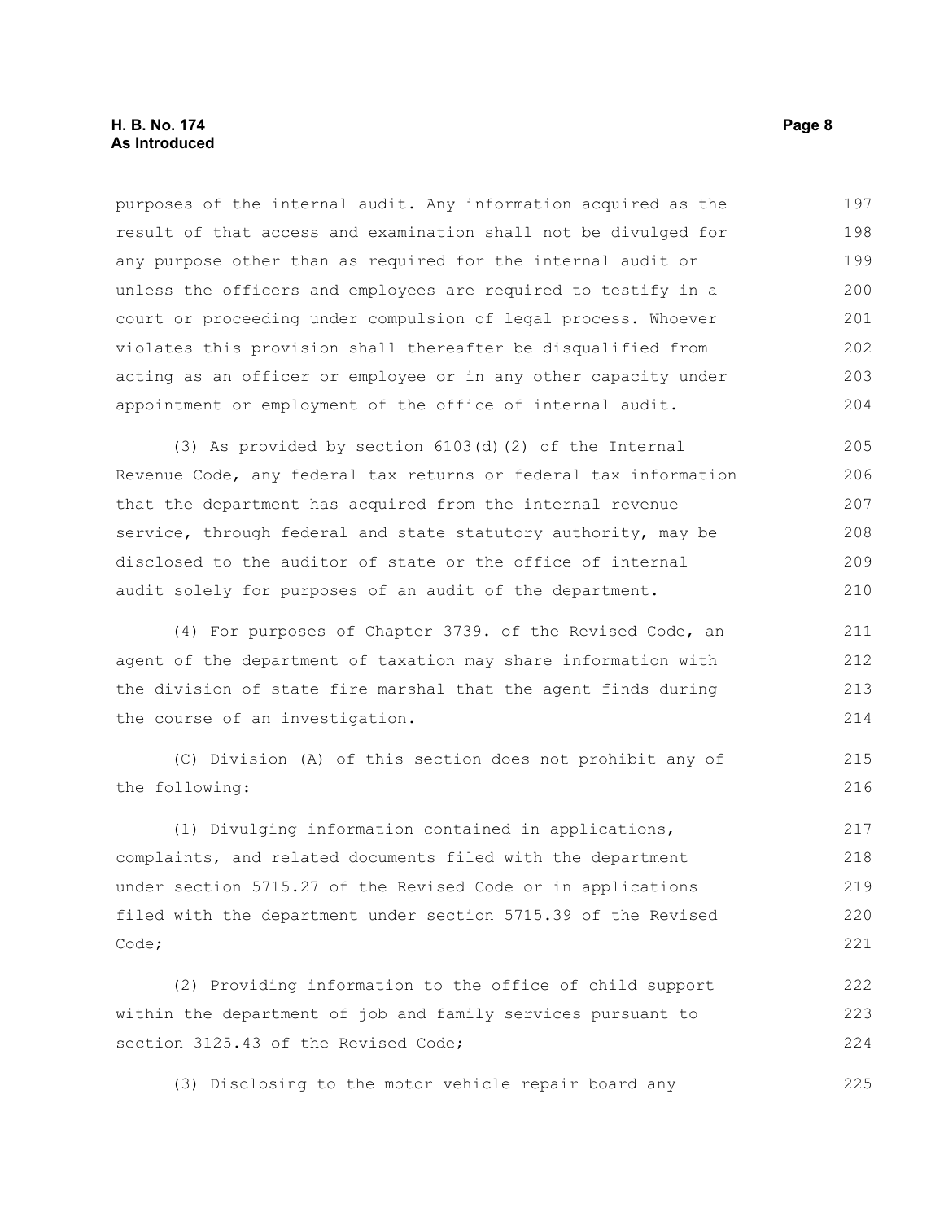purposes of the internal audit. Any information acquired as the result of that access and examination shall not be divulged for any purpose other than as required for the internal audit or unless the officers and employees are required to testify in a court or proceeding under compulsion of legal process. Whoever violates this provision shall thereafter be disqualified from acting as an officer or employee or in any other capacity under appointment or employment of the office of internal audit.

(3) As provided by section 6103(d)(2) of the Internal Revenue Code, any federal tax returns or federal tax information that the department has acquired from the internal revenue service, through federal and state statutory authority, may be disclosed to the auditor of state or the office of internal audit solely for purposes of an audit of the department.

(4) For purposes of Chapter 3739. of the Revised Code, an agent of the department of taxation may share information with the division of state fire marshal that the agent finds during the course of an investigation.

(C) Division (A) of this section does not prohibit any of the following:

(1) Divulging information contained in applications, complaints, and related documents filed with the department under section 5715.27 of the Revised Code or in applications filed with the department under section 5715.39 of the Revised Code;

(2) Providing information to the office of child support within the department of job and family services pursuant to section 3125.43 of the Revised Code;

(3) Disclosing to the motor vehicle repair board any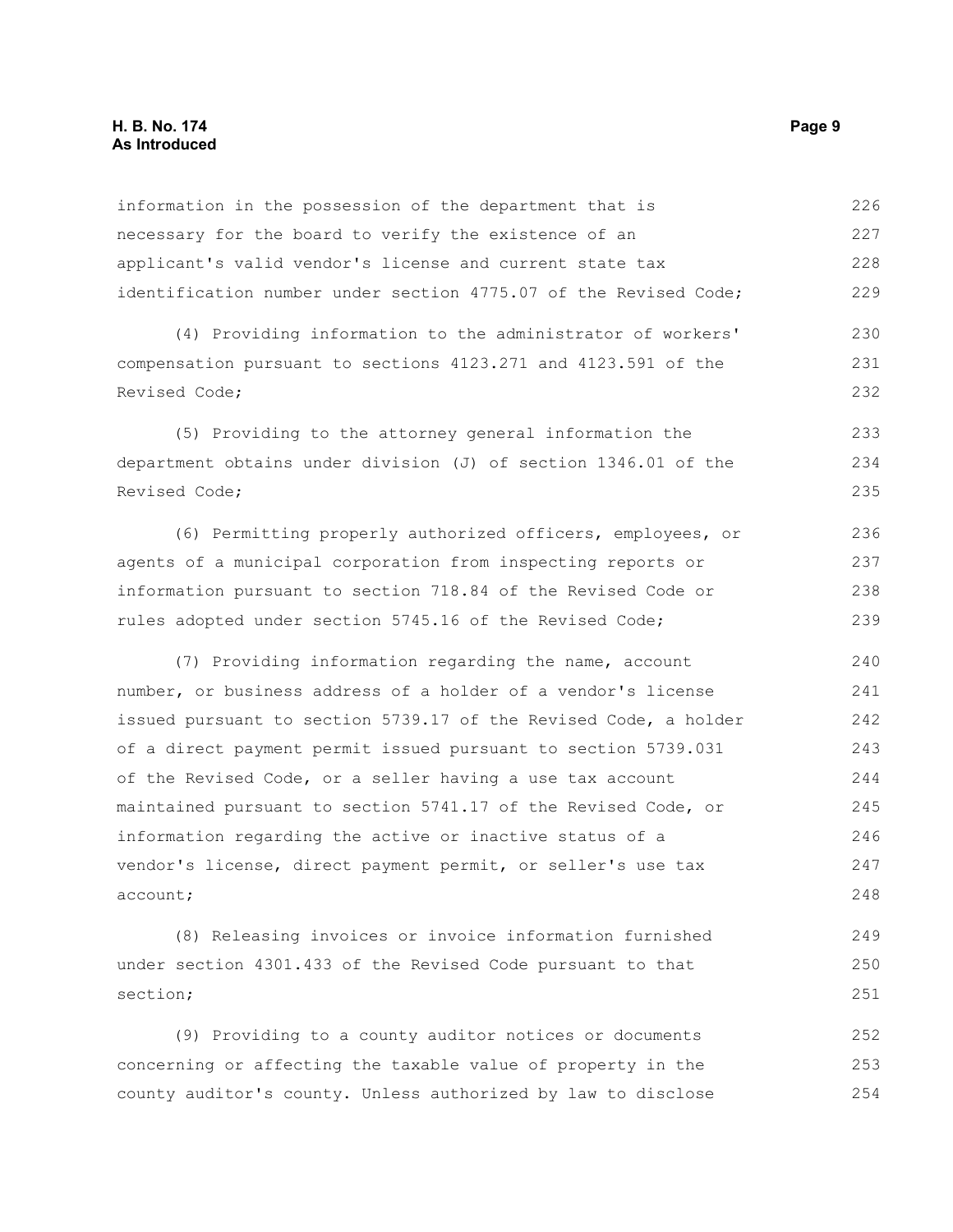information in the possession of the department that is necessary for the board to verify the existence of an applicant's valid vendor's license and current state tax identification number under section 4775.07 of the Revised Code;

(4) Providing information to the administrator of workers' compensation pursuant to sections 4123.271 and 4123.591 of the Revised Code;

(5) Providing to the attorney general information the department obtains under division (J) of section 1346.01 of the Revised Code;

(6) Permitting properly authorized officers, employees, or agents of a municipal corporation from inspecting reports or information pursuant to section 718.84 of the Revised Code or rules adopted under section 5745.16 of the Revised Code;

(7) Providing information regarding the name, account number, or business address of a holder of a vendor's license issued pursuant to section 5739.17 of the Revised Code, a holder of a direct payment permit issued pursuant to section 5739.031 of the Revised Code, or a seller having a use tax account maintained pursuant to section 5741.17 of the Revised Code, or information regarding the active or inactive status of a vendor's license, direct payment permit, or seller's use tax account;

(8) Releasing invoices or invoice information furnished under section 4301.433 of the Revised Code pursuant to that section;

(9) Providing to a county auditor notices or documents concerning or affecting the taxable value of property in the county auditor's county. Unless authorized by law to disclose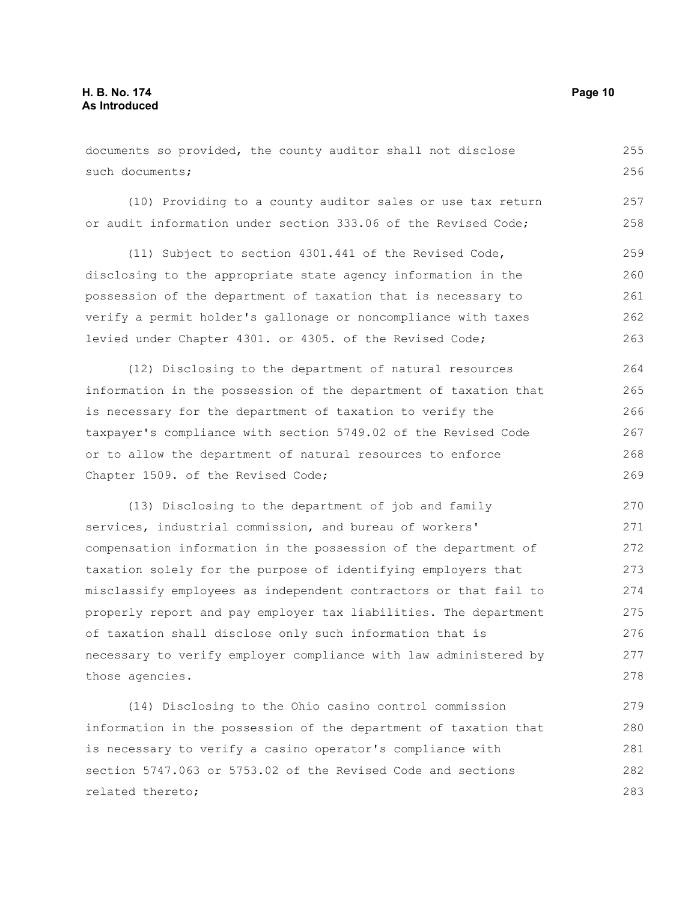documents so provided, the county auditor shall not disclose such documents;

(10) Providing to a county auditor sales or use tax return or audit information under section 333.06 of the Revised Code;

(11) Subject to section 4301.441 of the Revised Code, disclosing to the appropriate state agency information in the possession of the department of taxation that is necessary to verify a permit holder's gallonage or noncompliance with taxes levied under Chapter 4301. or 4305. of the Revised Code;

(12) Disclosing to the department of natural resources information in the possession of the department of taxation that is necessary for the department of taxation to verify the taxpayer's compliance with section 5749.02 of the Revised Code or to allow the department of natural resources to enforce Chapter 1509. of the Revised Code;

(13) Disclosing to the department of job and family services, industrial commission, and bureau of workers' compensation information in the possession of the department of taxation solely for the purpose of identifying employers that misclassify employees as independent contractors or that fail to properly report and pay employer tax liabilities. The department of taxation shall disclose only such information that is necessary to verify employer compliance with law administered by those agencies.

(14) Disclosing to the Ohio casino control commission information in the possession of the department of taxation that is necessary to verify a casino operator's compliance with section 5747.063 or 5753.02 of the Revised Code and sections related thereto;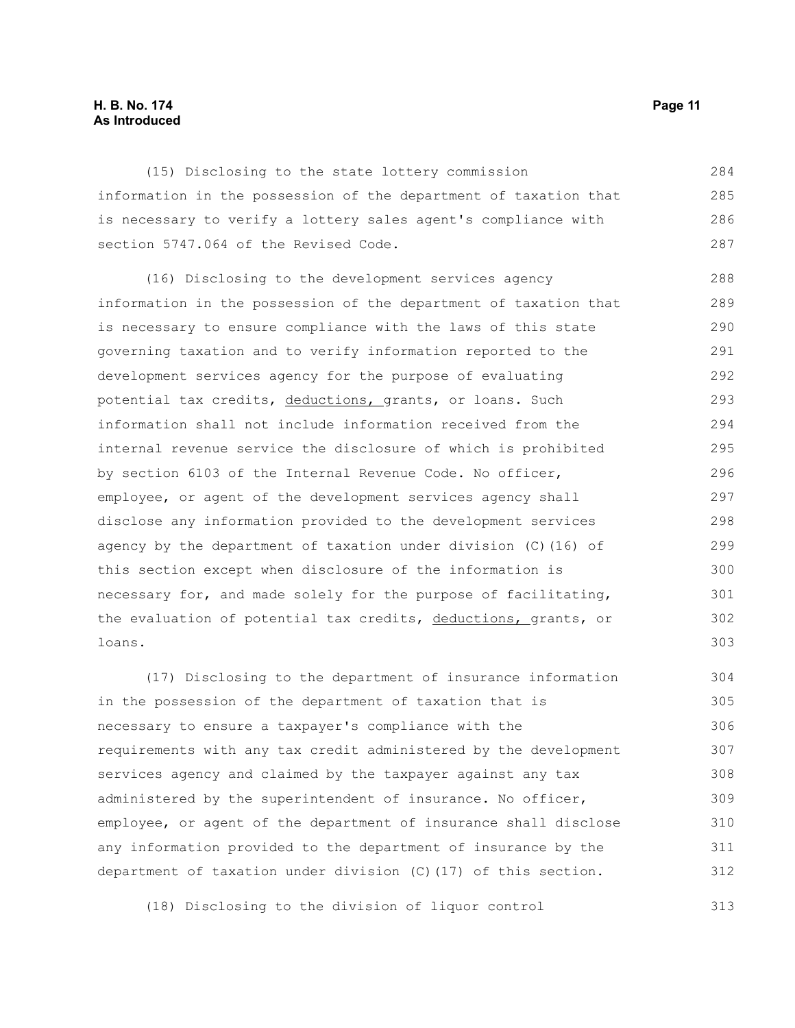(15) Disclosing to the state lottery commission information in the possession of the department of taxation that is necessary to verify a lottery sales agent's compliance with section 5747.064 of the Revised Code.

(16) Disclosing to the development services agency information in the possession of the department of taxation that is necessary to ensure compliance with the laws of this state governing taxation and to verify information reported to the development services agency for the purpose of evaluating potential tax credits, <u>deductions,</u> grants, or loans. Such information shall not include information received from the internal revenue service the disclosure of which is prohibited by section 6103 of the Internal Revenue Code. No officer, employee, or agent of the development services agency shall disclose any information provided to the development services agency by the department of taxation under division (C)(16) of this section except when disclosure of the information is necessary for, and made solely for the purpose of facilitating, the evaluation of potential tax credits, <u>deductions,</u> grants, or loans.

(17) Disclosing to the department of insurance information in the possession of the department of taxation that is necessary to ensure a taxpayer's compliance with the requirements with any tax credit administered by the development services agency and claimed by the taxpayer against any tax administered by the superintendent of insurance. No officer, employee, or agent of the department of insurance shall disclose any information provided to the department of insurance by the department of taxation under division (C)(17) of this section.

(18) Disclosing to the division of liquor control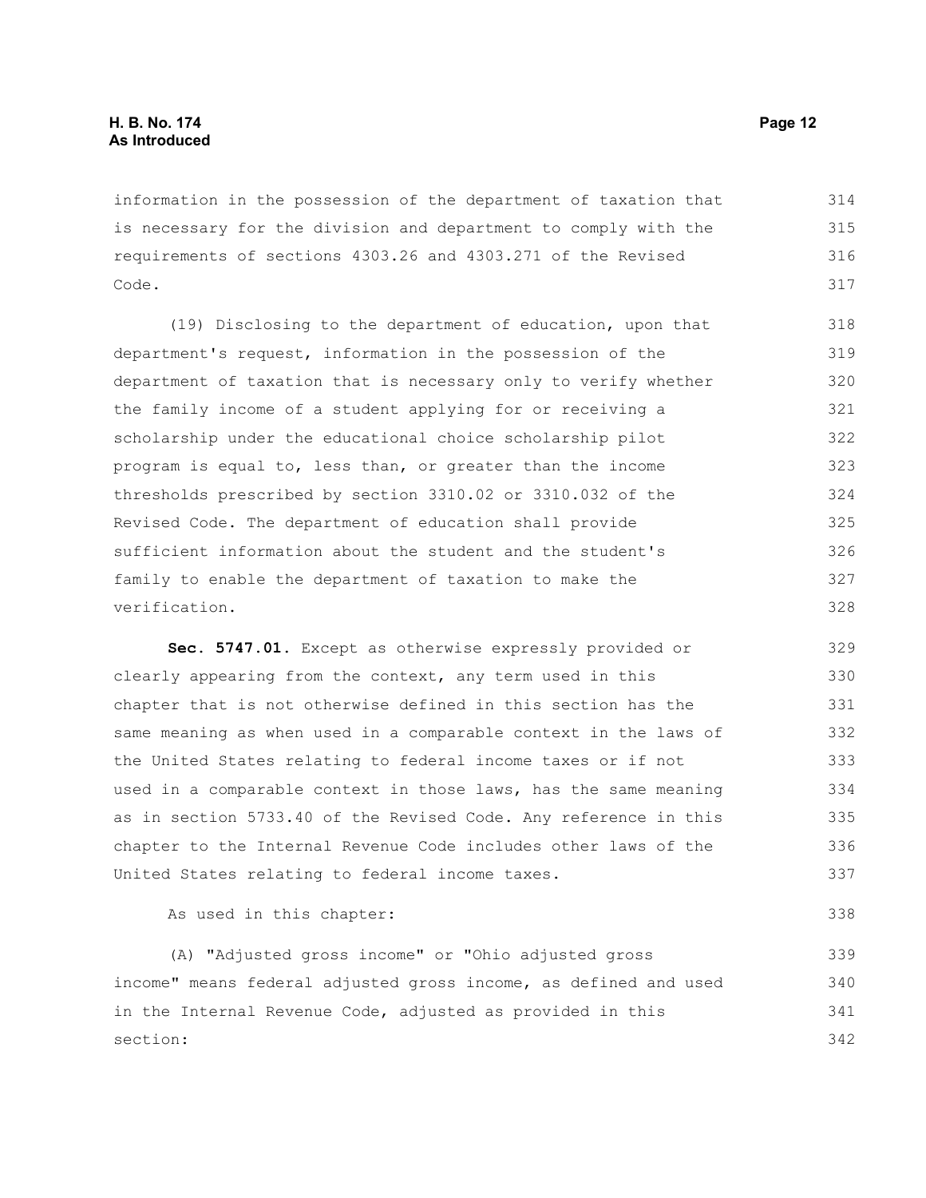information in the possession of the department of taxation that is necessary for the division and department to comply with the requirements of sections 4303.26 and 4303.271 of the Revised Code.

(19) Disclosing to the department of education, upon that department's request, information in the possession of the department of taxation that is necessary only to verify whether the family income of a student applying for or receiving a scholarship under the educational choice scholarship pilot program is equal to, less than, or greater than the income thresholds prescribed by section 3310.02 or 3310.032 of the Revised Code. The department of education shall provide sufficient information about the student and the student's family to enable the department of taxation to make the verification.

**Sec. 5747.01.** Except as otherwise expressly provided or clearly appearing from the context, any term used in this chapter that is not otherwise defined in this section has the same meaning as when used in a comparable context in the laws of the United States relating to federal income taxes or if not used in a comparable context in those laws, has the same meaning as in section 5733.40 of the Revised Code. Any reference in this chapter to the Internal Revenue Code includes other laws of the United States relating to federal income taxes.

As used in this chapter:

(A) "Adjusted gross income" or "Ohio adjusted gross income" means federal adjusted gross income, as defined and used in the Internal Revenue Code, adjusted as provided in this section: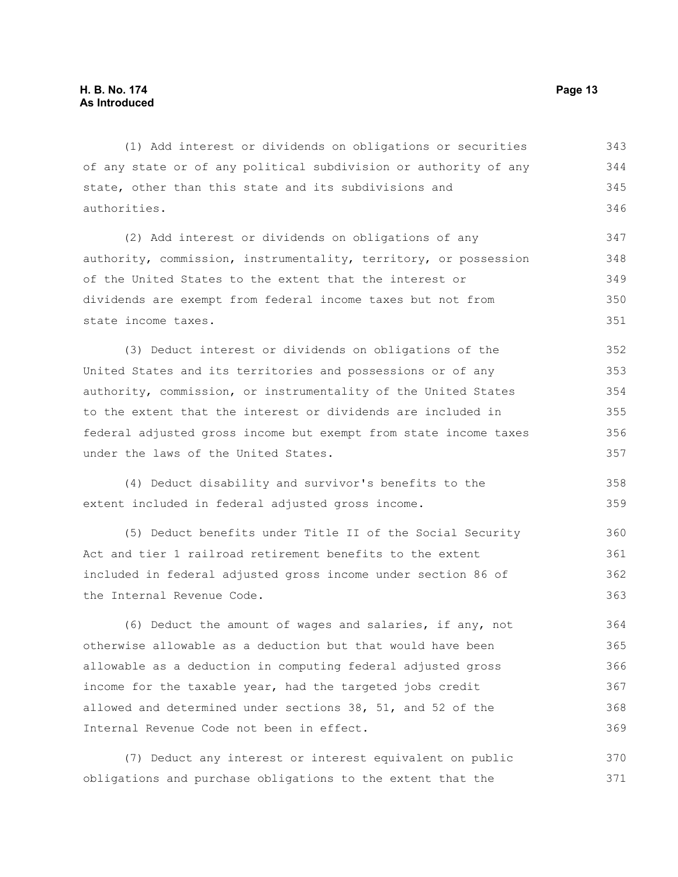(1) Add interest or dividends on obligations or securities of any state or of any political subdivision or authority of any state, other than this state and its subdivisions and authorities.

(2) Add interest or dividends on obligations of any authority, commission, instrumentality, territory, or possession of the United States to the extent that the interest or dividends are exempt from federal income taxes but not from state income taxes.

(3) Deduct interest or dividends on obligations of the United States and its territories and possessions or of any authority, commission, or instrumentality of the United States to the extent that the interest or dividends are included in federal adjusted gross income but exempt from state income taxes under the laws of the United States.

(4) Deduct disability and survivor's benefits to the extent included in federal adjusted gross income.

(5) Deduct benefits under Title II of the Social Security Act and tier 1 railroad retirement benefits to the extent included in federal adjusted gross income under section 86 of the Internal Revenue Code.

(6) Deduct the amount of wages and salaries, if any, not otherwise allowable as a deduction but that would have been allowable as a deduction in computing federal adjusted gross income for the taxable year, had the targeted jobs credit allowed and determined under sections 38, 51, and 52 of the Internal Revenue Code not been in effect.

(7) Deduct any interest or interest equivalent on public obligations and purchase obligations to the extent that the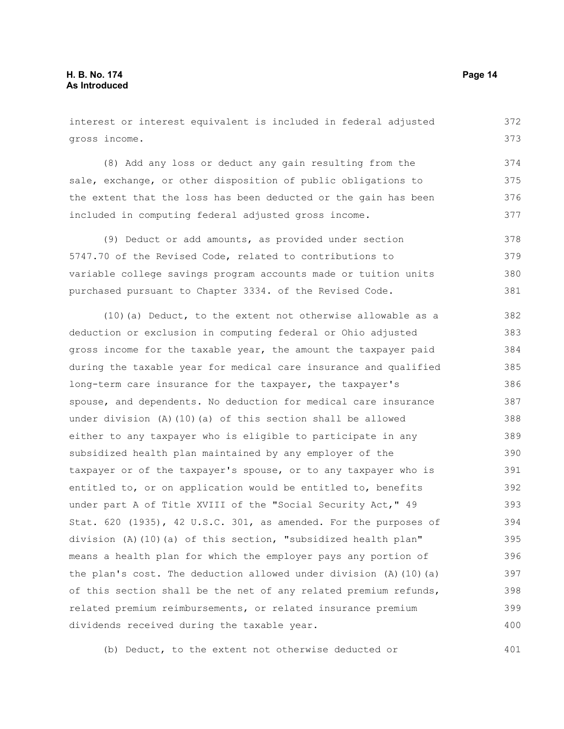interest or interest equivalent is included in federal adjusted gross income.

(8) Add any loss or deduct any gain resulting from the sale, exchange, or other disposition of public obligations to the extent that the loss has been deducted or the gain has been included in computing federal adjusted gross income.

(9) Deduct or add amounts, as provided under section 5747.70 of the Revised Code, related to contributions to variable college savings program accounts made or tuition units purchased pursuant to Chapter 3334. of the Revised Code.

(10)(a) Deduct, to the extent not otherwise allowable as a deduction or exclusion in computing federal or Ohio adjusted gross income for the taxable year, the amount the taxpayer paid during the taxable year for medical care insurance and qualified long-term care insurance for the taxpayer, the taxpayer's spouse, and dependents. No deduction for medical care insurance under division (A)(10)(a) of this section shall be allowed either to any taxpayer who is eligible to participate in any subsidized health plan maintained by any employer of the taxpayer or of the taxpayer's spouse, or to any taxpayer who is entitled to, or on application would be entitled to, benefits under part A of Title XVIII of the "Social Security Act," 49 Stat. 620 (1935), 42 U.S.C. 301, as amended. For the purposes of division (A)(10)(a) of this section, "subsidized health plan" means a health plan for which the employer pays any portion of the plan's cost. The deduction allowed under division (A)(10)(a) of this section shall be the net of any related premium refunds, related premium reimbursements, or related insurance premium dividends received during the taxable year.

(b) Deduct, to the extent not otherwise deducted or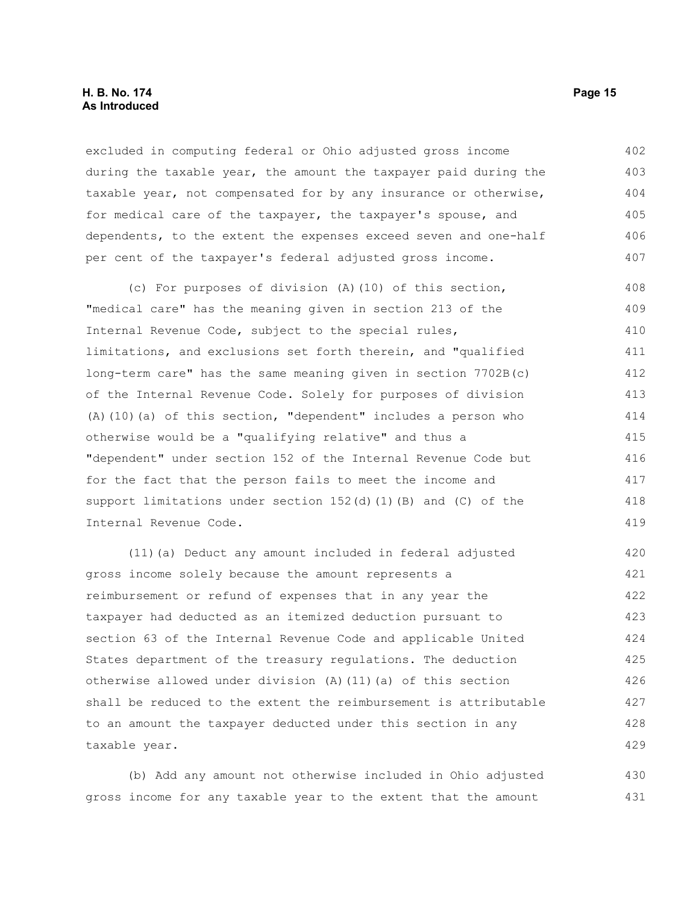excluded in computing federal or Ohio adjusted gross income during the taxable year, the amount the taxpayer paid during the taxable year, not compensated for by any insurance or otherwise, for medical care of the taxpayer, the taxpayer's spouse, and dependents, to the extent the expenses exceed seven and one-half per cent of the taxpayer's federal adjusted gross income.

(c) For purposes of division (A)(10) of this section, "medical care" has the meaning given in section 213 of the Internal Revenue Code, subject to the special rules, limitations, and exclusions set forth therein, and "qualified long-term care" has the same meaning given in section 7702B(c) of the Internal Revenue Code. Solely for purposes of division (A)(10)(a) of this section, "dependent" includes a person who otherwise would be a "qualifying relative" and thus a "dependent" under section 152 of the Internal Revenue Code but for the fact that the person fails to meet the income and support limitations under section 152(d)(1)(B) and (C) of the Internal Revenue Code.

(11)(a) Deduct any amount included in federal adjusted gross income solely because the amount represents a reimbursement or refund of expenses that in any year the taxpayer had deducted as an itemized deduction pursuant to section 63 of the Internal Revenue Code and applicable United States department of the treasury regulations. The deduction otherwise allowed under division (A)(11)(a) of this section shall be reduced to the extent the reimbursement is attributable to an amount the taxpayer deducted under this section in any taxable year.

(b) Add any amount not otherwise included in Ohio adjusted gross income for any taxable year to the extent that the amount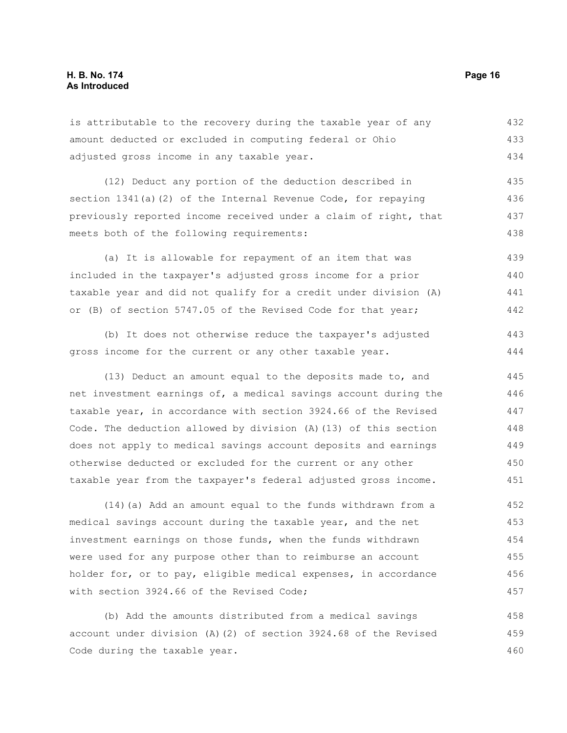is attributable to the recovery during the taxable year of any amount deducted or excluded in computing federal or Ohio adjusted gross income in any taxable year.

(12) Deduct any portion of the deduction described in section 1341(a)(2) of the Internal Revenue Code, for repaying previously reported income received under a claim of right, that meets both of the following requirements:

(a) It is allowable for repayment of an item that was included in the taxpayer's adjusted gross income for a prior taxable year and did not qualify for a credit under division (A) or (B) of section 5747.05 of the Revised Code for that year;

(b) It does not otherwise reduce the taxpayer's adjusted gross income for the current or any other taxable year.

(13) Deduct an amount equal to the deposits made to, and net investment earnings of, a medical savings account during the taxable year, in accordance with section 3924.66 of the Revised Code. The deduction allowed by division (A)(13) of this section does not apply to medical savings account deposits and earnings otherwise deducted or excluded for the current or any other taxable year from the taxpayer's federal adjusted gross income.

(14)(a) Add an amount equal to the funds withdrawn from a medical savings account during the taxable year, and the net investment earnings on those funds, when the funds withdrawn were used for any purpose other than to reimburse an account holder for, or to pay, eligible medical expenses, in accordance with section 3924.66 of the Revised Code;

(b) Add the amounts distributed from a medical savings account under division (A)(2) of section 3924.68 of the Revised Code during the taxable year.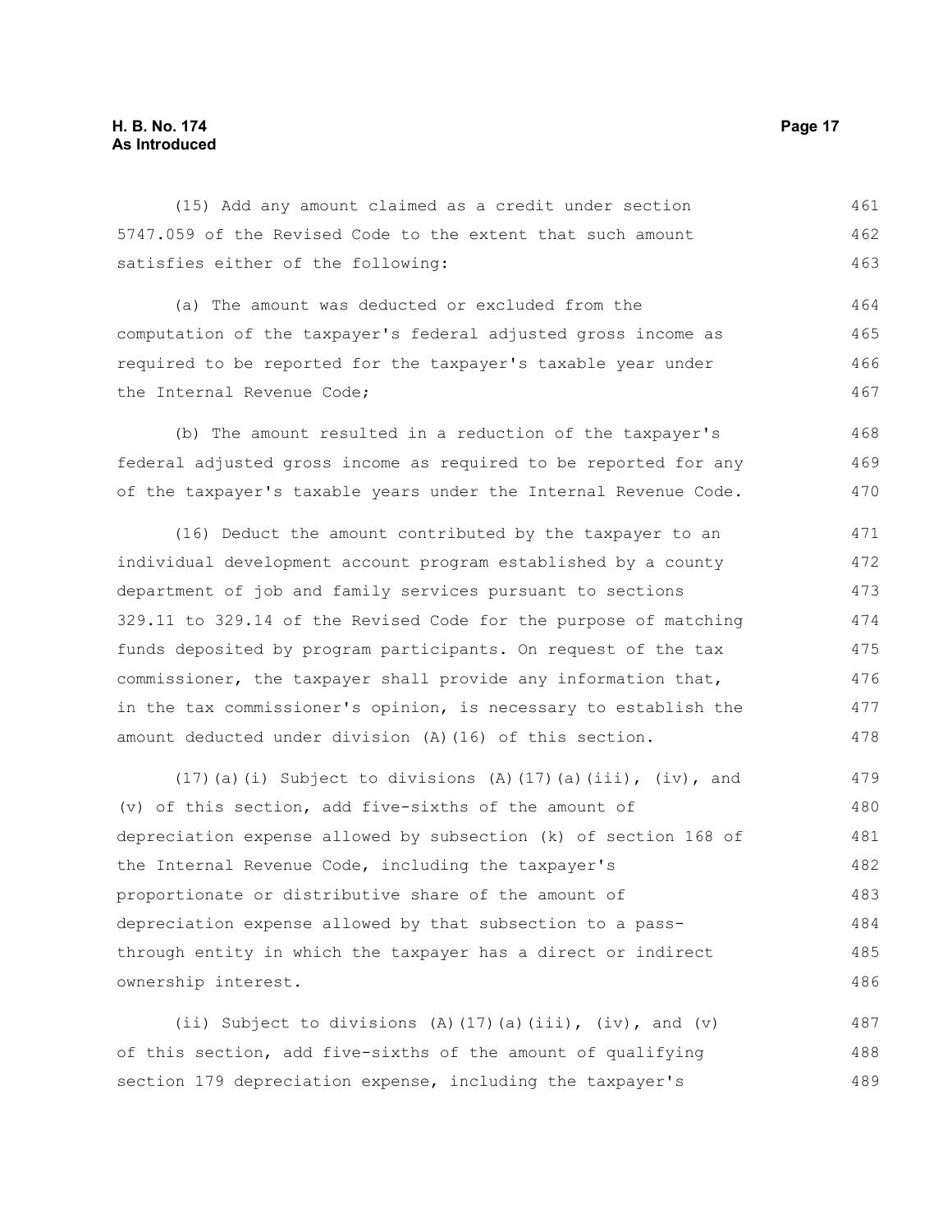(15) Add any amount claimed as a credit under section 5747.059 of the Revised Code to the extent that such amount satisfies either of the following:

(a) The amount was deducted or excluded from the computation of the taxpayer's federal adjusted gross income as required to be reported for the taxpayer's taxable year under the Internal Revenue Code;

(b) The amount resulted in a reduction of the taxpayer's federal adjusted gross income as required to be reported for any of the taxpayer's taxable years under the Internal Revenue Code.

(16) Deduct the amount contributed by the taxpayer to an individual development account program established by a county department of job and family services pursuant to sections 329.11 to 329.14 of the Revised Code for the purpose of matching funds deposited by program participants. On request of the tax commissioner, the taxpayer shall provide any information that, in the tax commissioner's opinion, is necessary to establish the amount deducted under division (A)(16) of this section.

(17)(a)(i) Subject to divisions (A)(17)(a)(iii), (iv), and (v) of this section, add five-sixths of the amount of depreciation expense allowed by subsection (k) of section 168 of the Internal Revenue Code, including the taxpayer's proportionate or distributive share of the amount of depreciation expense allowed by that subsection to a pass-through entity in which the taxpayer has a direct or indirect ownership interest.

(ii) Subject to divisions (A)(17)(a)(iii), (iv), and (v) of this section, add five-sixths of the amount of qualifying section 179 depreciation expense, including the taxpayer's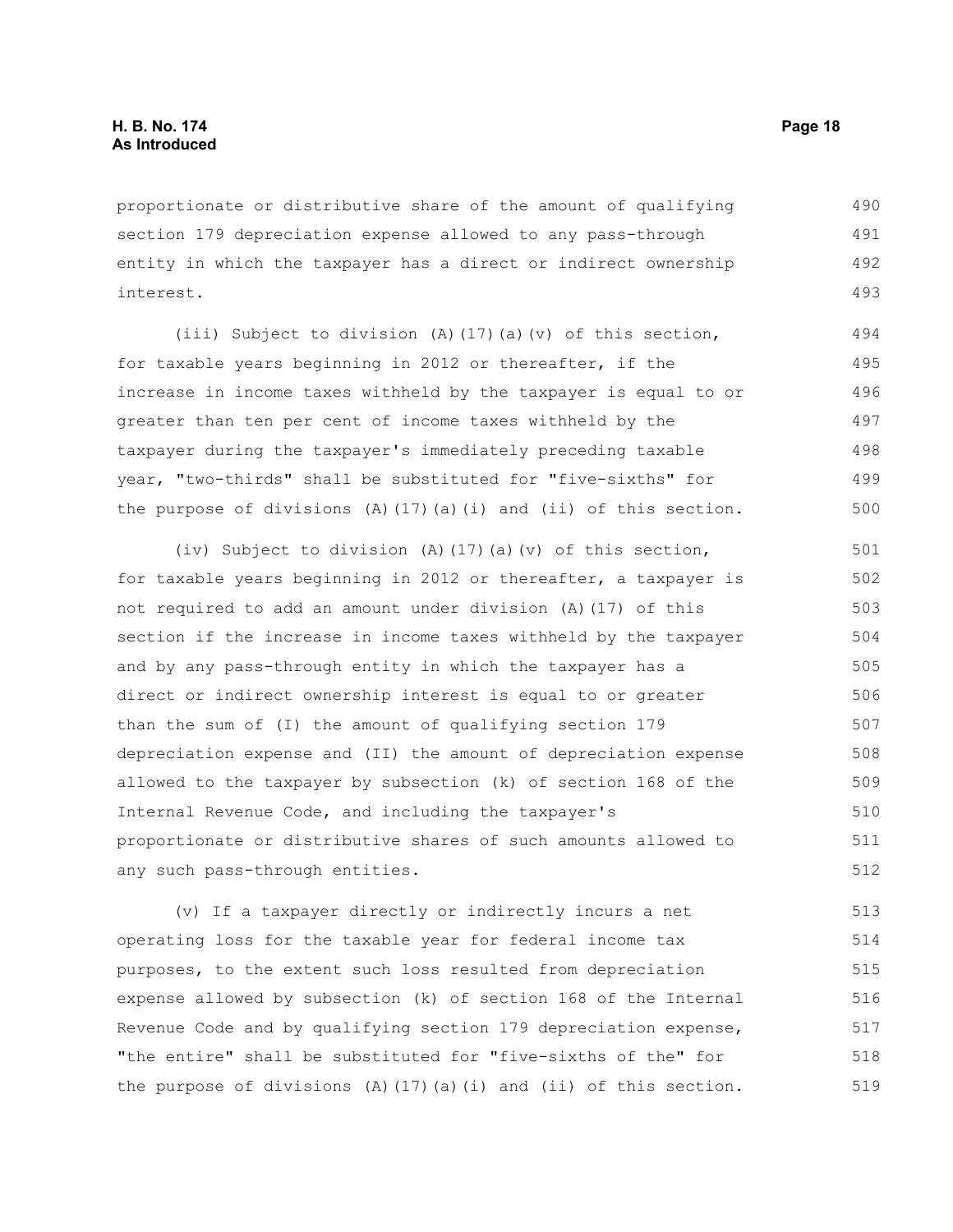proportionate or distributive share of the amount of qualifying section 179 depreciation expense allowed to any pass-through entity in which the taxpayer has a direct or indirect ownership interest.

(iii) Subject to division (A)(17)(a)(v) of this section, for taxable years beginning in 2012 or thereafter, if the increase in income taxes withheld by the taxpayer is equal to or greater than ten per cent of income taxes withheld by the taxpayer during the taxpayer's immediately preceding taxable year, "two-thirds" shall be substituted for "five-sixths" for the purpose of divisions (A)(17)(a)(i) and (ii) of this section.

(iv) Subject to division (A)(17)(a)(v) of this section, for taxable years beginning in 2012 or thereafter, a taxpayer is not required to add an amount under division (A)(17) of this section if the increase in income taxes withheld by the taxpayer and by any pass-through entity in which the taxpayer has a direct or indirect ownership interest is equal to or greater than the sum of (I) the amount of qualifying section 179 depreciation expense and (II) the amount of depreciation expense allowed to the taxpayer by subsection (k) of section 168 of the Internal Revenue Code, and including the taxpayer's proportionate or distributive shares of such amounts allowed to any such pass-through entities.

(v) If a taxpayer directly or indirectly incurs a net operating loss for the taxable year for federal income tax purposes, to the extent such loss resulted from depreciation expense allowed by subsection (k) of section 168 of the Internal Revenue Code and by qualifying section 179 depreciation expense, "the entire" shall be substituted for "five-sixths of the" for the purpose of divisions (A)(17)(a)(i) and (ii) of this section.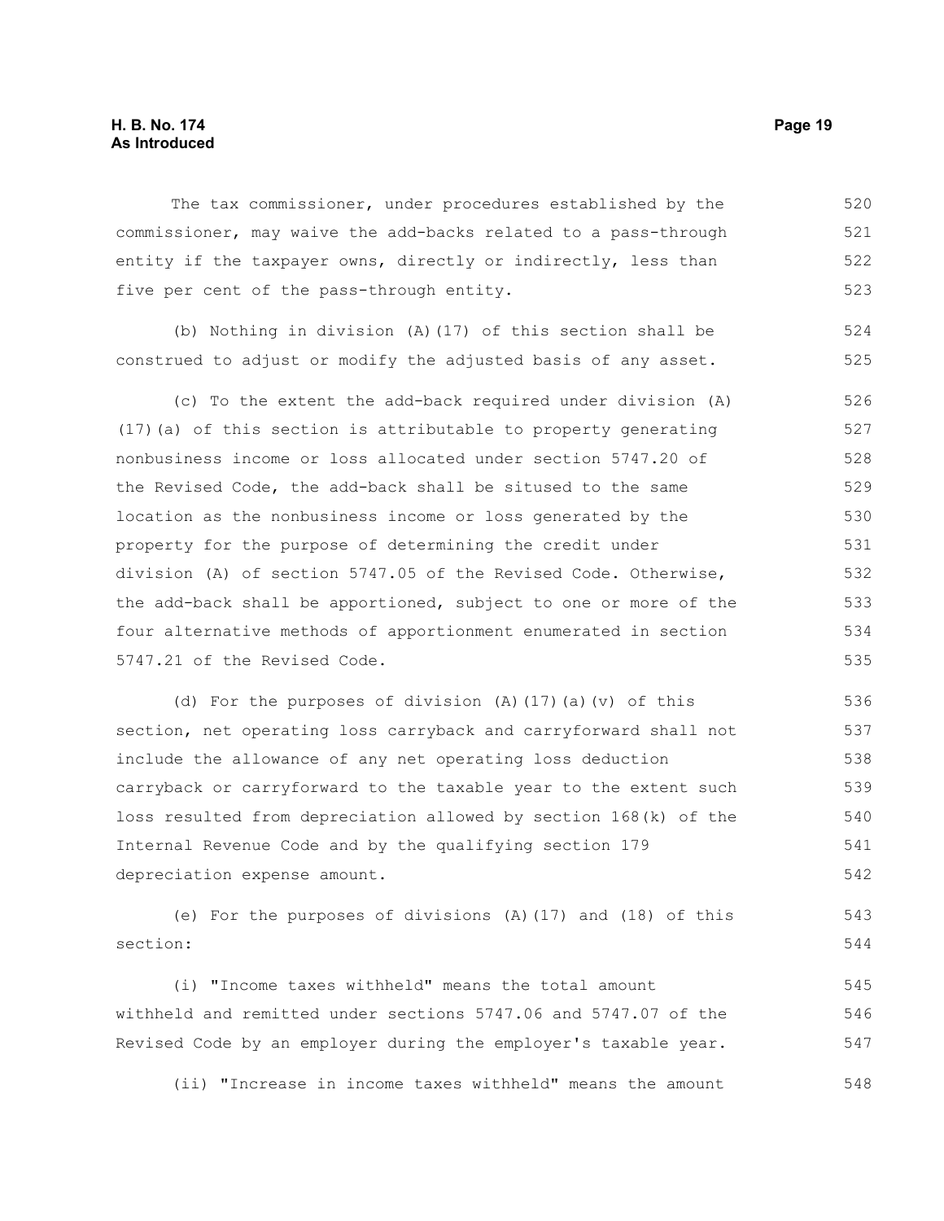The tax commissioner, under procedures established by the commissioner, may waive the add-backs related to a pass-through entity if the taxpayer owns, directly or indirectly, less than five per cent of the pass-through entity.

(b) Nothing in division (A)(17) of this section shall be construed to adjust or modify the adjusted basis of any asset.

(c) To the extent the add-back required under division (A)(17)(a) of this section is attributable to property generating nonbusiness income or loss allocated under section 5747.20 of the Revised Code, the add-back shall be sitused to the same location as the nonbusiness income or loss generated by the property for the purpose of determining the credit under division (A) of section 5747.05 of the Revised Code. Otherwise, the add-back shall be apportioned, subject to one or more of the four alternative methods of apportionment enumerated in section 5747.21 of the Revised Code.

(d) For the purposes of division (A)(17)(a)(v) of this section, net operating loss carryback and carryforward shall not include the allowance of any net operating loss deduction carryback or carryforward to the taxable year to the extent such loss resulted from depreciation allowed by section 168(k) of the Internal Revenue Code and by the qualifying section 179 depreciation expense amount.

(e) For the purposes of divisions (A)(17) and (18) of this section:

(i) "Income taxes withheld" means the total amount withheld and remitted under sections 5747.06 and 5747.07 of the Revised Code by an employer during the employer's taxable year.

(ii) "Increase in income taxes withheld" means the amount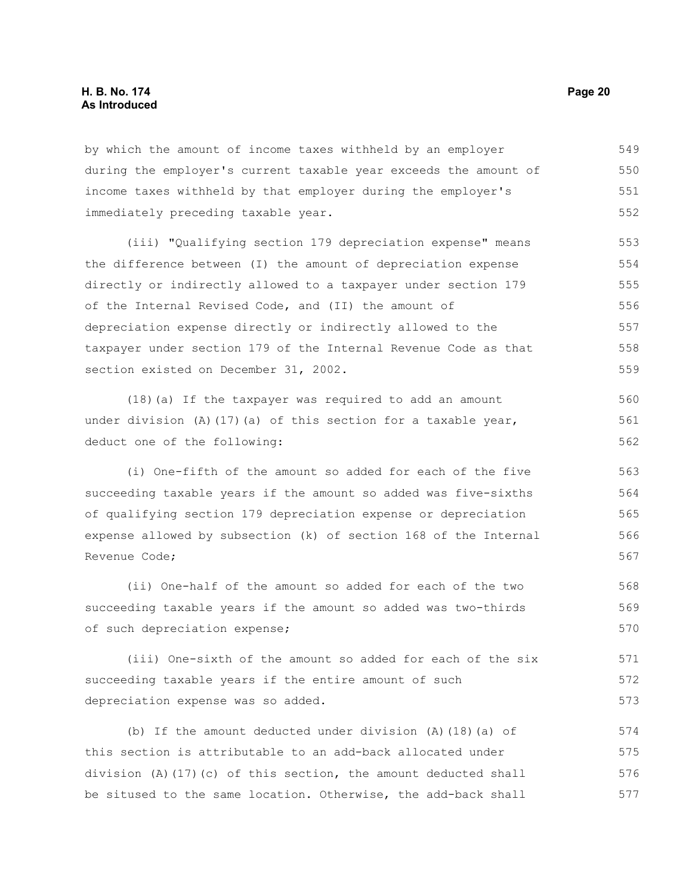by which the amount of income taxes withheld by an employer during the employer's current taxable year exceeds the amount of income taxes withheld by that employer during the employer's immediately preceding taxable year.

(iii) "Qualifying section 179 depreciation expense" means the difference between (I) the amount of depreciation expense directly or indirectly allowed to a taxpayer under section 179 of the Internal Revised Code, and (II) the amount of depreciation expense directly or indirectly allowed to the taxpayer under section 179 of the Internal Revenue Code as that section existed on December 31, 2002.

(18)(a) If the taxpayer was required to add an amount under division (A)(17)(a) of this section for a taxable year, deduct one of the following:

(i) One-fifth of the amount so added for each of the five succeeding taxable years if the amount so added was five-sixths of qualifying section 179 depreciation expense or depreciation expense allowed by subsection (k) of section 168 of the Internal Revenue Code;

(ii) One-half of the amount so added for each of the two succeeding taxable years if the amount so added was two-thirds of such depreciation expense;

(iii) One-sixth of the amount so added for each of the six succeeding taxable years if the entire amount of such depreciation expense was so added.

(b) If the amount deducted under division (A)(18)(a) of this section is attributable to an add-back allocated under division (A)(17)(c) of this section, the amount deducted shall be sitused to the same location. Otherwise, the add-back shall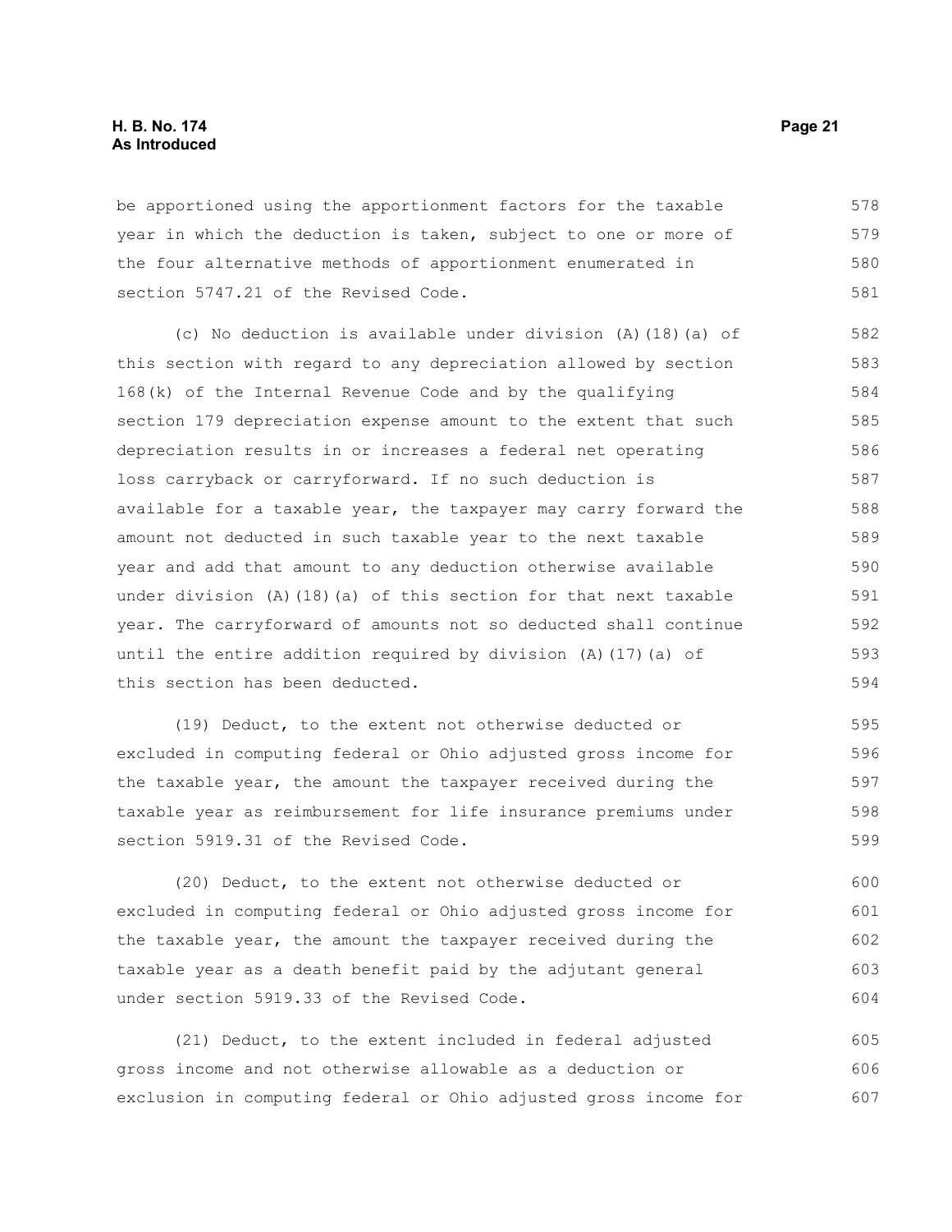be apportioned using the apportionment factors for the taxable year in which the deduction is taken, subject to one or more of the four alternative methods of apportionment enumerated in section 5747.21 of the Revised Code.

(c) No deduction is available under division (A)(18)(a) of this section with regard to any depreciation allowed by section 168(k) of the Internal Revenue Code and by the qualifying section 179 depreciation expense amount to the extent that such depreciation results in or increases a federal net operating loss carryback or carryforward. If no such deduction is available for a taxable year, the taxpayer may carry forward the amount not deducted in such taxable year to the next taxable year and add that amount to any deduction otherwise available under division (A)(18)(a) of this section for that next taxable year. The carryforward of amounts not so deducted shall continue until the entire addition required by division (A)(17)(a) of this section has been deducted.

(19) Deduct, to the extent not otherwise deducted or excluded in computing federal or Ohio adjusted gross income for the taxable year, the amount the taxpayer received during the taxable year as reimbursement for life insurance premiums under section 5919.31 of the Revised Code.

(20) Deduct, to the extent not otherwise deducted or excluded in computing federal or Ohio adjusted gross income for the taxable year, the amount the taxpayer received during the taxable year as a death benefit paid by the adjutant general under section 5919.33 of the Revised Code.

(21) Deduct, to the extent included in federal adjusted gross income and not otherwise allowable as a deduction or exclusion in computing federal or Ohio adjusted gross income for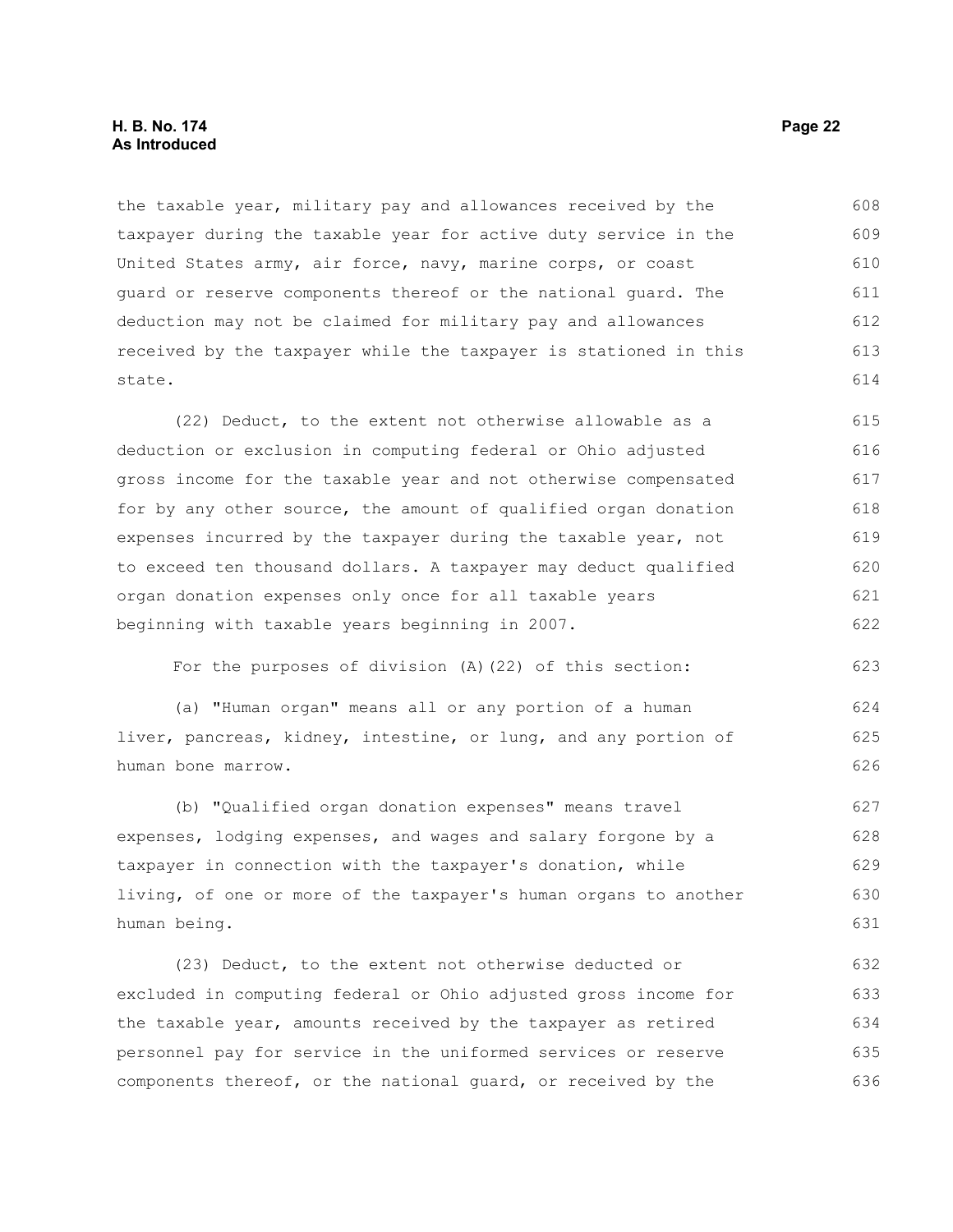the taxable year, military pay and allowances received by the taxpayer during the taxable year for active duty service in the United States army, air force, navy, marine corps, or coast guard or reserve components thereof or the national guard. The deduction may not be claimed for military pay and allowances received by the taxpayer while the taxpayer is stationed in this state.

(22) Deduct, to the extent not otherwise allowable as a deduction or exclusion in computing federal or Ohio adjusted gross income for the taxable year and not otherwise compensated for by any other source, the amount of qualified organ donation expenses incurred by the taxpayer during the taxable year, not to exceed ten thousand dollars. A taxpayer may deduct qualified organ donation expenses only once for all taxable years beginning with taxable years beginning in 2007.

For the purposes of division (A)(22) of this section:

(a) "Human organ" means all or any portion of a human liver, pancreas, kidney, intestine, or lung, and any portion of human bone marrow.

(b) "Qualified organ donation expenses" means travel expenses, lodging expenses, and wages and salary forgone by a taxpayer in connection with the taxpayer's donation, while living, of one or more of the taxpayer's human organs to another human being.

(23) Deduct, to the extent not otherwise deducted or excluded in computing federal or Ohio adjusted gross income for the taxable year, amounts received by the taxpayer as retired personnel pay for service in the uniformed services or reserve components thereof, or the national guard, or received by the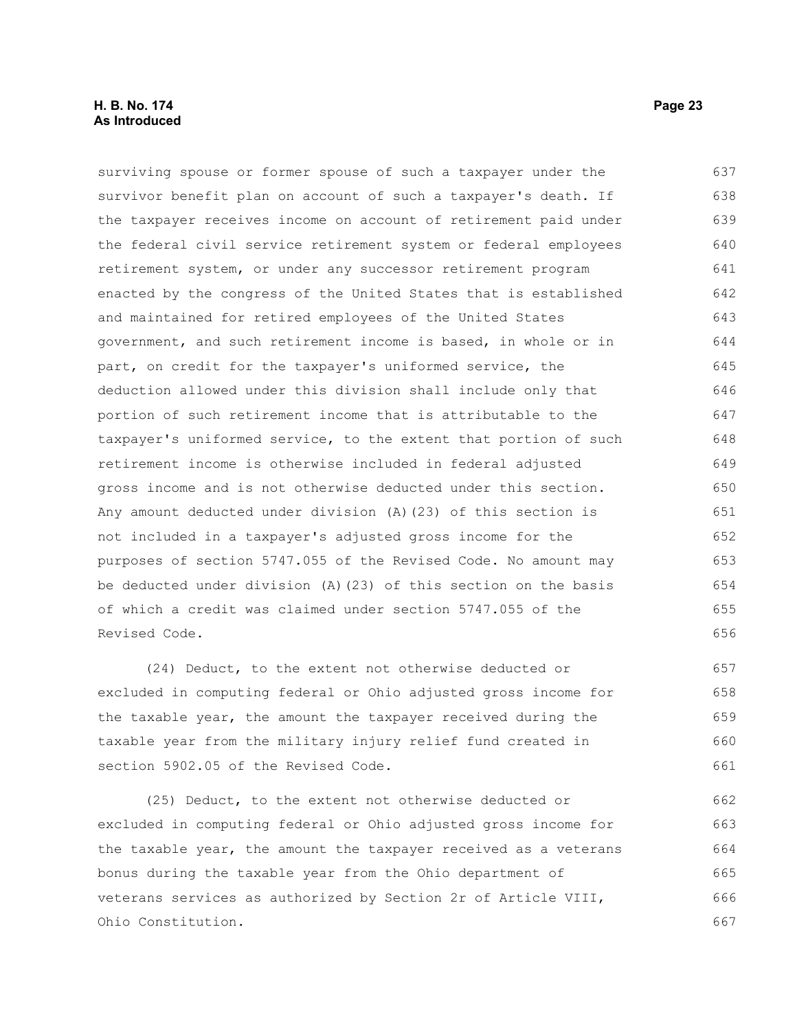surviving spouse or former spouse of such a taxpayer under the survivor benefit plan on account of such a taxpayer's death. If the taxpayer receives income on account of retirement paid under the federal civil service retirement system or federal employees retirement system, or under any successor retirement program enacted by the congress of the United States that is established and maintained for retired employees of the United States government, and such retirement income is based, in whole or in part, on credit for the taxpayer's uniformed service, the deduction allowed under this division shall include only that portion of such retirement income that is attributable to the taxpayer's uniformed service, to the extent that portion of such retirement income is otherwise included in federal adjusted gross income and is not otherwise deducted under this section. Any amount deducted under division (A)(23) of this section is not included in a taxpayer's adjusted gross income for the purposes of section 5747.055 of the Revised Code. No amount may be deducted under division (A)(23) of this section on the basis of which a credit was claimed under section 5747.055 of the Revised Code.

(24) Deduct, to the extent not otherwise deducted or excluded in computing federal or Ohio adjusted gross income for the taxable year, the amount the taxpayer received during the taxable year from the military injury relief fund created in section 5902.05 of the Revised Code.

(25) Deduct, to the extent not otherwise deducted or excluded in computing federal or Ohio adjusted gross income for the taxable year, the amount the taxpayer received as a veterans bonus during the taxable year from the Ohio department of veterans services as authorized by Section 2r of Article VIII, Ohio Constitution.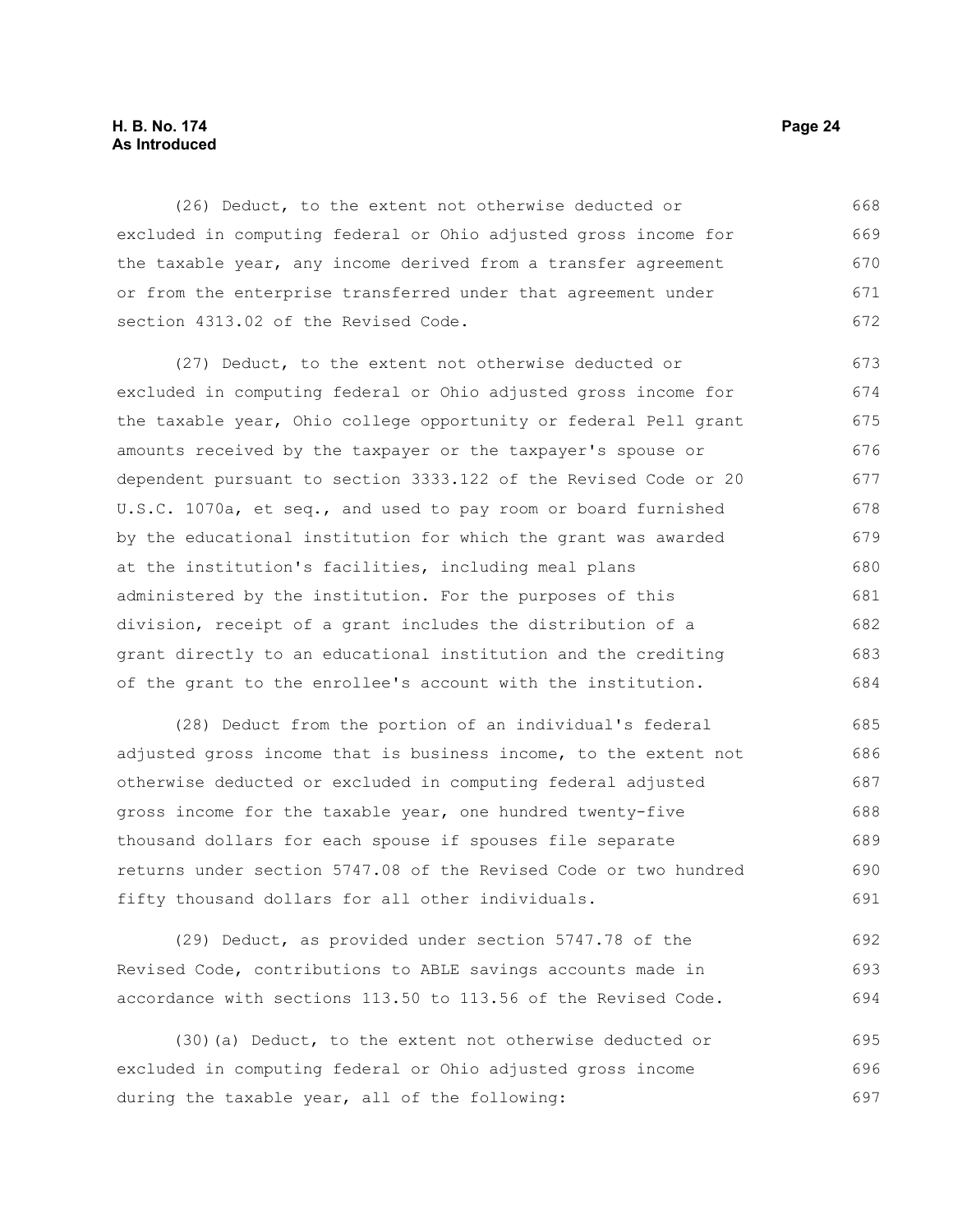(26) Deduct, to the extent not otherwise deducted or excluded in computing federal or Ohio adjusted gross income for the taxable year, any income derived from a transfer agreement or from the enterprise transferred under that agreement under section 4313.02 of the Revised Code.

(27) Deduct, to the extent not otherwise deducted or excluded in computing federal or Ohio adjusted gross income for the taxable year, Ohio college opportunity or federal Pell grant amounts received by the taxpayer or the taxpayer's spouse or dependent pursuant to section 3333.122 of the Revised Code or 20 U.S.C. 1070a, et seq., and used to pay room or board furnished by the educational institution for which the grant was awarded at the institution's facilities, including meal plans administered by the institution. For the purposes of this division, receipt of a grant includes the distribution of a grant directly to an educational institution and the crediting of the grant to the enrollee's account with the institution.

(28) Deduct from the portion of an individual's federal adjusted gross income that is business income, to the extent not otherwise deducted or excluded in computing federal adjusted gross income for the taxable year, one hundred twenty-five thousand dollars for each spouse if spouses file separate returns under section 5747.08 of the Revised Code or two hundred fifty thousand dollars for all other individuals.

(29) Deduct, as provided under section 5747.78 of the Revised Code, contributions to ABLE savings accounts made in accordance with sections 113.50 to 113.56 of the Revised Code.

(30)(a) Deduct, to the extent not otherwise deducted or excluded in computing federal or Ohio adjusted gross income during the taxable year, all of the following: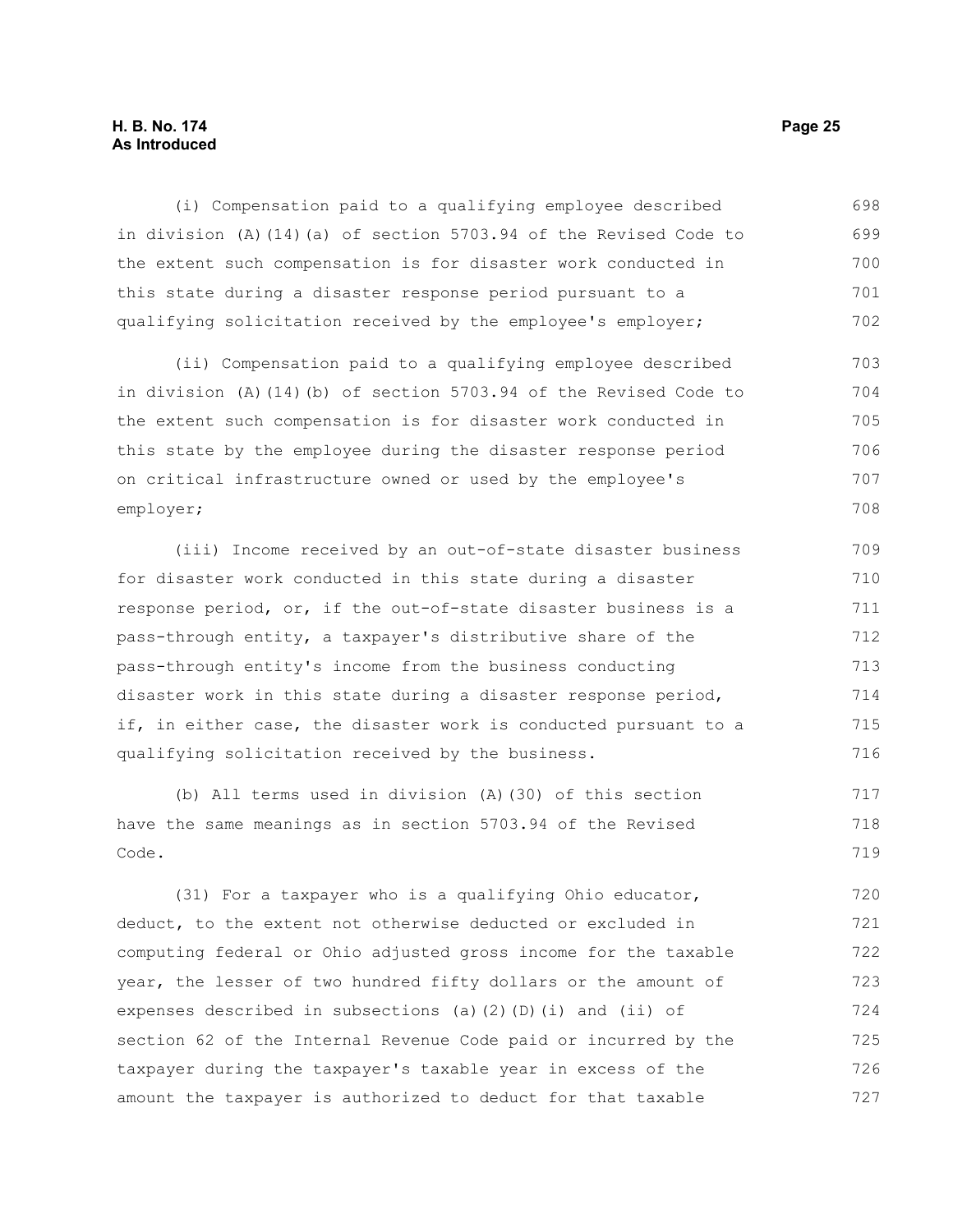(i) Compensation paid to a qualifying employee described in division (A)(14)(a) of section 5703.94 of the Revised Code to the extent such compensation is for disaster work conducted in this state during a disaster response period pursuant to a qualifying solicitation received by the employee's employer;

(ii) Compensation paid to a qualifying employee described in division (A)(14)(b) of section 5703.94 of the Revised Code to the extent such compensation is for disaster work conducted in this state by the employee during the disaster response period on critical infrastructure owned or used by the employee's employer;

(iii) Income received by an out-of-state disaster business for disaster work conducted in this state during a disaster response period, or, if the out-of-state disaster business is a pass-through entity, a taxpayer's distributive share of the pass-through entity's income from the business conducting disaster work in this state during a disaster response period, if, in either case, the disaster work is conducted pursuant to a qualifying solicitation received by the business.

(b) All terms used in division (A)(30) of this section have the same meanings as in section 5703.94 of the Revised Code.

(31) For a taxpayer who is a qualifying Ohio educator, deduct, to the extent not otherwise deducted or excluded in computing federal or Ohio adjusted gross income for the taxable year, the lesser of two hundred fifty dollars or the amount of expenses described in subsections (a)(2)(D)(i) and (ii) of section 62 of the Internal Revenue Code paid or incurred by the taxpayer during the taxpayer's taxable year in excess of the amount the taxpayer is authorized to deduct for that taxable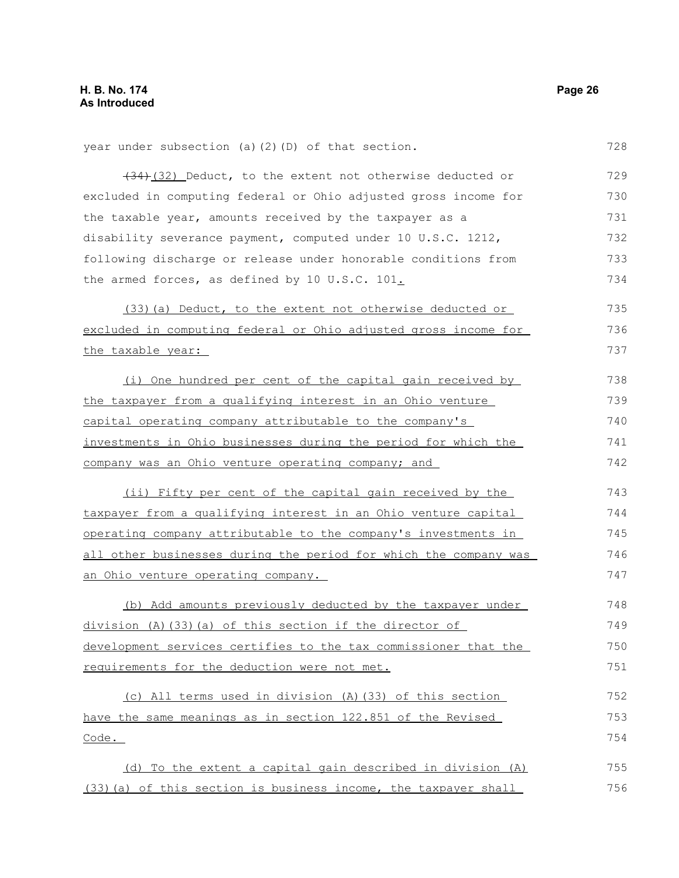year under subsection (a)(2)(D) of that section.

~~(34)~~(32) Deduct, to the extent not otherwise deducted or excluded in computing federal or Ohio adjusted gross income for the taxable year, amounts received by the taxpayer as a disability severance payment, computed under 10 U.S.C. 1212, following discharge or release under honorable conditions from the armed forces, as defined by 10 U.S.C. 101.

(33)(a) Deduct, to the extent not otherwise deducted or excluded in computing federal or Ohio adjusted gross income for the taxable year:

(i) One hundred per cent of the capital gain received by the taxpayer from a qualifying interest in an Ohio venture capital operating company attributable to the company's investments in Ohio businesses during the period for which the company was an Ohio venture operating company; and

(ii) Fifty per cent of the capital gain received by the taxpayer from a qualifying interest in an Ohio venture capital operating company attributable to the company's investments in all other businesses during the period for which the company was an Ohio venture operating company.

(b) Add amounts previously deducted by the taxpayer under division (A)(33)(a) of this section if the director of development services certifies to the tax commissioner that the requirements for the deduction were not met.

(c) All terms used in division (A)(33) of this section have the same meanings as in section 122.851 of the Revised Code.

(d) To the extent a capital gain described in division (A)(33)(a) of this section is business income, the taxpayer shall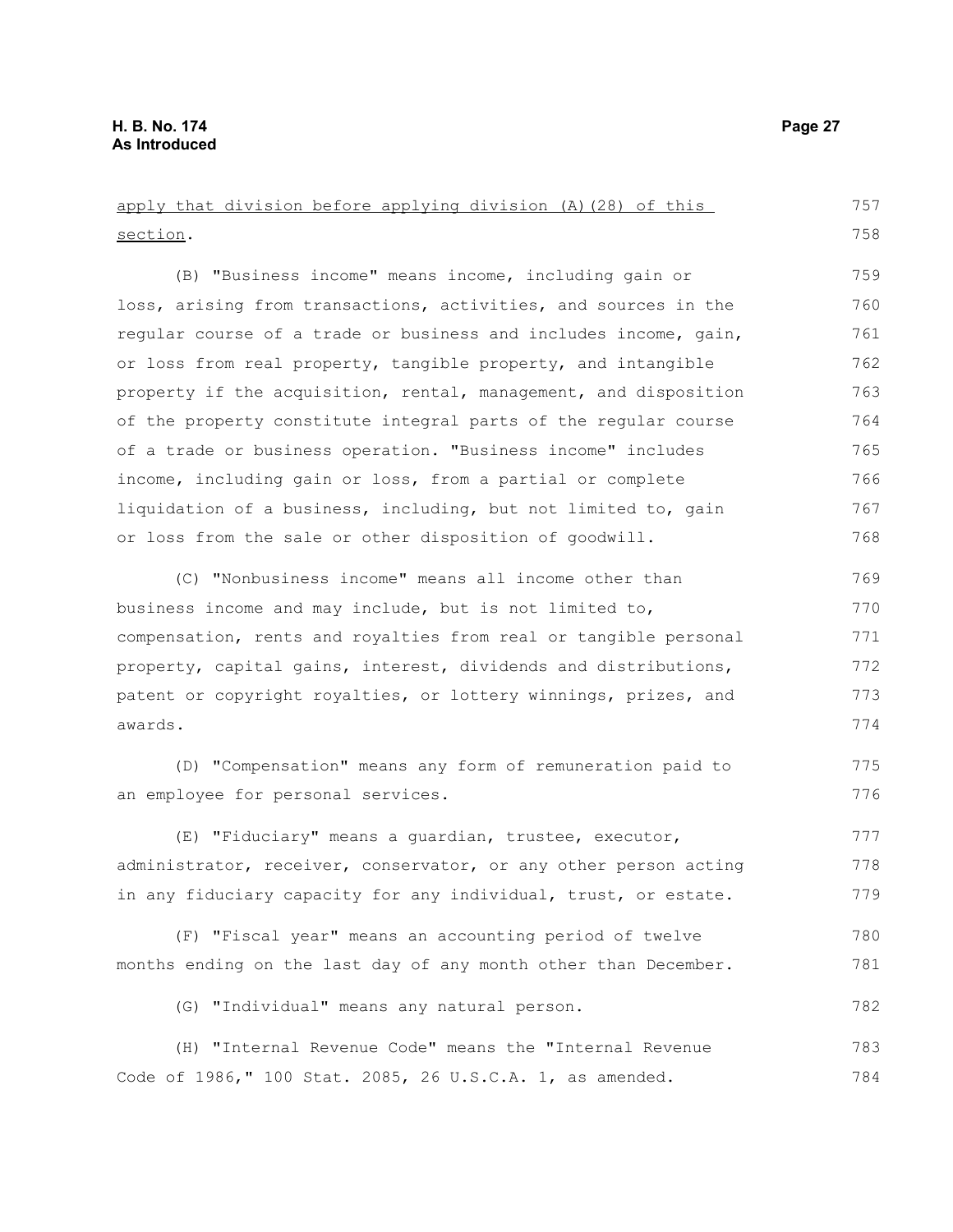apply that division before applying division (A)(28) of this section.

(B) "Business income" means income, including gain or loss, arising from transactions, activities, and sources in the regular course of a trade or business and includes income, gain, or loss from real property, tangible property, and intangible property if the acquisition, rental, management, and disposition of the property constitute integral parts of the regular course of a trade or business operation. "Business income" includes income, including gain or loss, from a partial or complete liquidation of a business, including, but not limited to, gain or loss from the sale or other disposition of goodwill.

(C) "Nonbusiness income" means all income other than business income and may include, but is not limited to, compensation, rents and royalties from real or tangible personal property, capital gains, interest, dividends and distributions, patent or copyright royalties, or lottery winnings, prizes, and awards.

(D) "Compensation" means any form of remuneration paid to an employee for personal services.

(E) "Fiduciary" means a guardian, trustee, executor, administrator, receiver, conservator, or any other person acting in any fiduciary capacity for any individual, trust, or estate.

(F) "Fiscal year" means an accounting period of twelve months ending on the last day of any month other than December.

(G) "Individual" means any natural person.

(H) "Internal Revenue Code" means the "Internal Revenue Code of 1986," 100 Stat. 2085, 26 U.S.C.A. 1, as amended.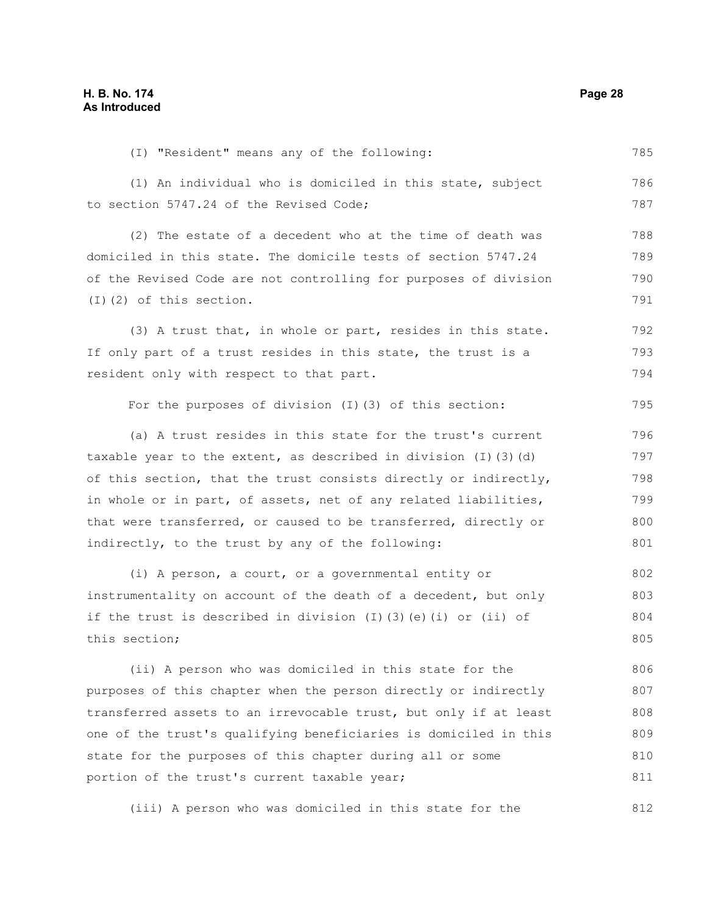(I) "Resident" means any of the following:

(1) An individual who is domiciled in this state, subject to section 5747.24 of the Revised Code;

(2) The estate of a decedent who at the time of death was domiciled in this state. The domicile tests of section 5747.24 of the Revised Code are not controlling for purposes of division (I)(2) of this section.

(3) A trust that, in whole or part, resides in this state. If only part of a trust resides in this state, the trust is a resident only with respect to that part.

For the purposes of division (I)(3) of this section:

(a) A trust resides in this state for the trust's current taxable year to the extent, as described in division (I)(3)(d) of this section, that the trust consists directly or indirectly, in whole or in part, of assets, net of any related liabilities, that were transferred, or caused to be transferred, directly or indirectly, to the trust by any of the following:

(i) A person, a court, or a governmental entity or instrumentality on account of the death of a decedent, but only if the trust is described in division (I)(3)(e)(i) or (ii) of this section;

(ii) A person who was domiciled in this state for the purposes of this chapter when the person directly or indirectly transferred assets to an irrevocable trust, but only if at least one of the trust's qualifying beneficiaries is domiciled in this state for the purposes of this chapter during all or some portion of the trust's current taxable year;

(iii) A person who was domiciled in this state for the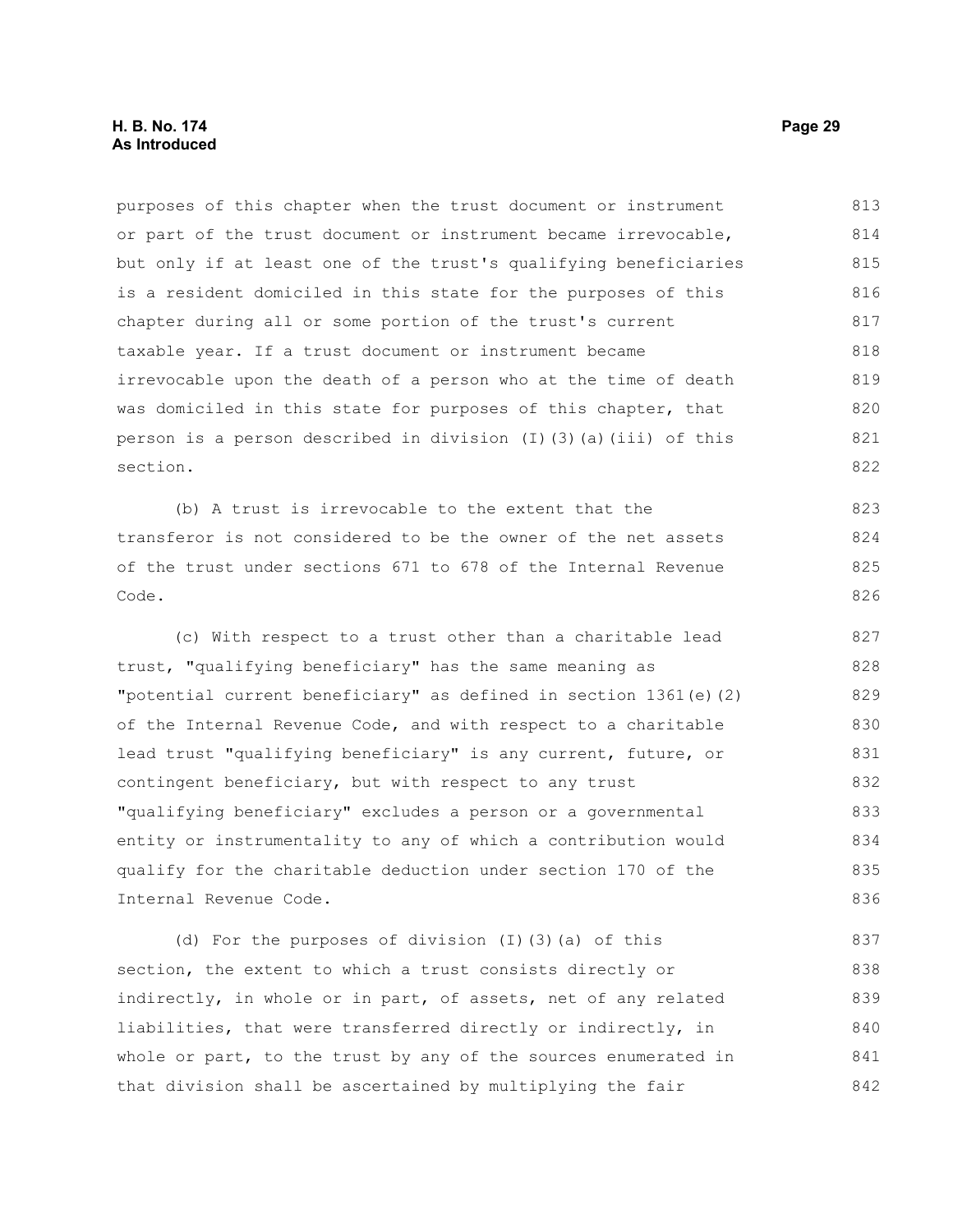purposes of this chapter when the trust document or instrument or part of the trust document or instrument became irrevocable, but only if at least one of the trust's qualifying beneficiaries is a resident domiciled in this state for the purposes of this chapter during all or some portion of the trust's current taxable year. If a trust document or instrument became irrevocable upon the death of a person who at the time of death was domiciled in this state for purposes of this chapter, that person is a person described in division (I)(3)(a)(iii) of this section.

(b) A trust is irrevocable to the extent that the transferor is not considered to be the owner of the net assets of the trust under sections 671 to 678 of the Internal Revenue Code.

(c) With respect to a trust other than a charitable lead trust, "qualifying beneficiary" has the same meaning as "potential current beneficiary" as defined in section 1361(e)(2) of the Internal Revenue Code, and with respect to a charitable lead trust "qualifying beneficiary" is any current, future, or contingent beneficiary, but with respect to any trust "qualifying beneficiary" excludes a person or a governmental entity or instrumentality to any of which a contribution would qualify for the charitable deduction under section 170 of the Internal Revenue Code.

(d) For the purposes of division (I)(3)(a) of this section, the extent to which a trust consists directly or indirectly, in whole or in part, of assets, net of any related liabilities, that were transferred directly or indirectly, in whole or part, to the trust by any of the sources enumerated in that division shall be ascertained by multiplying the fair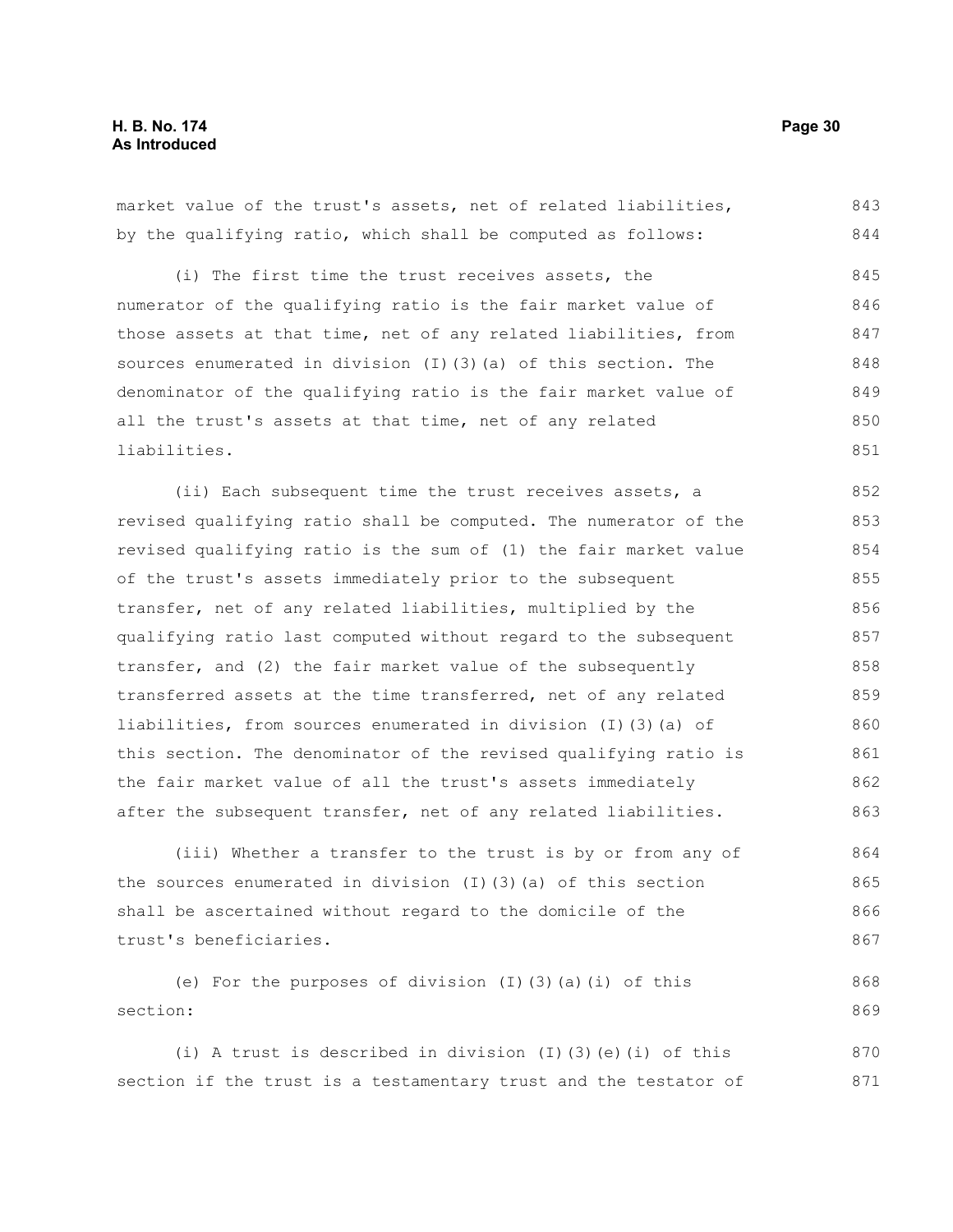market value of the trust's assets, net of related liabilities, by the qualifying ratio, which shall be computed as follows:

(i) The first time the trust receives assets, the numerator of the qualifying ratio is the fair market value of those assets at that time, net of any related liabilities, from sources enumerated in division (I)(3)(a) of this section. The denominator of the qualifying ratio is the fair market value of all the trust's assets at that time, net of any related liabilities.

(ii) Each subsequent time the trust receives assets, a revised qualifying ratio shall be computed. The numerator of the revised qualifying ratio is the sum of (1) the fair market value of the trust's assets immediately prior to the subsequent transfer, net of any related liabilities, multiplied by the qualifying ratio last computed without regard to the subsequent transfer, and (2) the fair market value of the subsequently transferred assets at the time transferred, net of any related liabilities, from sources enumerated in division (I)(3)(a) of this section. The denominator of the revised qualifying ratio is the fair market value of all the trust's assets immediately after the subsequent transfer, net of any related liabilities.

(iii) Whether a transfer to the trust is by or from any of the sources enumerated in division (I)(3)(a) of this section shall be ascertained without regard to the domicile of the trust's beneficiaries.

(e) For the purposes of division (I)(3)(a)(i) of this section:

(i) A trust is described in division (I)(3)(e)(i) of this section if the trust is a testamentary trust and the testator of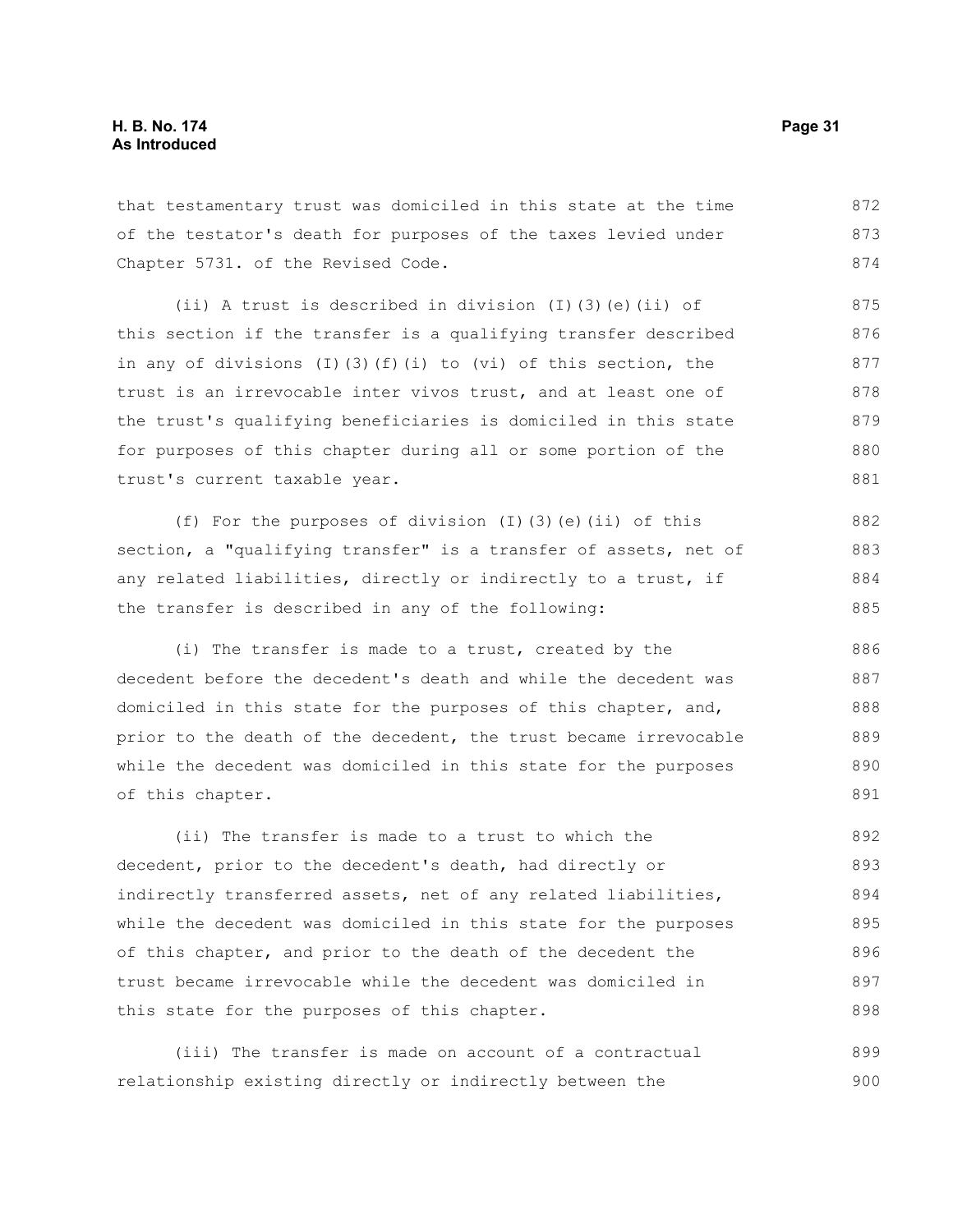that testamentary trust was domiciled in this state at the time of the testator's death for purposes of the taxes levied under Chapter 5731. of the Revised Code.

(ii) A trust is described in division (I)(3)(e)(ii) of this section if the transfer is a qualifying transfer described in any of divisions (I)(3)(f)(i) to (vi) of this section, the trust is an irrevocable inter vivos trust, and at least one of the trust's qualifying beneficiaries is domiciled in this state for purposes of this chapter during all or some portion of the trust's current taxable year.

(f) For the purposes of division (I)(3)(e)(ii) of this section, a "qualifying transfer" is a transfer of assets, net of any related liabilities, directly or indirectly to a trust, if the transfer is described in any of the following:

(i) The transfer is made to a trust, created by the decedent before the decedent's death and while the decedent was domiciled in this state for the purposes of this chapter, and, prior to the death of the decedent, the trust became irrevocable while the decedent was domiciled in this state for the purposes of this chapter.

(ii) The transfer is made to a trust to which the decedent, prior to the decedent's death, had directly or indirectly transferred assets, net of any related liabilities, while the decedent was domiciled in this state for the purposes of this chapter, and prior to the death of the decedent the trust became irrevocable while the decedent was domiciled in this state for the purposes of this chapter.

(iii) The transfer is made on account of a contractual relationship existing directly or indirectly between the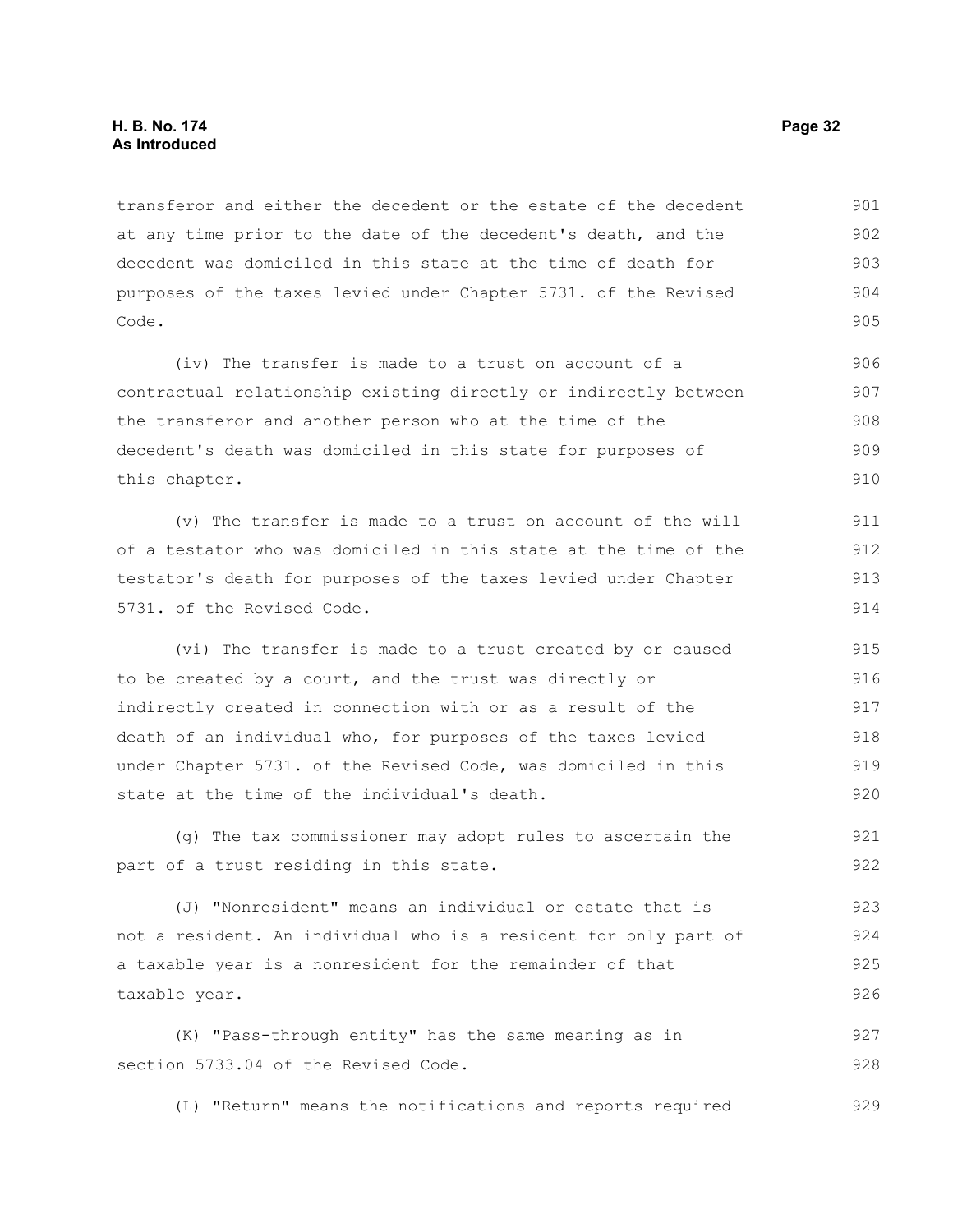transferor and either the decedent or the estate of the decedent at any time prior to the date of the decedent's death, and the decedent was domiciled in this state at the time of death for purposes of the taxes levied under Chapter 5731. of the Revised Code.

(iv) The transfer is made to a trust on account of a contractual relationship existing directly or indirectly between the transferor and another person who at the time of the decedent's death was domiciled in this state for purposes of this chapter.

(v) The transfer is made to a trust on account of the will of a testator who was domiciled in this state at the time of the testator's death for purposes of the taxes levied under Chapter 5731. of the Revised Code.

(vi) The transfer is made to a trust created by or caused to be created by a court, and the trust was directly or indirectly created in connection with or as a result of the death of an individual who, for purposes of the taxes levied under Chapter 5731. of the Revised Code, was domiciled in this state at the time of the individual's death.

(g) The tax commissioner may adopt rules to ascertain the part of a trust residing in this state.

(J) "Nonresident" means an individual or estate that is not a resident. An individual who is a resident for only part of a taxable year is a nonresident for the remainder of that taxable year.

(K) "Pass-through entity" has the same meaning as in section 5733.04 of the Revised Code.

(L) "Return" means the notifications and reports required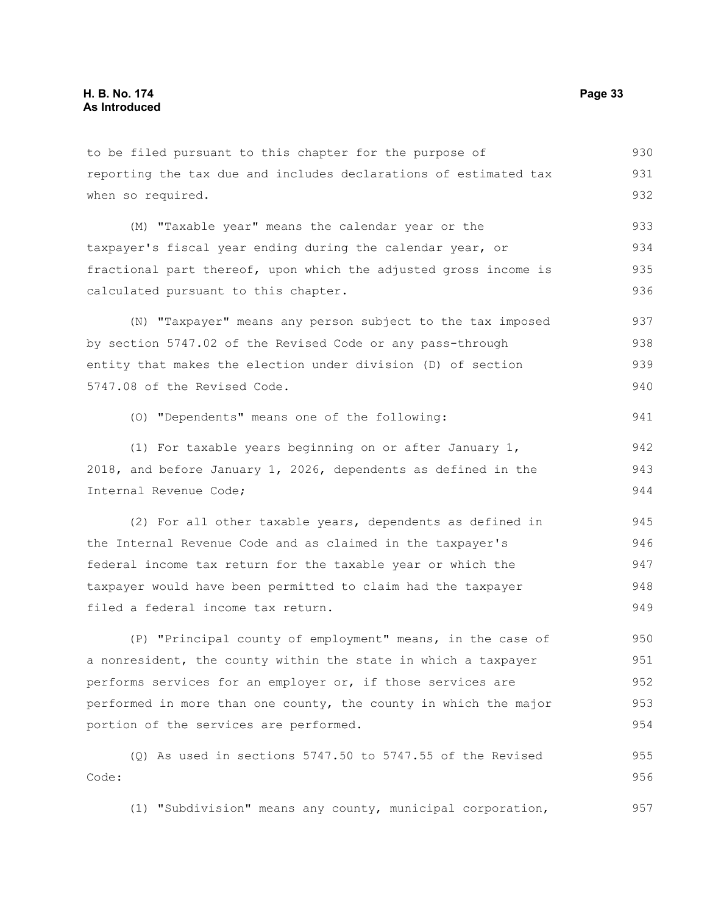to be filed pursuant to this chapter for the purpose of reporting the tax due and includes declarations of estimated tax when so required.

(M) "Taxable year" means the calendar year or the taxpayer's fiscal year ending during the calendar year, or fractional part thereof, upon which the adjusted gross income is calculated pursuant to this chapter.

(N) "Taxpayer" means any person subject to the tax imposed by section 5747.02 of the Revised Code or any pass-through entity that makes the election under division (D) of section 5747.08 of the Revised Code.

(O) "Dependents" means one of the following:

(1) For taxable years beginning on or after January 1, 2018, and before January 1, 2026, dependents as defined in the Internal Revenue Code;

(2) For all other taxable years, dependents as defined in the Internal Revenue Code and as claimed in the taxpayer's federal income tax return for the taxable year or which the taxpayer would have been permitted to claim had the taxpayer filed a federal income tax return.

(P) "Principal county of employment" means, in the case of a nonresident, the county within the state in which a taxpayer performs services for an employer or, if those services are performed in more than one county, the county in which the major portion of the services are performed.

(Q) As used in sections 5747.50 to 5747.55 of the Revised Code:

(1) "Subdivision" means any county, municipal corporation,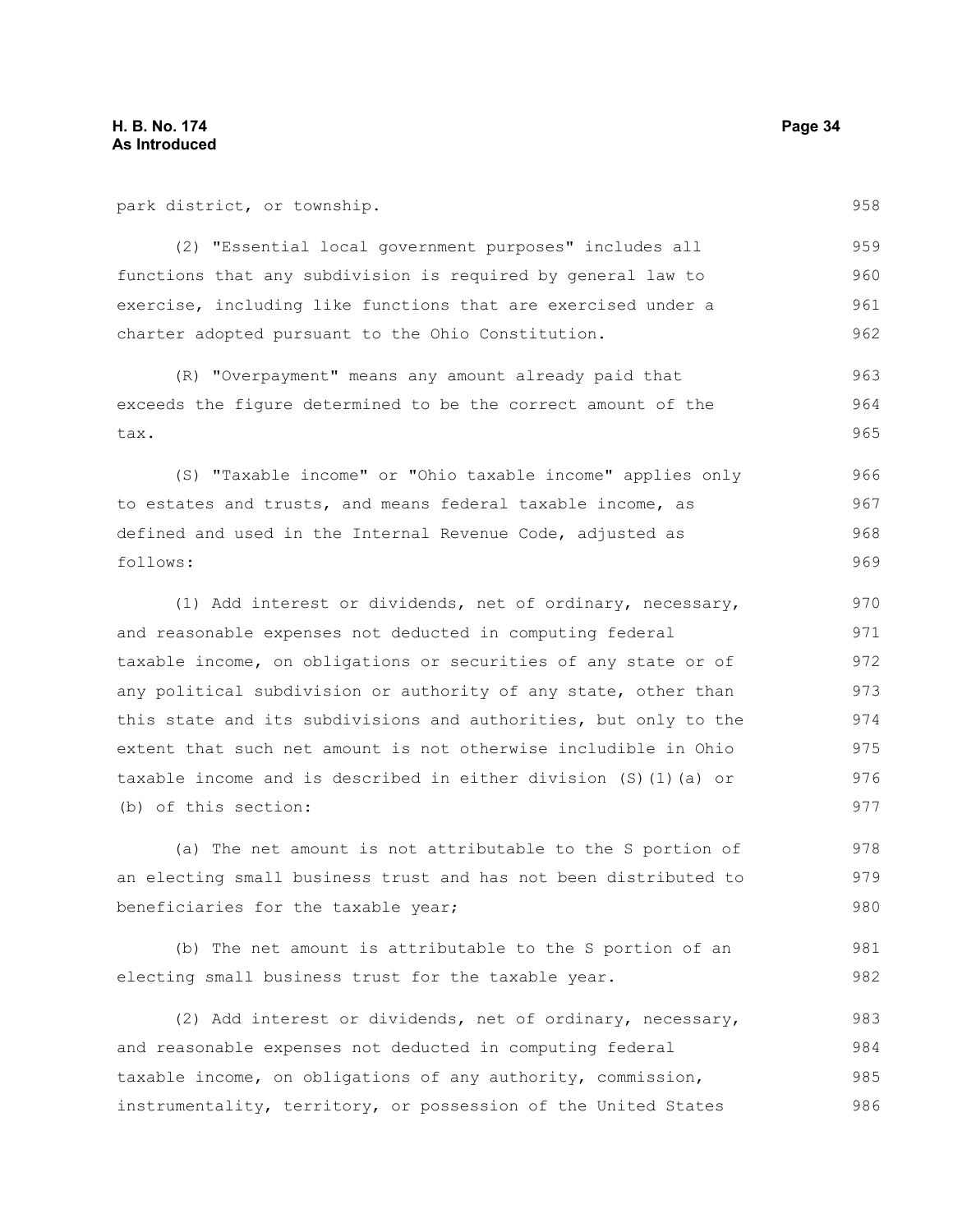park district, or township.

(2) "Essential local government purposes" includes all functions that any subdivision is required by general law to exercise, including like functions that are exercised under a charter adopted pursuant to the Ohio Constitution.

(R) "Overpayment" means any amount already paid that exceeds the figure determined to be the correct amount of the tax.

(S) "Taxable income" or "Ohio taxable income" applies only to estates and trusts, and means federal taxable income, as defined and used in the Internal Revenue Code, adjusted as follows:

(1) Add interest or dividends, net of ordinary, necessary, and reasonable expenses not deducted in computing federal taxable income, on obligations or securities of any state or of any political subdivision or authority of any state, other than this state and its subdivisions and authorities, but only to the extent that such net amount is not otherwise includible in Ohio taxable income and is described in either division (S)(1)(a) or (b) of this section:

(a) The net amount is not attributable to the S portion of an electing small business trust and has not been distributed to beneficiaries for the taxable year;

(b) The net amount is attributable to the S portion of an electing small business trust for the taxable year.

(2) Add interest or dividends, net of ordinary, necessary, and reasonable expenses not deducted in computing federal taxable income, on obligations of any authority, commission, instrumentality, territory, or possession of the United States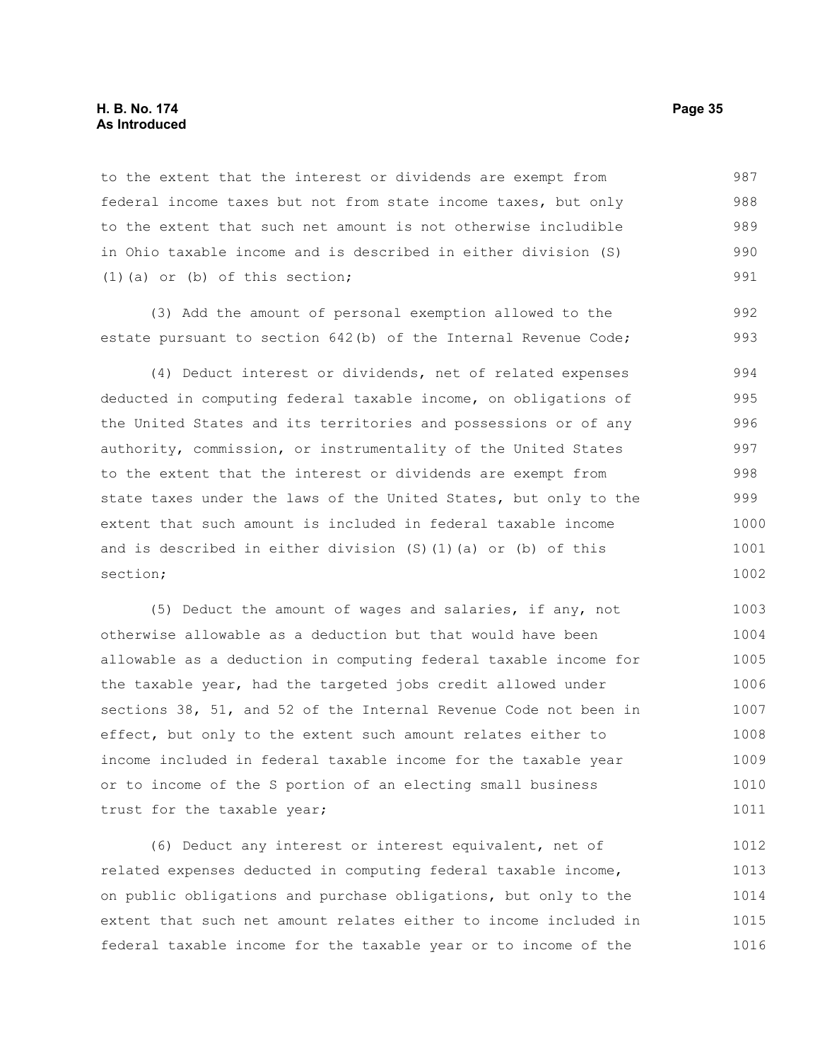to the extent that the interest or dividends are exempt from federal income taxes but not from state income taxes, but only to the extent that such net amount is not otherwise includible in Ohio taxable income and is described in either division (S)(1)(a) or (b) of this section;

(3) Add the amount of personal exemption allowed to the estate pursuant to section 642(b) of the Internal Revenue Code;

(4) Deduct interest or dividends, net of related expenses deducted in computing federal taxable income, on obligations of the United States and its territories and possessions or of any authority, commission, or instrumentality of the United States to the extent that the interest or dividends are exempt from state taxes under the laws of the United States, but only to the extent that such amount is included in federal taxable income and is described in either division (S)(1)(a) or (b) of this section;

(5) Deduct the amount of wages and salaries, if any, not otherwise allowable as a deduction but that would have been allowable as a deduction in computing federal taxable income for the taxable year, had the targeted jobs credit allowed under sections 38, 51, and 52 of the Internal Revenue Code not been in effect, but only to the extent such amount relates either to income included in federal taxable income for the taxable year or to income of the S portion of an electing small business trust for the taxable year;

(6) Deduct any interest or interest equivalent, net of related expenses deducted in computing federal taxable income, on public obligations and purchase obligations, but only to the extent that such net amount relates either to income included in federal taxable income for the taxable year or to income of the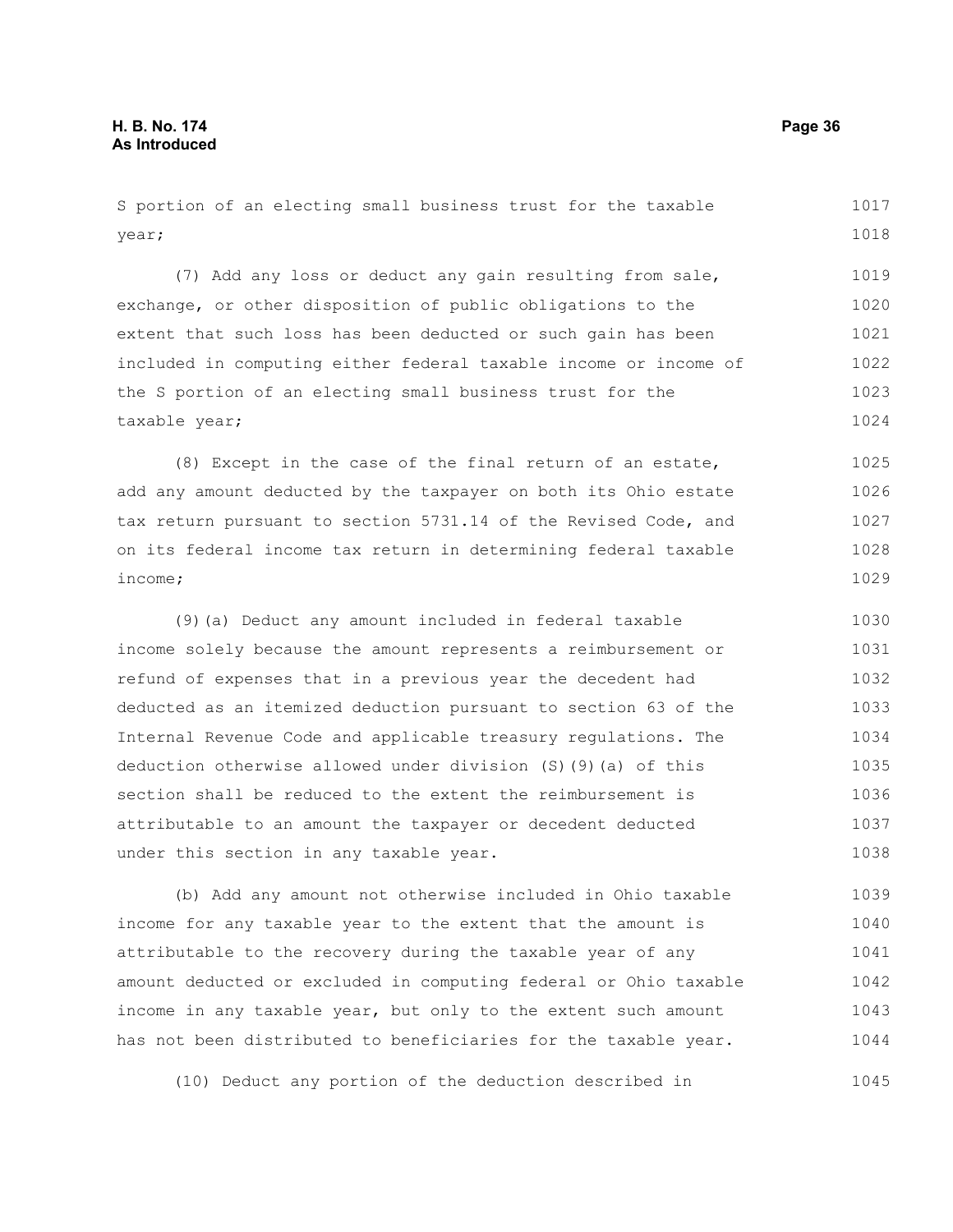S portion of an electing small business trust for the taxable year;

(7) Add any loss or deduct any gain resulting from sale, exchange, or other disposition of public obligations to the extent that such loss has been deducted or such gain has been included in computing either federal taxable income or income of the S portion of an electing small business trust for the taxable year;

(8) Except in the case of the final return of an estate, add any amount deducted by the taxpayer on both its Ohio estate tax return pursuant to section 5731.14 of the Revised Code, and on its federal income tax return in determining federal taxable income;

(9)(a) Deduct any amount included in federal taxable income solely because the amount represents a reimbursement or refund of expenses that in a previous year the decedent had deducted as an itemized deduction pursuant to section 63 of the Internal Revenue Code and applicable treasury regulations. The deduction otherwise allowed under division (S)(9)(a) of this section shall be reduced to the extent the reimbursement is attributable to an amount the taxpayer or decedent deducted under this section in any taxable year.

(b) Add any amount not otherwise included in Ohio taxable income for any taxable year to the extent that the amount is attributable to the recovery during the taxable year of any amount deducted or excluded in computing federal or Ohio taxable income in any taxable year, but only to the extent such amount has not been distributed to beneficiaries for the taxable year.

(10) Deduct any portion of the deduction described in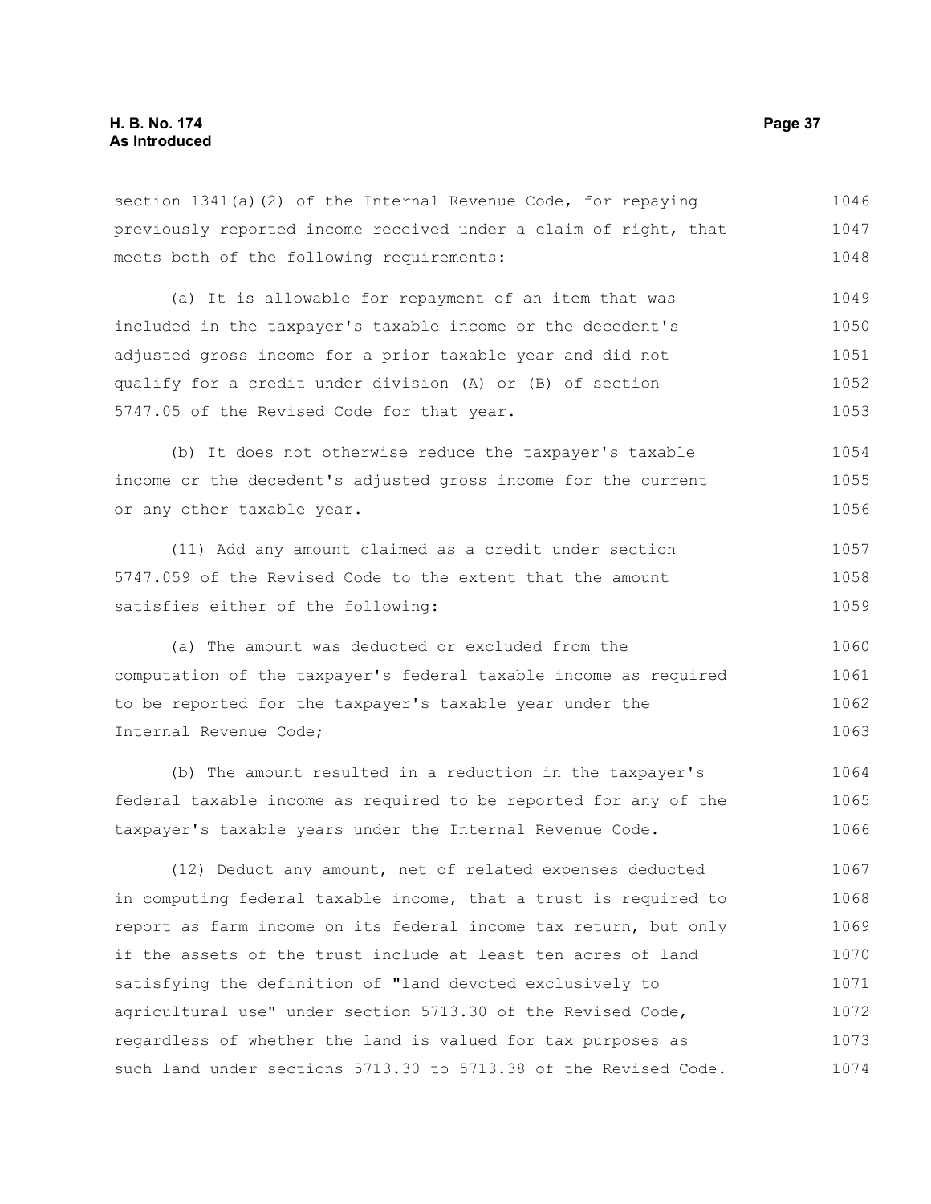section 1341(a)(2) of the Internal Revenue Code, for repaying previously reported income received under a claim of right, that meets both of the following requirements:

(a) It is allowable for repayment of an item that was included in the taxpayer's taxable income or the decedent's adjusted gross income for a prior taxable year and did not qualify for a credit under division (A) or (B) of section 5747.05 of the Revised Code for that year.

(b) It does not otherwise reduce the taxpayer's taxable income or the decedent's adjusted gross income for the current or any other taxable year.

(11) Add any amount claimed as a credit under section 5747.059 of the Revised Code to the extent that the amount satisfies either of the following:

(a) The amount was deducted or excluded from the computation of the taxpayer's federal taxable income as required to be reported for the taxpayer's taxable year under the Internal Revenue Code;

(b) The amount resulted in a reduction in the taxpayer's federal taxable income as required to be reported for any of the taxpayer's taxable years under the Internal Revenue Code.

(12) Deduct any amount, net of related expenses deducted in computing federal taxable income, that a trust is required to report as farm income on its federal income tax return, but only if the assets of the trust include at least ten acres of land satisfying the definition of "land devoted exclusively to agricultural use" under section 5713.30 of the Revised Code, regardless of whether the land is valued for tax purposes as such land under sections 5713.30 to 5713.38 of the Revised Code.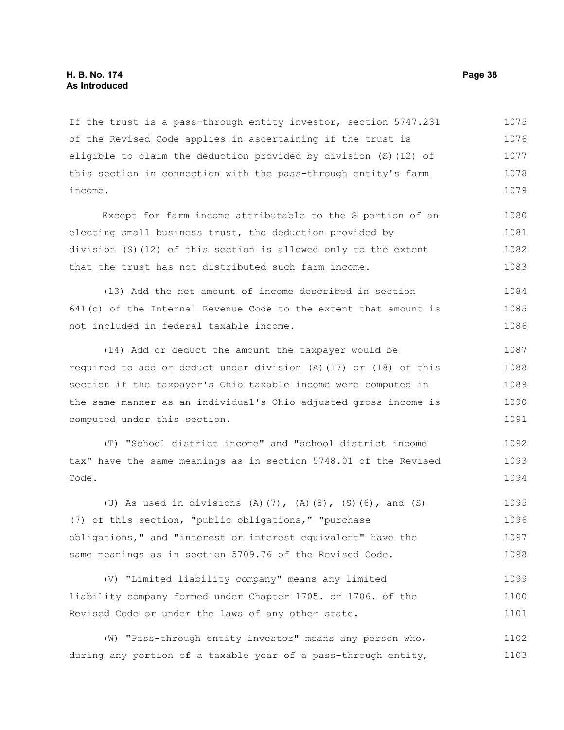If the trust is a pass-through entity investor, section 5747.231 of the Revised Code applies in ascertaining if the trust is eligible to claim the deduction provided by division (S)(12) of this section in connection with the pass-through entity's farm income.

Except for farm income attributable to the S portion of an electing small business trust, the deduction provided by division (S)(12) of this section is allowed only to the extent that the trust has not distributed such farm income.

(13) Add the net amount of income described in section 641(c) of the Internal Revenue Code to the extent that amount is not included in federal taxable income.

(14) Add or deduct the amount the taxpayer would be required to add or deduct under division (A)(17) or (18) of this section if the taxpayer's Ohio taxable income were computed in the same manner as an individual's Ohio adjusted gross income is computed under this section.

(T) "School district income" and "school district income tax" have the same meanings as in section 5748.01 of the Revised Code.

(U) As used in divisions (A)(7), (A)(8), (S)(6), and (S)(7) of this section, "public obligations," "purchase obligations," and "interest or interest equivalent" have the same meanings as in section 5709.76 of the Revised Code.

(V) "Limited liability company" means any limited liability company formed under Chapter 1705. or 1706. of the Revised Code or under the laws of any other state.

(W) "Pass-through entity investor" means any person who, during any portion of a taxable year of a pass-through entity,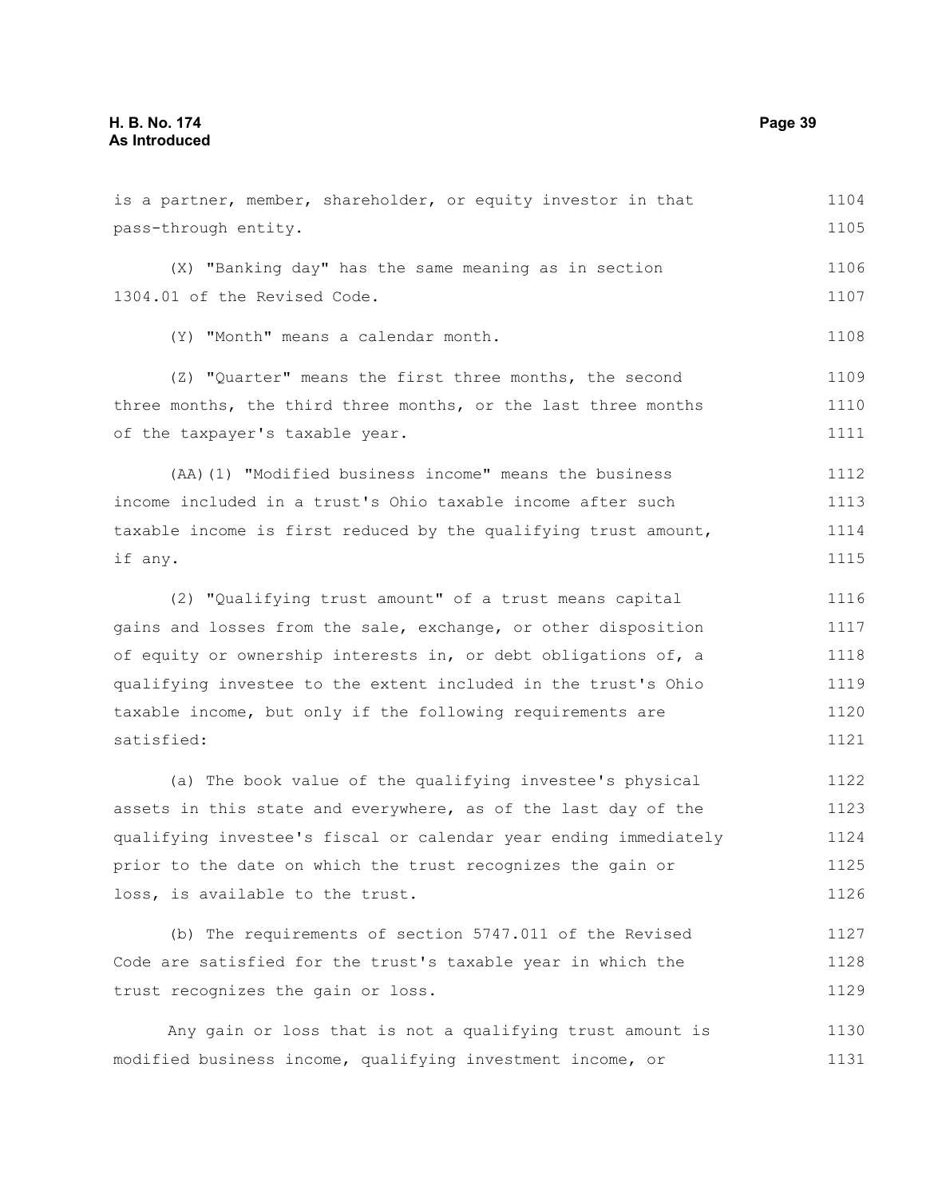is a partner, member, shareholder, or equity investor in that pass-through entity.

(X) "Banking day" has the same meaning as in section 1304.01 of the Revised Code.

(Y) "Month" means a calendar month.

(Z) "Quarter" means the first three months, the second three months, the third three months, or the last three months of the taxpayer's taxable year.

(AA)(1) "Modified business income" means the business income included in a trust's Ohio taxable income after such taxable income is first reduced by the qualifying trust amount, if any.

(2) "Qualifying trust amount" of a trust means capital gains and losses from the sale, exchange, or other disposition of equity or ownership interests in, or debt obligations of, a qualifying investee to the extent included in the trust's Ohio taxable income, but only if the following requirements are satisfied:

(a) The book value of the qualifying investee's physical assets in this state and everywhere, as of the last day of the qualifying investee's fiscal or calendar year ending immediately prior to the date on which the trust recognizes the gain or loss, is available to the trust.

(b) The requirements of section 5747.011 of the Revised Code are satisfied for the trust's taxable year in which the trust recognizes the gain or loss.

Any gain or loss that is not a qualifying trust amount is modified business income, qualifying investment income, or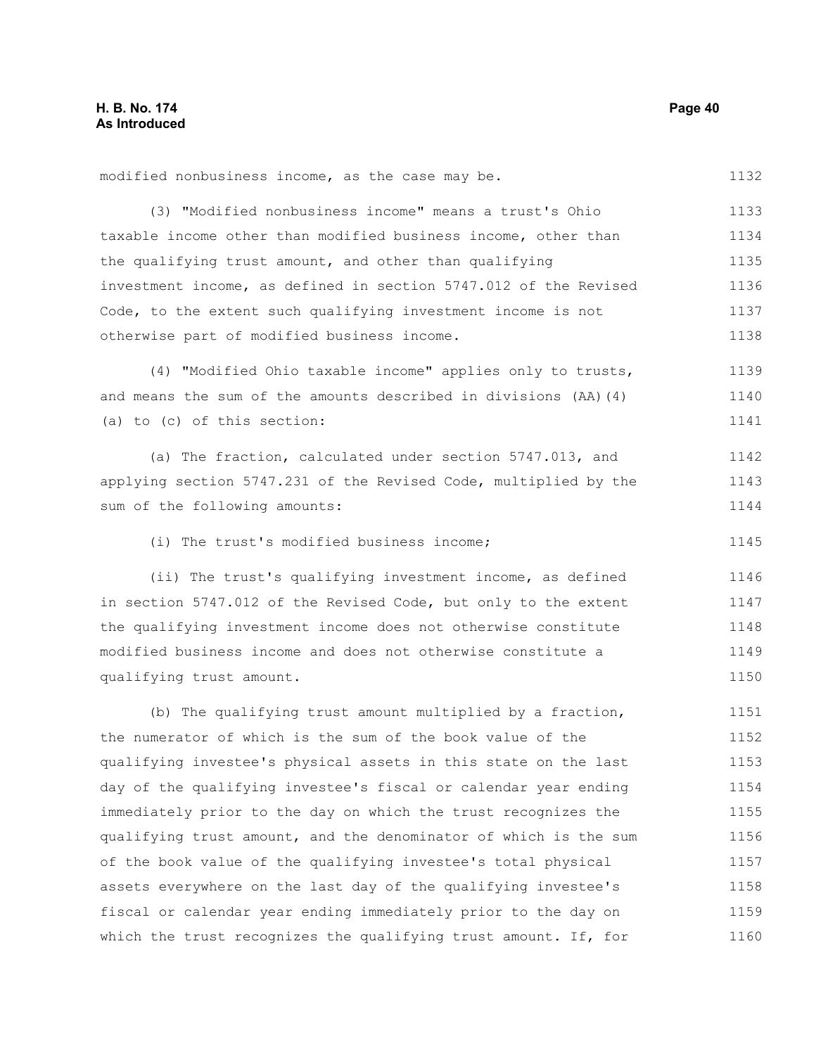modified nonbusiness income, as the case may be.

(3) "Modified nonbusiness income" means a trust's Ohio taxable income other than modified business income, other than the qualifying trust amount, and other than qualifying investment income, as defined in section 5747.012 of the Revised Code, to the extent such qualifying investment income is not otherwise part of modified business income.

(4) "Modified Ohio taxable income" applies only to trusts, and means the sum of the amounts described in divisions (AA)(4)(a) to (c) of this section:

(a) The fraction, calculated under section 5747.013, and applying section 5747.231 of the Revised Code, multiplied by the sum of the following amounts:

(i) The trust's modified business income;

(ii) The trust's qualifying investment income, as defined in section 5747.012 of the Revised Code, but only to the extent the qualifying investment income does not otherwise constitute modified business income and does not otherwise constitute a qualifying trust amount.

(b) The qualifying trust amount multiplied by a fraction, the numerator of which is the sum of the book value of the qualifying investee's physical assets in this state on the last day of the qualifying investee's fiscal or calendar year ending immediately prior to the day on which the trust recognizes the qualifying trust amount, and the denominator of which is the sum of the book value of the qualifying investee's total physical assets everywhere on the last day of the qualifying investee's fiscal or calendar year ending immediately prior to the day on which the trust recognizes the qualifying trust amount. If, for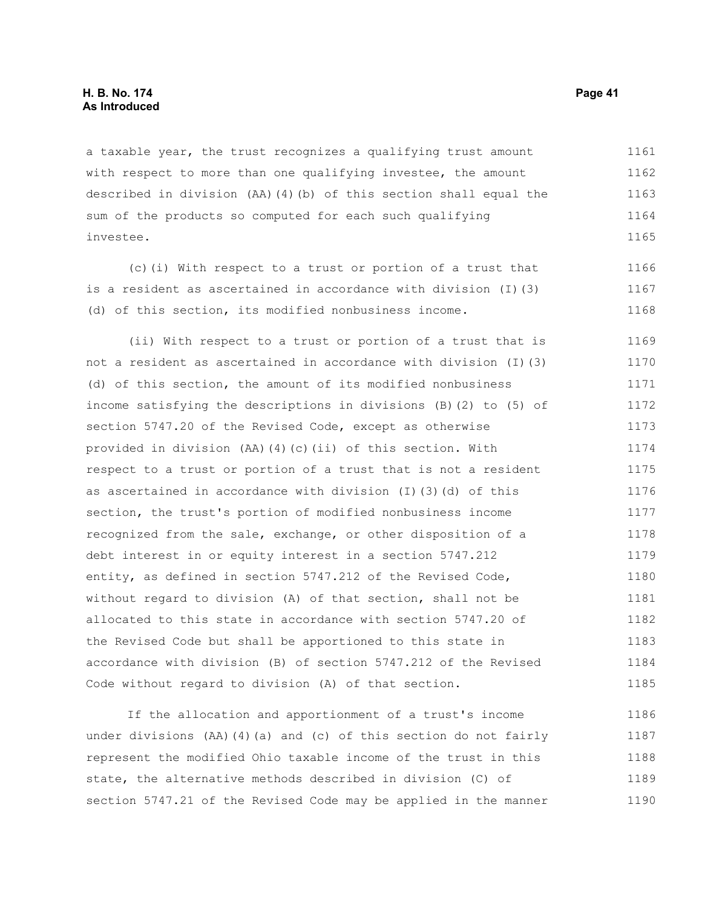a taxable year, the trust recognizes a qualifying trust amount with respect to more than one qualifying investee, the amount described in division (AA)(4)(b) of this section shall equal the sum of the products so computed for each such qualifying investee.

(c)(i) With respect to a trust or portion of a trust that is a resident as ascertained in accordance with division (I)(3)(d) of this section, its modified nonbusiness income.

(ii) With respect to a trust or portion of a trust that is not a resident as ascertained in accordance with division (I)(3)(d) of this section, the amount of its modified nonbusiness income satisfying the descriptions in divisions (B)(2) to (5) of section 5747.20 of the Revised Code, except as otherwise provided in division (AA)(4)(c)(ii) of this section. With respect to a trust or portion of a trust that is not a resident as ascertained in accordance with division (I)(3)(d) of this section, the trust's portion of modified nonbusiness income recognized from the sale, exchange, or other disposition of a debt interest in or equity interest in a section 5747.212 entity, as defined in section 5747.212 of the Revised Code, without regard to division (A) of that section, shall not be allocated to this state in accordance with section 5747.20 of the Revised Code but shall be apportioned to this state in accordance with division (B) of section 5747.212 of the Revised Code without regard to division (A) of that section.

If the allocation and apportionment of a trust's income under divisions (AA)(4)(a) and (c) of this section do not fairly represent the modified Ohio taxable income of the trust in this state, the alternative methods described in division (C) of section 5747.21 of the Revised Code may be applied in the manner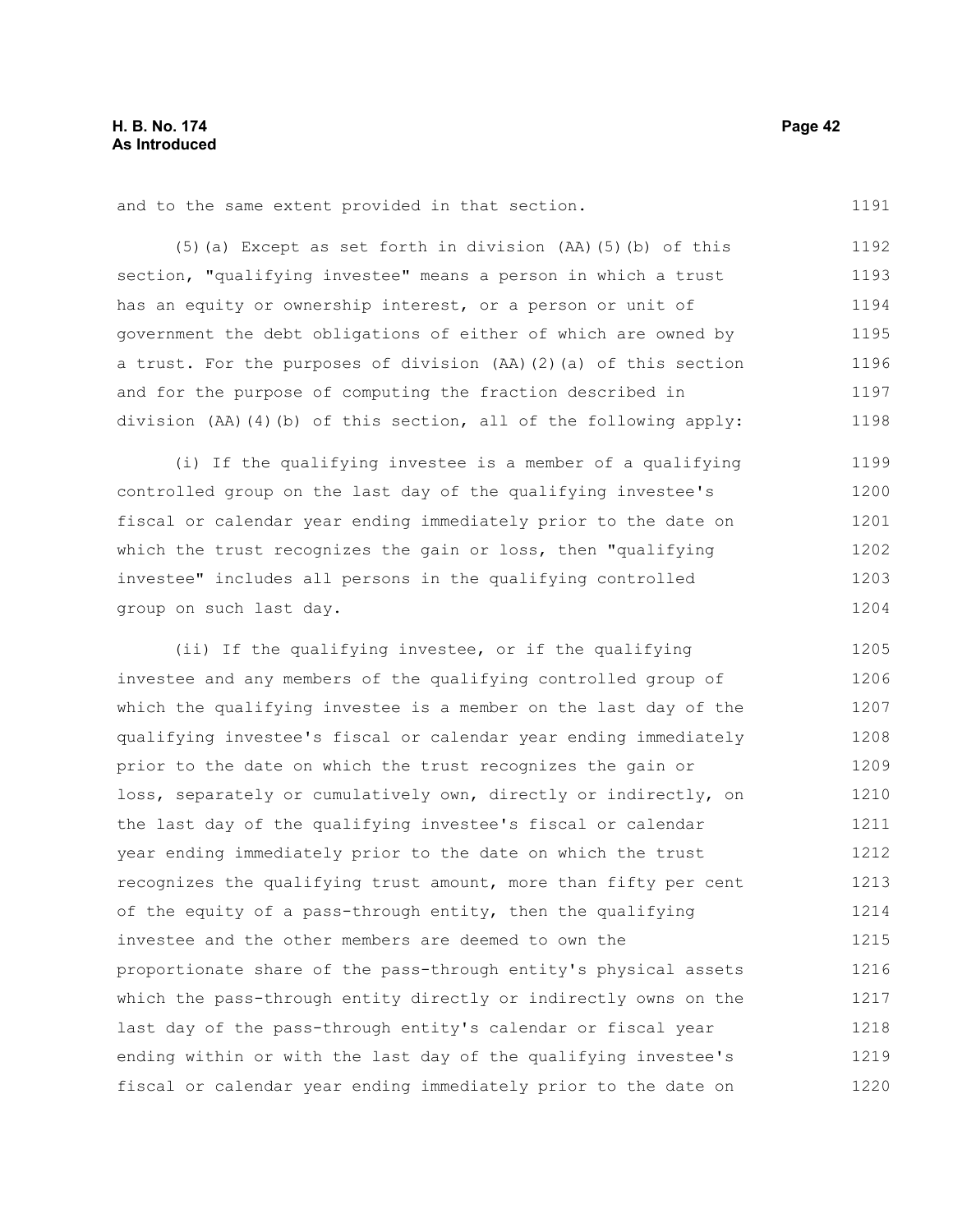and to the same extent provided in that section.

(5)(a) Except as set forth in division (AA)(5)(b) of this section, "qualifying investee" means a person in which a trust has an equity or ownership interest, or a person or unit of government the debt obligations of either of which are owned by a trust. For the purposes of division (AA)(2)(a) of this section and for the purpose of computing the fraction described in division (AA)(4)(b) of this section, all of the following apply:

(i) If the qualifying investee is a member of a qualifying controlled group on the last day of the qualifying investee's fiscal or calendar year ending immediately prior to the date on which the trust recognizes the gain or loss, then "qualifying investee" includes all persons in the qualifying controlled group on such last day.

(ii) If the qualifying investee, or if the qualifying investee and any members of the qualifying controlled group of which the qualifying investee is a member on the last day of the qualifying investee's fiscal or calendar year ending immediately prior to the date on which the trust recognizes the gain or loss, separately or cumulatively own, directly or indirectly, on the last day of the qualifying investee's fiscal or calendar year ending immediately prior to the date on which the trust recognizes the qualifying trust amount, more than fifty per cent of the equity of a pass-through entity, then the qualifying investee and the other members are deemed to own the proportionate share of the pass-through entity's physical assets which the pass-through entity directly or indirectly owns on the last day of the pass-through entity's calendar or fiscal year ending within or with the last day of the qualifying investee's fiscal or calendar year ending immediately prior to the date on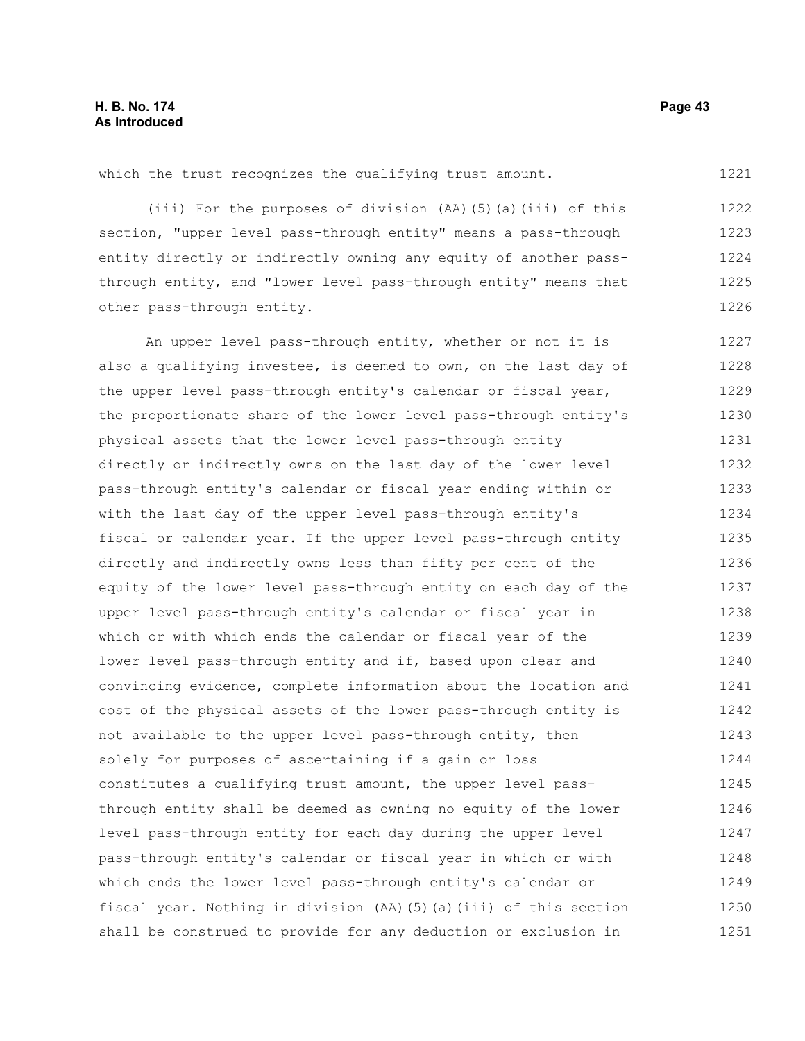which the trust recognizes the qualifying trust amount.

(iii) For the purposes of division (AA)(5)(a)(iii) of this section, "upper level pass-through entity" means a pass-through entity directly or indirectly owning any equity of another pass-through entity, and "lower level pass-through entity" means that other pass-through entity.

An upper level pass-through entity, whether or not it is also a qualifying investee, is deemed to own, on the last day of the upper level pass-through entity's calendar or fiscal year, the proportionate share of the lower level pass-through entity's physical assets that the lower level pass-through entity directly or indirectly owns on the last day of the lower level pass-through entity's calendar or fiscal year ending within or with the last day of the upper level pass-through entity's fiscal or calendar year. If the upper level pass-through entity directly and indirectly owns less than fifty per cent of the equity of the lower level pass-through entity on each day of the upper level pass-through entity's calendar or fiscal year in which or with which ends the calendar or fiscal year of the lower level pass-through entity and if, based upon clear and convincing evidence, complete information about the location and cost of the physical assets of the lower pass-through entity is not available to the upper level pass-through entity, then solely for purposes of ascertaining if a gain or loss constitutes a qualifying trust amount, the upper level pass-through entity shall be deemed as owning no equity of the lower level pass-through entity for each day during the upper level pass-through entity's calendar or fiscal year in which or with which ends the lower level pass-through entity's calendar or fiscal year. Nothing in division (AA)(5)(a)(iii) of this section shall be construed to provide for any deduction or exclusion in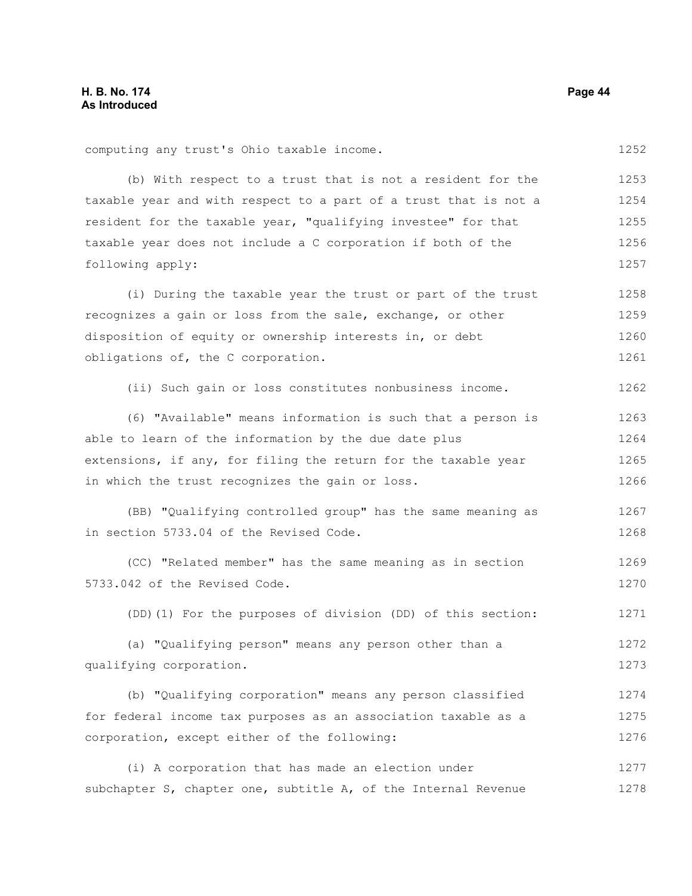computing any trust's Ohio taxable income.

(b) With respect to a trust that is not a resident for the taxable year and with respect to a part of a trust that is not a resident for the taxable year, "qualifying investee" for that taxable year does not include a C corporation if both of the following apply:

(i) During the taxable year the trust or part of the trust recognizes a gain or loss from the sale, exchange, or other disposition of equity or ownership interests in, or debt obligations of, the C corporation.

(ii) Such gain or loss constitutes nonbusiness income.

(6) "Available" means information is such that a person is able to learn of the information by the due date plus extensions, if any, for filing the return for the taxable year in which the trust recognizes the gain or loss.

(BB) "Qualifying controlled group" has the same meaning as in section 5733.04 of the Revised Code.

(CC) "Related member" has the same meaning as in section 5733.042 of the Revised Code.

(DD)(1) For the purposes of division (DD) of this section:

(a) "Qualifying person" means any person other than a qualifying corporation.

(b) "Qualifying corporation" means any person classified for federal income tax purposes as an association taxable as a corporation, except either of the following:

(i) A corporation that has made an election under subchapter S, chapter one, subtitle A, of the Internal Revenue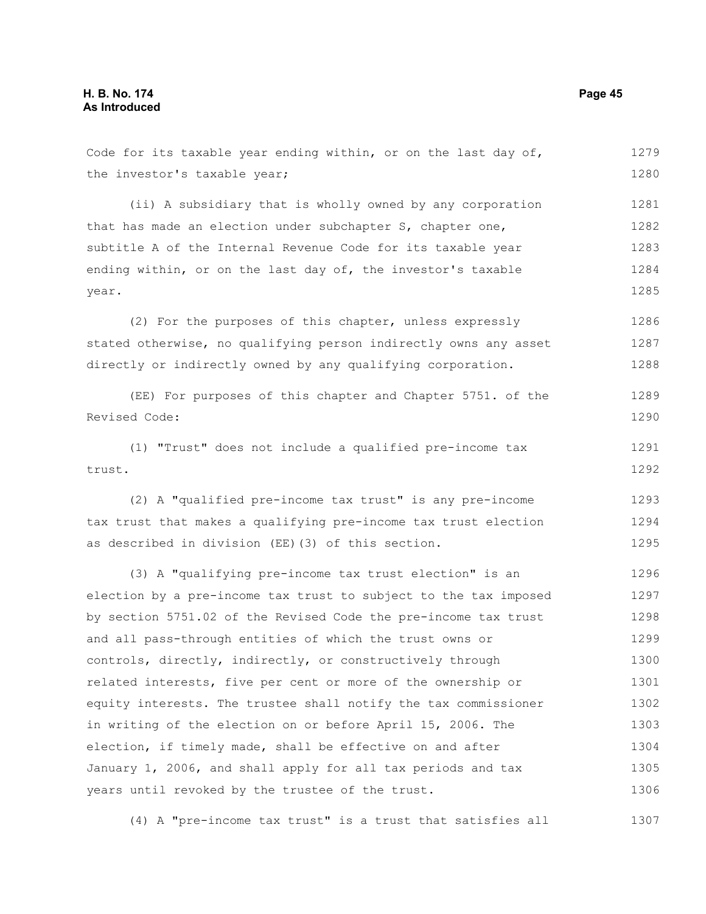Code for its taxable year ending within, or on the last day of, the investor's taxable year;

(ii) A subsidiary that is wholly owned by any corporation that has made an election under subchapter S, chapter one, subtitle A of the Internal Revenue Code for its taxable year ending within, or on the last day of, the investor's taxable year.

(2) For the purposes of this chapter, unless expressly stated otherwise, no qualifying person indirectly owns any asset directly or indirectly owned by any qualifying corporation.

(EE) For purposes of this chapter and Chapter 5751. of the Revised Code:

(1) "Trust" does not include a qualified pre-income tax trust.

(2) A "qualified pre-income tax trust" is any pre-income tax trust that makes a qualifying pre-income tax trust election as described in division (EE)(3) of this section.

(3) A "qualifying pre-income tax trust election" is an election by a pre-income tax trust to subject to the tax imposed by section 5751.02 of the Revised Code the pre-income tax trust and all pass-through entities of which the trust owns or controls, directly, indirectly, or constructively through related interests, five per cent or more of the ownership or equity interests. The trustee shall notify the tax commissioner in writing of the election on or before April 15, 2006. The election, if timely made, shall be effective on and after January 1, 2006, and shall apply for all tax periods and tax years until revoked by the trustee of the trust.

(4) A "pre-income tax trust" is a trust that satisfies all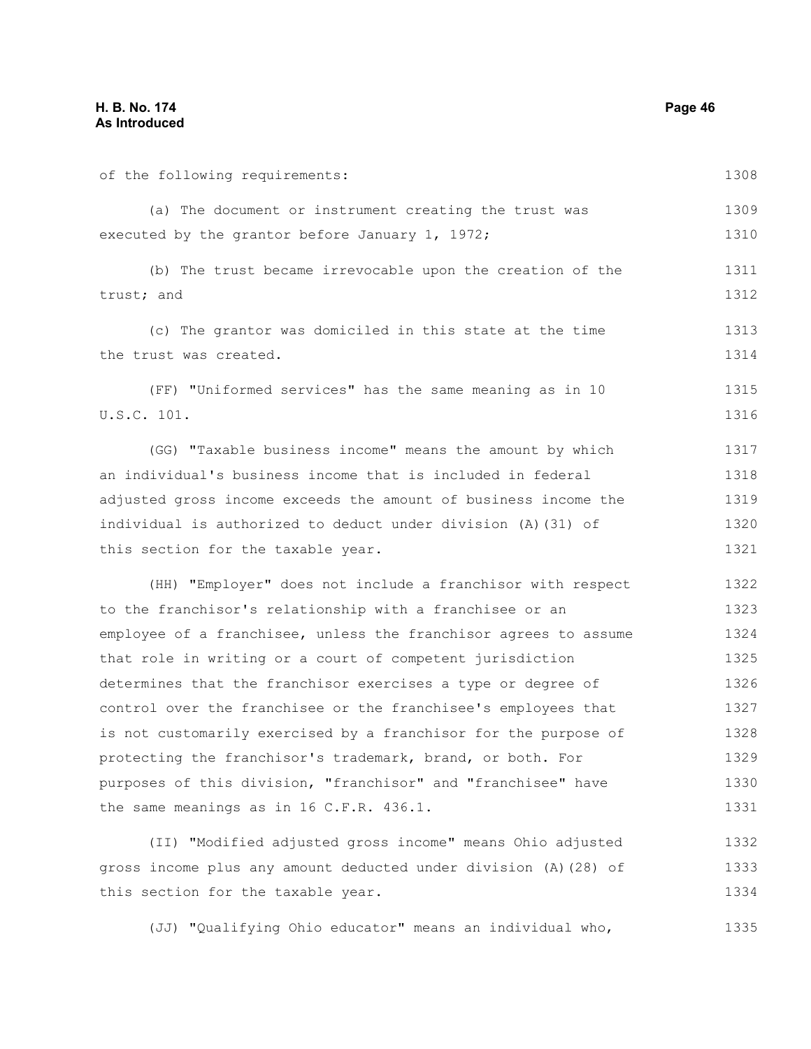of the following requirements:

(a) The document or instrument creating the trust was executed by the grantor before January 1, 1972;

(b) The trust became irrevocable upon the creation of the trust; and

(c) The grantor was domiciled in this state at the time the trust was created.

(FF) "Uniformed services" has the same meaning as in 10 U.S.C. 101.

(GG) "Taxable business income" means the amount by which an individual's business income that is included in federal adjusted gross income exceeds the amount of business income the individual is authorized to deduct under division (A)(31) of this section for the taxable year.

(HH) "Employer" does not include a franchisor with respect to the franchisor's relationship with a franchisee or an employee of a franchisee, unless the franchisor agrees to assume that role in writing or a court of competent jurisdiction determines that the franchisor exercises a type or degree of control over the franchisee or the franchisee's employees that is not customarily exercised by a franchisor for the purpose of protecting the franchisor's trademark, brand, or both. For purposes of this division, "franchisor" and "franchisee" have the same meanings as in 16 C.F.R. 436.1.

(II) "Modified adjusted gross income" means Ohio adjusted gross income plus any amount deducted under division (A)(28) of this section for the taxable year.

(JJ) "Qualifying Ohio educator" means an individual who,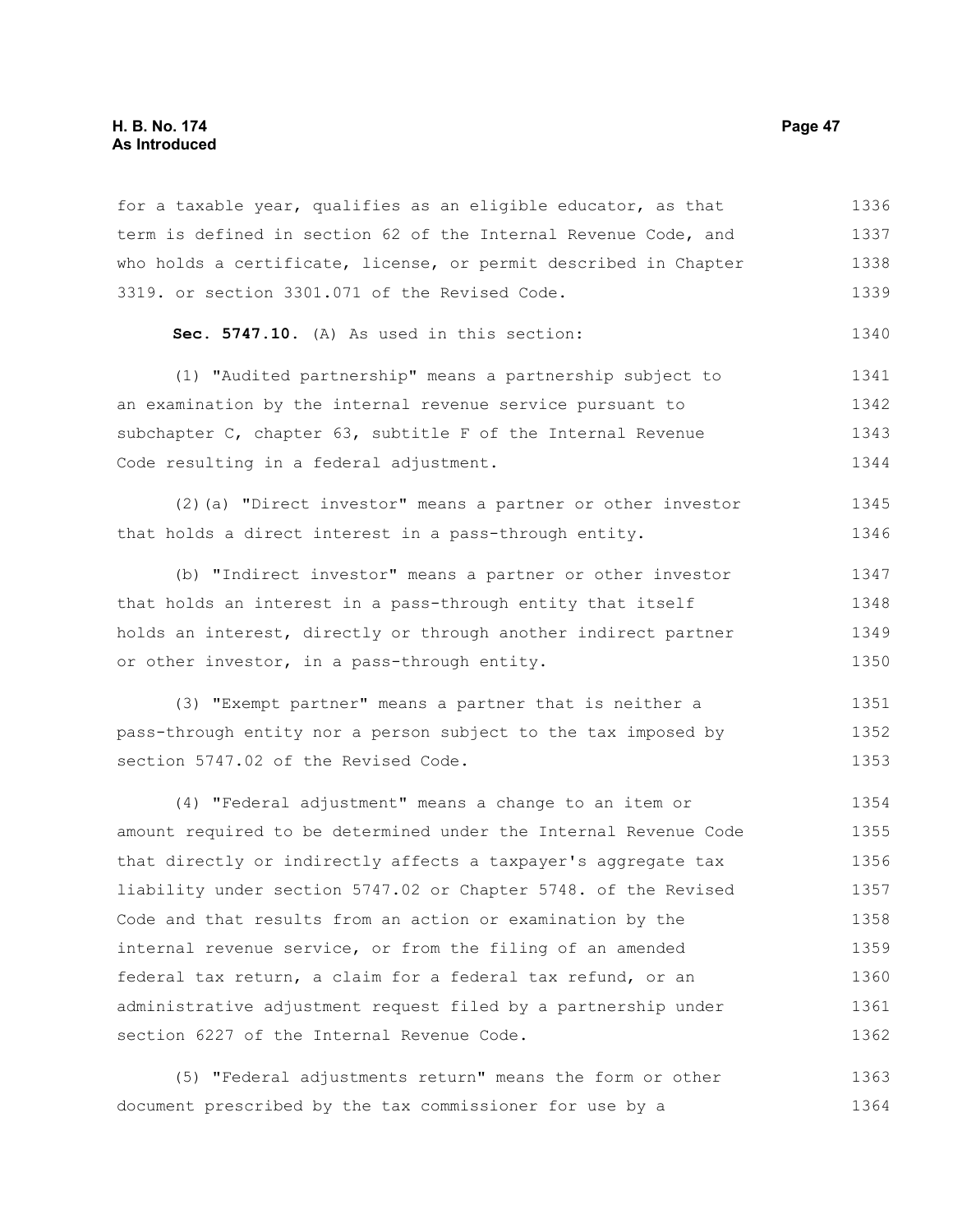for a taxable year, qualifies as an eligible educator, as that term is defined in section 62 of the Internal Revenue Code, and who holds a certificate, license, or permit described in Chapter 3319. or section 3301.071 of the Revised Code.

**Sec. 5747.10.** (A) As used in this section:

(1) "Audited partnership" means a partnership subject to an examination by the internal revenue service pursuant to subchapter C, chapter 63, subtitle F of the Internal Revenue Code resulting in a federal adjustment.

(2)(a) "Direct investor" means a partner or other investor that holds a direct interest in a pass-through entity.

(b) "Indirect investor" means a partner or other investor that holds an interest in a pass-through entity that itself holds an interest, directly or through another indirect partner or other investor, in a pass-through entity.

(3) "Exempt partner" means a partner that is neither a pass-through entity nor a person subject to the tax imposed by section 5747.02 of the Revised Code.

(4) "Federal adjustment" means a change to an item or amount required to be determined under the Internal Revenue Code that directly or indirectly affects a taxpayer's aggregate tax liability under section 5747.02 or Chapter 5748. of the Revised Code and that results from an action or examination by the internal revenue service, or from the filing of an amended federal tax return, a claim for a federal tax refund, or an administrative adjustment request filed by a partnership under section 6227 of the Internal Revenue Code.

(5) "Federal adjustments return" means the form or other document prescribed by the tax commissioner for use by a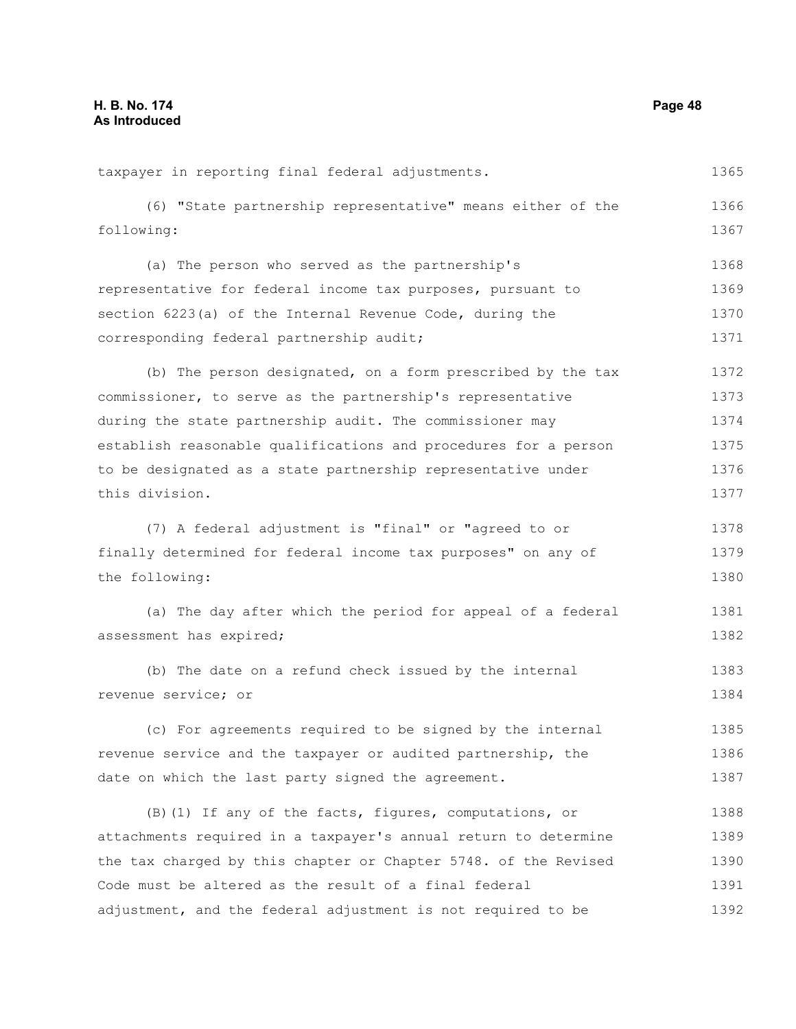taxpayer in reporting final federal adjustments.

(6) "State partnership representative" means either of the following:

(a) The person who served as the partnership's representative for federal income tax purposes, pursuant to section 6223(a) of the Internal Revenue Code, during the corresponding federal partnership audit;

(b) The person designated, on a form prescribed by the tax commissioner, to serve as the partnership's representative during the state partnership audit. The commissioner may establish reasonable qualifications and procedures for a person to be designated as a state partnership representative under this division.

(7) A federal adjustment is "final" or "agreed to or finally determined for federal income tax purposes" on any of the following:

(a) The day after which the period for appeal of a federal assessment has expired;

(b) The date on a refund check issued by the internal revenue service; or

(c) For agreements required to be signed by the internal revenue service and the taxpayer or audited partnership, the date on which the last party signed the agreement.

(B)(1) If any of the facts, figures, computations, or attachments required in a taxpayer's annual return to determine the tax charged by this chapter or Chapter 5748. of the Revised Code must be altered as the result of a final federal adjustment, and the federal adjustment is not required to be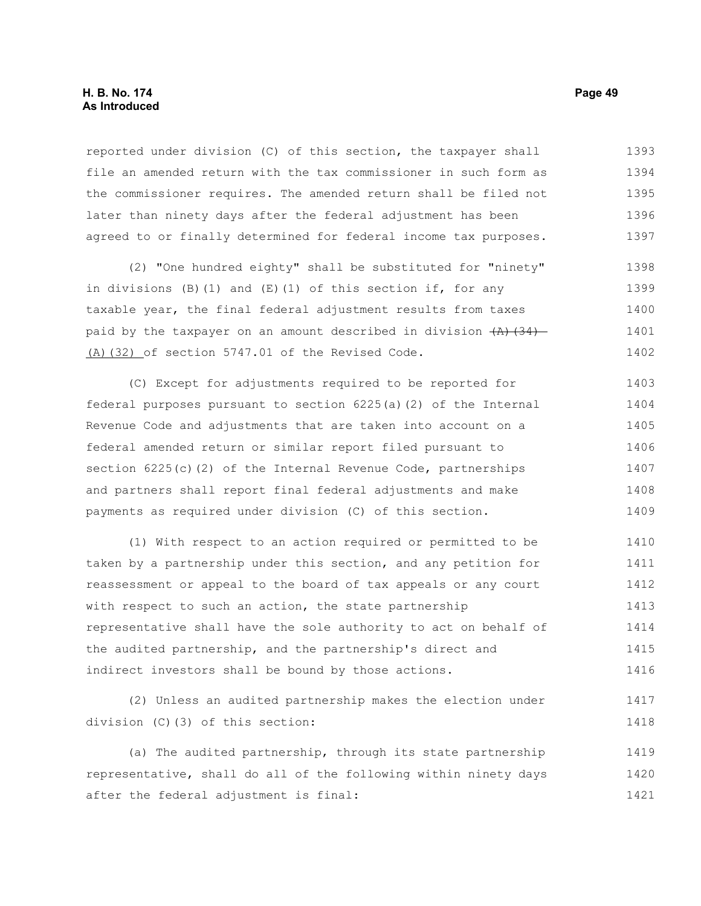reported under division (C) of this section, the taxpayer shall file an amended return with the tax commissioner in such form as the commissioner requires. The amended return shall be filed not later than ninety days after the federal adjustment has been agreed to or finally determined for federal income tax purposes.

(2) "One hundred eighty" shall be substituted for "ninety" in divisions (B)(1) and (E)(1) of this section if, for any taxable year, the final federal adjustment results from taxes paid by the taxpayer on an amount described in division ~~(A)(34)~~ (A)(32) of section 5747.01 of the Revised Code.

(C) Except for adjustments required to be reported for federal purposes pursuant to section 6225(a)(2) of the Internal Revenue Code and adjustments that are taken into account on a federal amended return or similar report filed pursuant to section 6225(c)(2) of the Internal Revenue Code, partnerships and partners shall report final federal adjustments and make payments as required under division (C) of this section.

(1) With respect to an action required or permitted to be taken by a partnership under this section, and any petition for reassessment or appeal to the board of tax appeals or any court with respect to such an action, the state partnership representative shall have the sole authority to act on behalf of the audited partnership, and the partnership's direct and indirect investors shall be bound by those actions.

(2) Unless an audited partnership makes the election under division (C)(3) of this section:

(a) The audited partnership, through its state partnership representative, shall do all of the following within ninety days after the federal adjustment is final: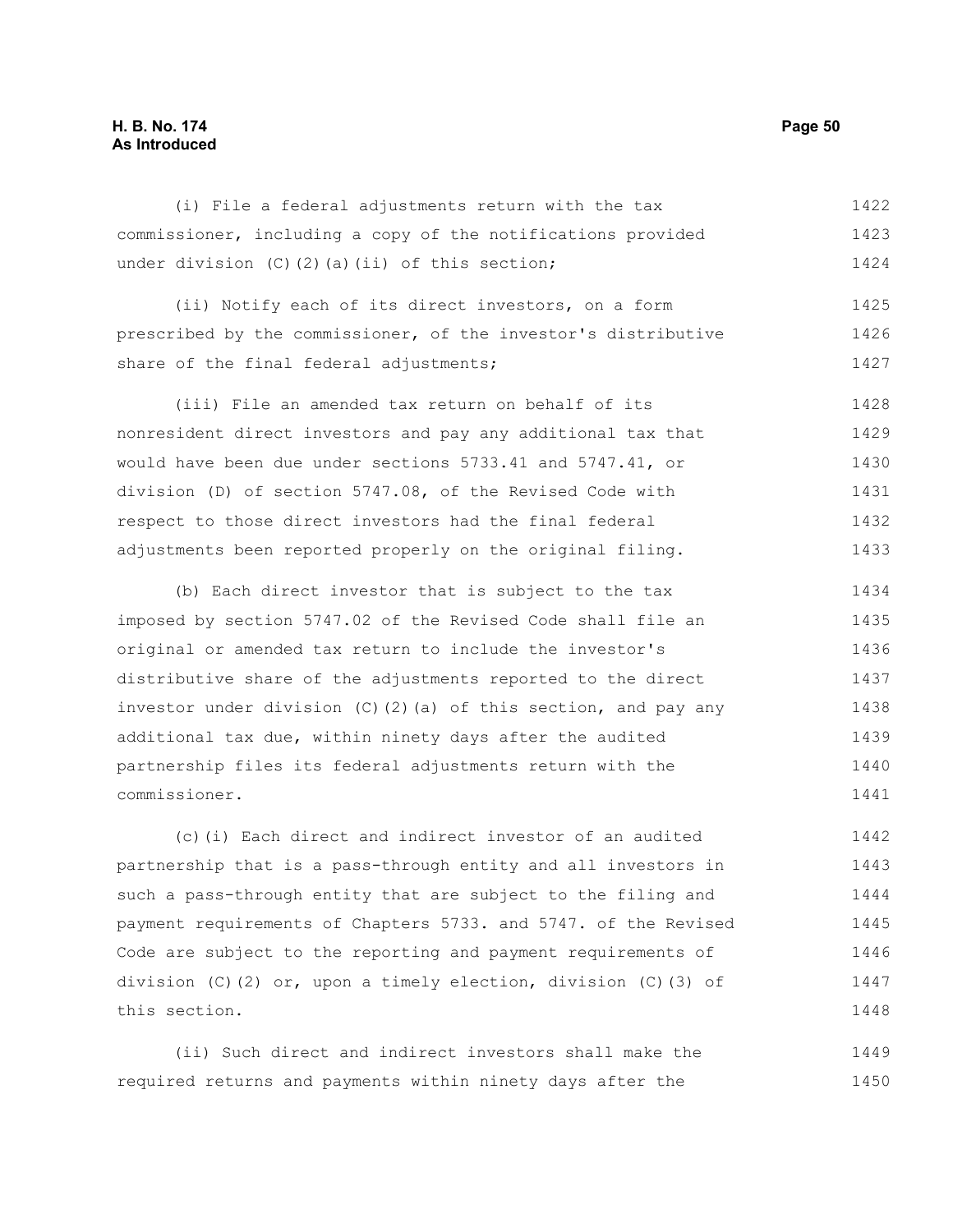(i) File a federal adjustments return with the tax commissioner, including a copy of the notifications provided under division (C)(2)(a)(ii) of this section;

(ii) Notify each of its direct investors, on a form prescribed by the commissioner, of the investor's distributive share of the final federal adjustments;

(iii) File an amended tax return on behalf of its nonresident direct investors and pay any additional tax that would have been due under sections 5733.41 and 5747.41, or division (D) of section 5747.08, of the Revised Code with respect to those direct investors had the final federal adjustments been reported properly on the original filing.

(b) Each direct investor that is subject to the tax imposed by section 5747.02 of the Revised Code shall file an original or amended tax return to include the investor's distributive share of the adjustments reported to the direct investor under division (C)(2)(a) of this section, and pay any additional tax due, within ninety days after the audited partnership files its federal adjustments return with the commissioner.

(c)(i) Each direct and indirect investor of an audited partnership that is a pass-through entity and all investors in such a pass-through entity that are subject to the filing and payment requirements of Chapters 5733. and 5747. of the Revised Code are subject to the reporting and payment requirements of division (C)(2) or, upon a timely election, division (C)(3) of this section.

(ii) Such direct and indirect investors shall make the required returns and payments within ninety days after the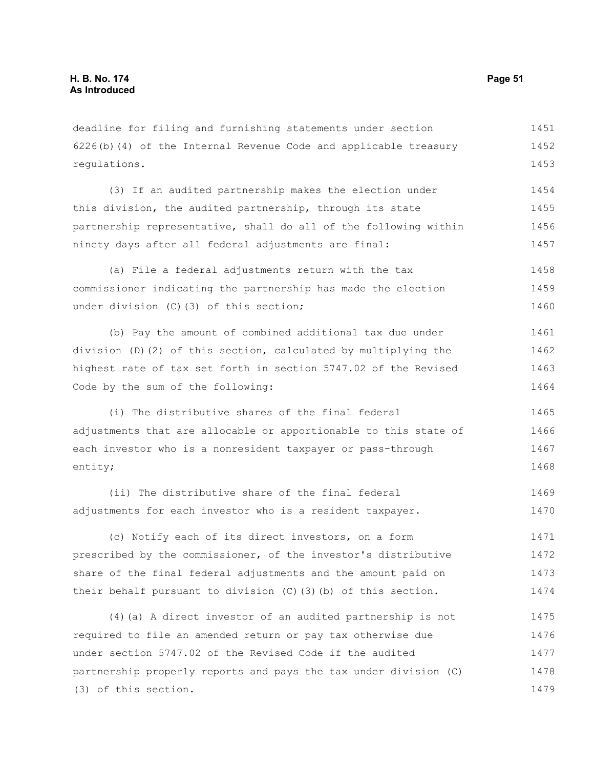deadline for filing and furnishing statements under section 6226(b)(4) of the Internal Revenue Code and applicable treasury regulations.

(3) If an audited partnership makes the election under this division, the audited partnership, through its state partnership representative, shall do all of the following within ninety days after all federal adjustments are final:

(a) File a federal adjustments return with the tax commissioner indicating the partnership has made the election under division (C)(3) of this section;

(b) Pay the amount of combined additional tax due under division (D)(2) of this section, calculated by multiplying the highest rate of tax set forth in section 5747.02 of the Revised Code by the sum of the following:

(i) The distributive shares of the final federal adjustments that are allocable or apportionable to this state of each investor who is a nonresident taxpayer or pass-through entity;

(ii) The distributive share of the final federal adjustments for each investor who is a resident taxpayer.

(c) Notify each of its direct investors, on a form prescribed by the commissioner, of the investor's distributive share of the final federal adjustments and the amount paid on their behalf pursuant to division (C)(3)(b) of this section.

(4)(a) A direct investor of an audited partnership is not required to file an amended return or pay tax otherwise due under section 5747.02 of the Revised Code if the audited partnership properly reports and pays the tax under division (C)(3) of this section.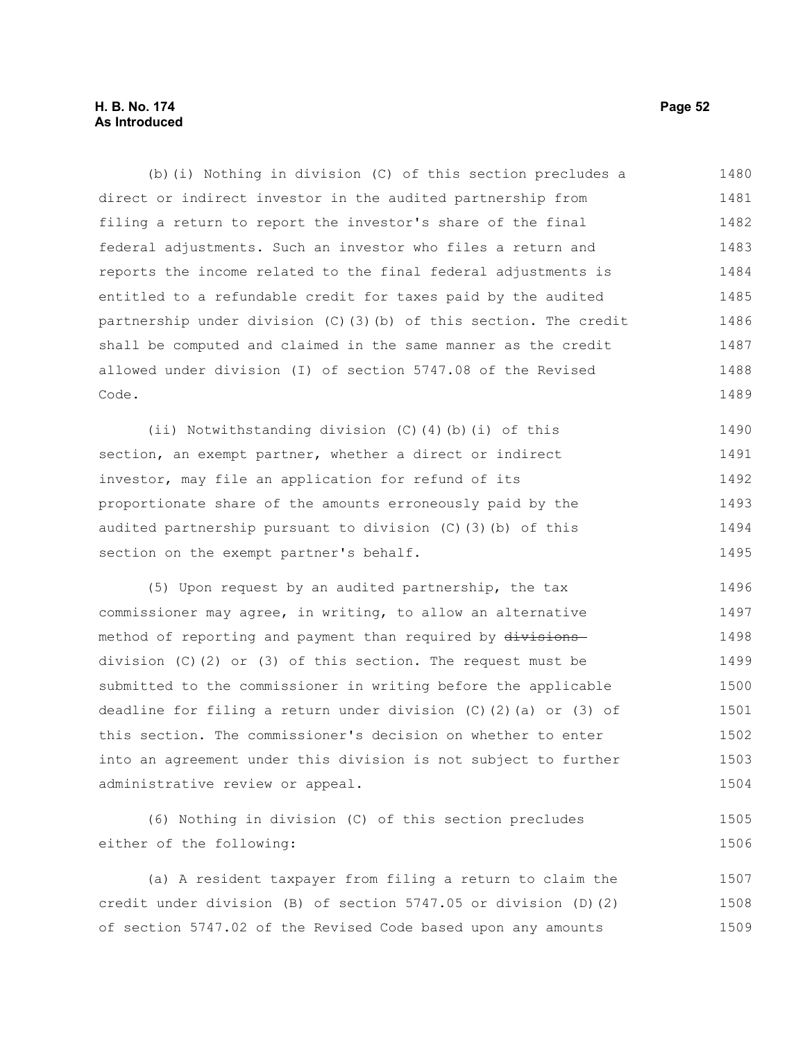(b)(i) Nothing in division (C) of this section precludes a direct or indirect investor in the audited partnership from filing a return to report the investor's share of the final federal adjustments. Such an investor who files a return and reports the income related to the final federal adjustments is entitled to a refundable credit for taxes paid by the audited partnership under division (C)(3)(b) of this section. The credit shall be computed and claimed in the same manner as the credit allowed under division (I) of section 5747.08 of the Revised Code.

(ii) Notwithstanding division (C)(4)(b)(i) of this section, an exempt partner, whether a direct or indirect investor, may file an application for refund of its proportionate share of the amounts erroneously paid by the audited partnership pursuant to division (C)(3)(b) of this section on the exempt partner's behalf.

(5) Upon request by an audited partnership, the tax commissioner may agree, in writing, to allow an alternative method of reporting and payment than required by ~~divisions~~ division (C)(2) or (3) of this section. The request must be submitted to the commissioner in writing before the applicable deadline for filing a return under division (C)(2)(a) or (3) of this section. The commissioner's decision on whether to enter into an agreement under this division is not subject to further administrative review or appeal.

(6) Nothing in division (C) of this section precludes either of the following:

(a) A resident taxpayer from filing a return to claim the credit under division (B) of section 5747.05 or division (D)(2) of section 5747.02 of the Revised Code based upon any amounts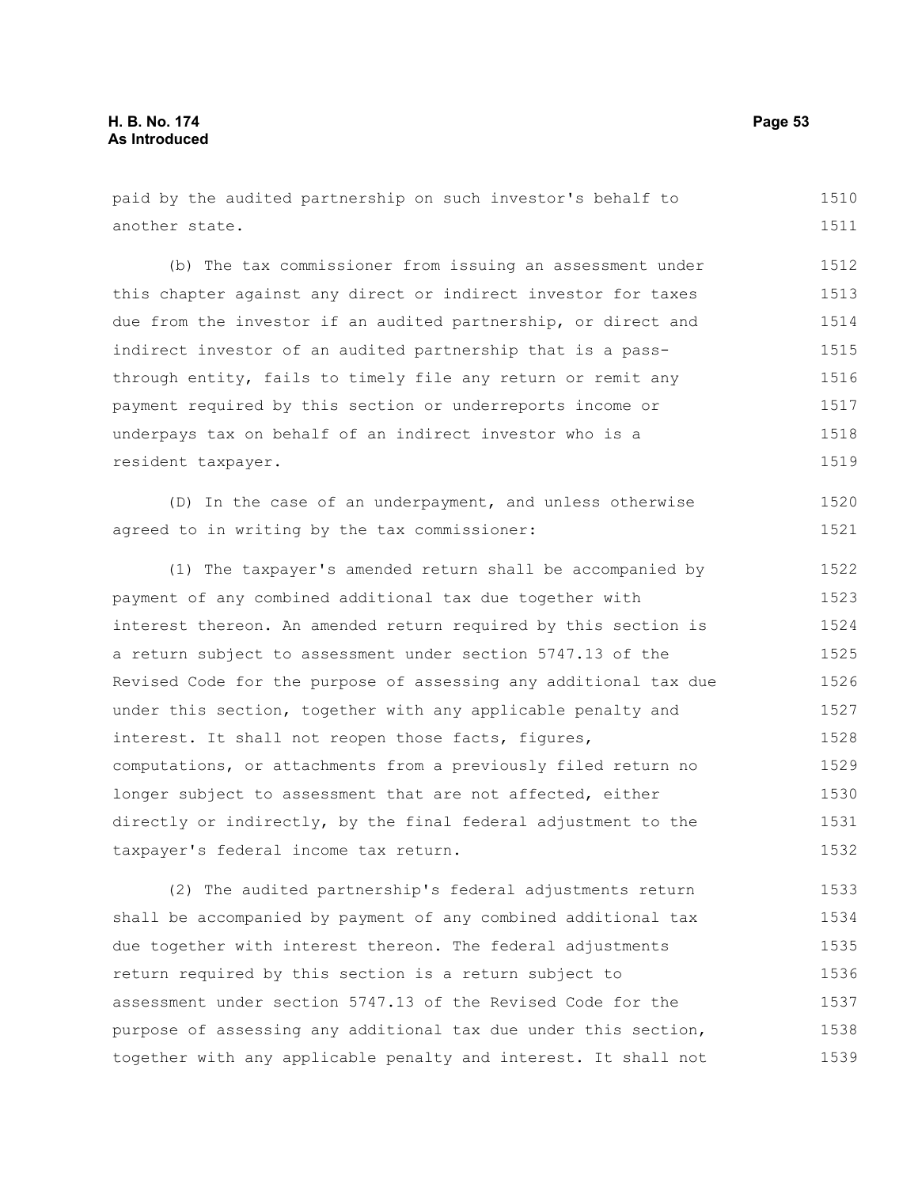paid by the audited partnership on such investor's behalf to another state.

(b) The tax commissioner from issuing an assessment under this chapter against any direct or indirect investor for taxes due from the investor if an audited partnership, or direct and indirect investor of an audited partnership that is a pass-through entity, fails to timely file any return or remit any payment required by this section or underreports income or underpays tax on behalf of an indirect investor who is a resident taxpayer.

(D) In the case of an underpayment, and unless otherwise agreed to in writing by the tax commissioner:

(1) The taxpayer's amended return shall be accompanied by payment of any combined additional tax due together with interest thereon. An amended return required by this section is a return subject to assessment under section 5747.13 of the Revised Code for the purpose of assessing any additional tax due under this section, together with any applicable penalty and interest. It shall not reopen those facts, figures, computations, or attachments from a previously filed return no longer subject to assessment that are not affected, either directly or indirectly, by the final federal adjustment to the taxpayer's federal income tax return.

(2) The audited partnership's federal adjustments return shall be accompanied by payment of any combined additional tax due together with interest thereon. The federal adjustments return required by this section is a return subject to assessment under section 5747.13 of the Revised Code for the purpose of assessing any additional tax due under this section, together with any applicable penalty and interest. It shall not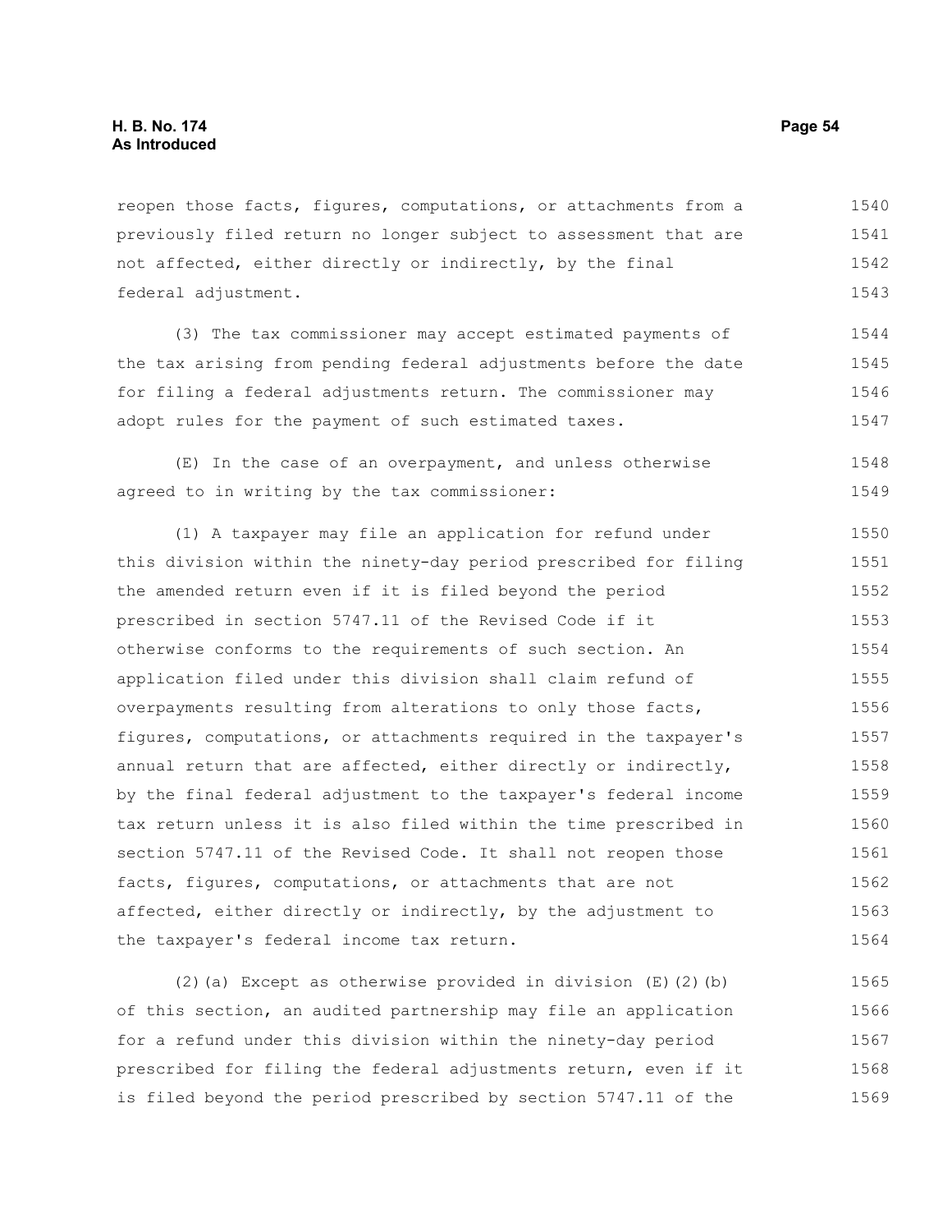reopen those facts, figures, computations, or attachments from a previously filed return no longer subject to assessment that are not affected, either directly or indirectly, by the final federal adjustment.

(3) The tax commissioner may accept estimated payments of the tax arising from pending federal adjustments before the date for filing a federal adjustments return. The commissioner may adopt rules for the payment of such estimated taxes.

(E) In the case of an overpayment, and unless otherwise agreed to in writing by the tax commissioner:

(1) A taxpayer may file an application for refund under this division within the ninety-day period prescribed for filing the amended return even if it is filed beyond the period prescribed in section 5747.11 of the Revised Code if it otherwise conforms to the requirements of such section. An application filed under this division shall claim refund of overpayments resulting from alterations to only those facts, figures, computations, or attachments required in the taxpayer's annual return that are affected, either directly or indirectly, by the final federal adjustment to the taxpayer's federal income tax return unless it is also filed within the time prescribed in section 5747.11 of the Revised Code. It shall not reopen those facts, figures, computations, or attachments that are not affected, either directly or indirectly, by the adjustment to the taxpayer's federal income tax return.

(2)(a) Except as otherwise provided in division (E)(2)(b) of this section, an audited partnership may file an application for a refund under this division within the ninety-day period prescribed for filing the federal adjustments return, even if it is filed beyond the period prescribed by section 5747.11 of the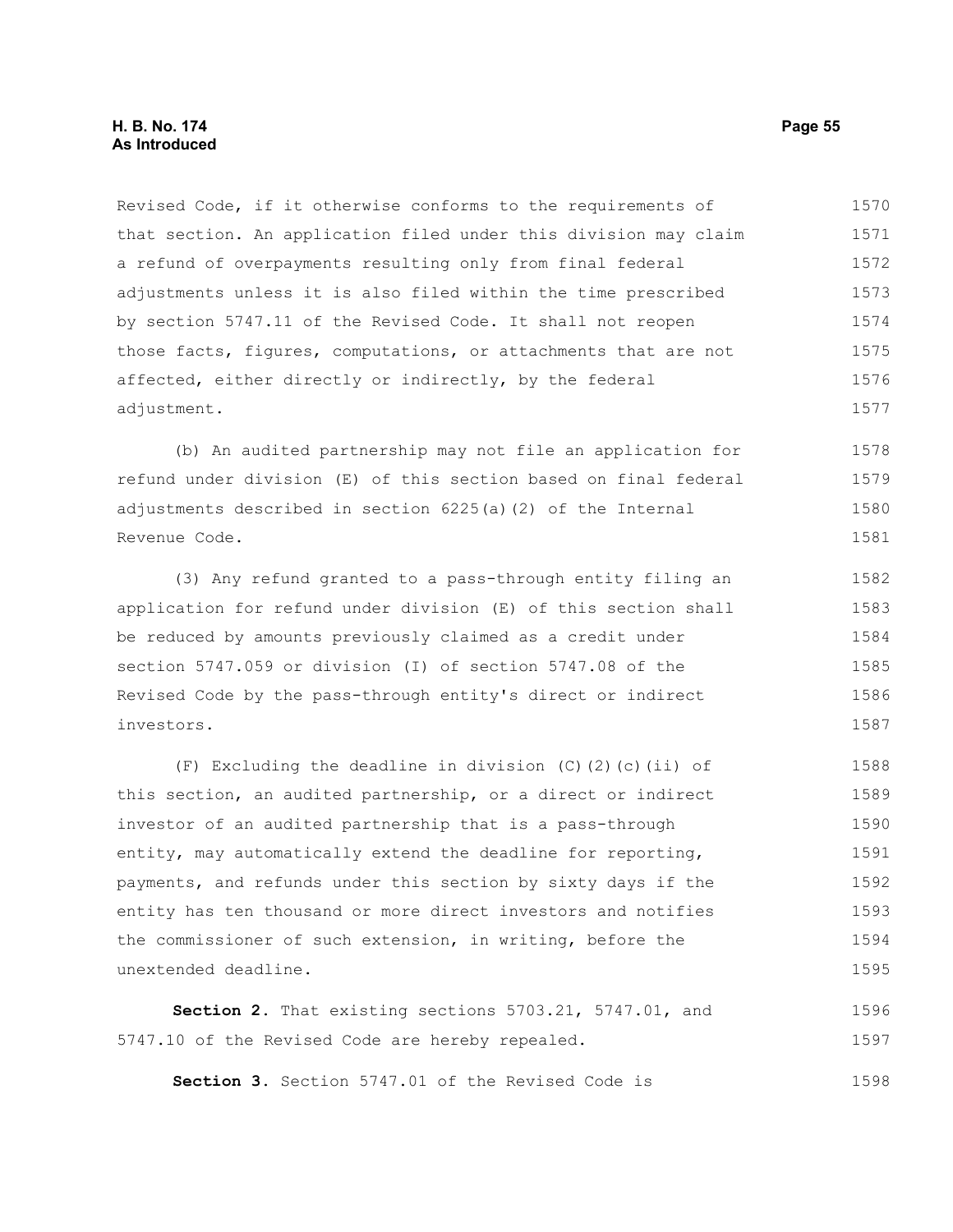Revised Code, if it otherwise conforms to the requirements of that section. An application filed under this division may claim a refund of overpayments resulting only from final federal adjustments unless it is also filed within the time prescribed by section 5747.11 of the Revised Code. It shall not reopen those facts, figures, computations, or attachments that are not affected, either directly or indirectly, by the federal adjustment.

(b) An audited partnership may not file an application for refund under division (E) of this section based on final federal adjustments described in section 6225(a)(2) of the Internal Revenue Code.

(3) Any refund granted to a pass-through entity filing an application for refund under division (E) of this section shall be reduced by amounts previously claimed as a credit under section 5747.059 or division (I) of section 5747.08 of the Revised Code by the pass-through entity's direct or indirect investors.

(F) Excluding the deadline in division (C)(2)(c)(ii) of this section, an audited partnership, or a direct or indirect investor of an audited partnership that is a pass-through entity, may automatically extend the deadline for reporting, payments, and refunds under this section by sixty days if the entity has ten thousand or more direct investors and notifies the commissioner of such extension, in writing, before the unextended deadline.

**Section 2.** That existing sections 5703.21, 5747.01, and 5747.10 of the Revised Code are hereby repealed.

**Section 3.** Section 5747.01 of the Revised Code is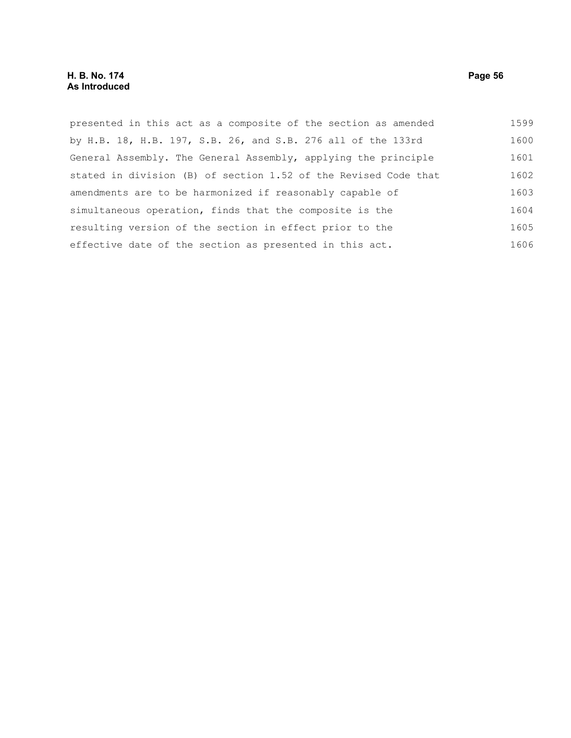presented in this act as a composite of the section as amended by H.B. 18, H.B. 197, S.B. 26, and S.B. 276 all of the 133rd General Assembly. The General Assembly, applying the principle stated in division (B) of section 1.52 of the Revised Code that amendments are to be harmonized if reasonably capable of simultaneous operation, finds that the composite is the resulting version of the section in effect prior to the effective date of the section as presented in this act.